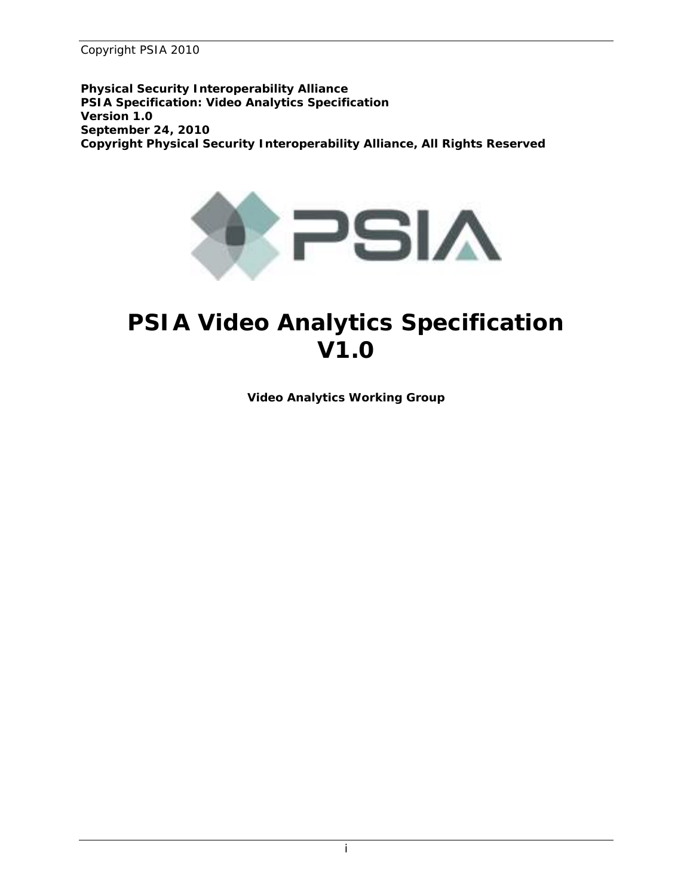**Physical Security Interoperability Alliance**
**PSIA Specification: Video Analytics Specification**
**Version 1.0**
**September 24, 2010**
**Copyright Physical Security Interoperability Alliance, All Rights Reserved**

# PSIA Video Analytics Specification V1.0

**Video Analytics Working Group**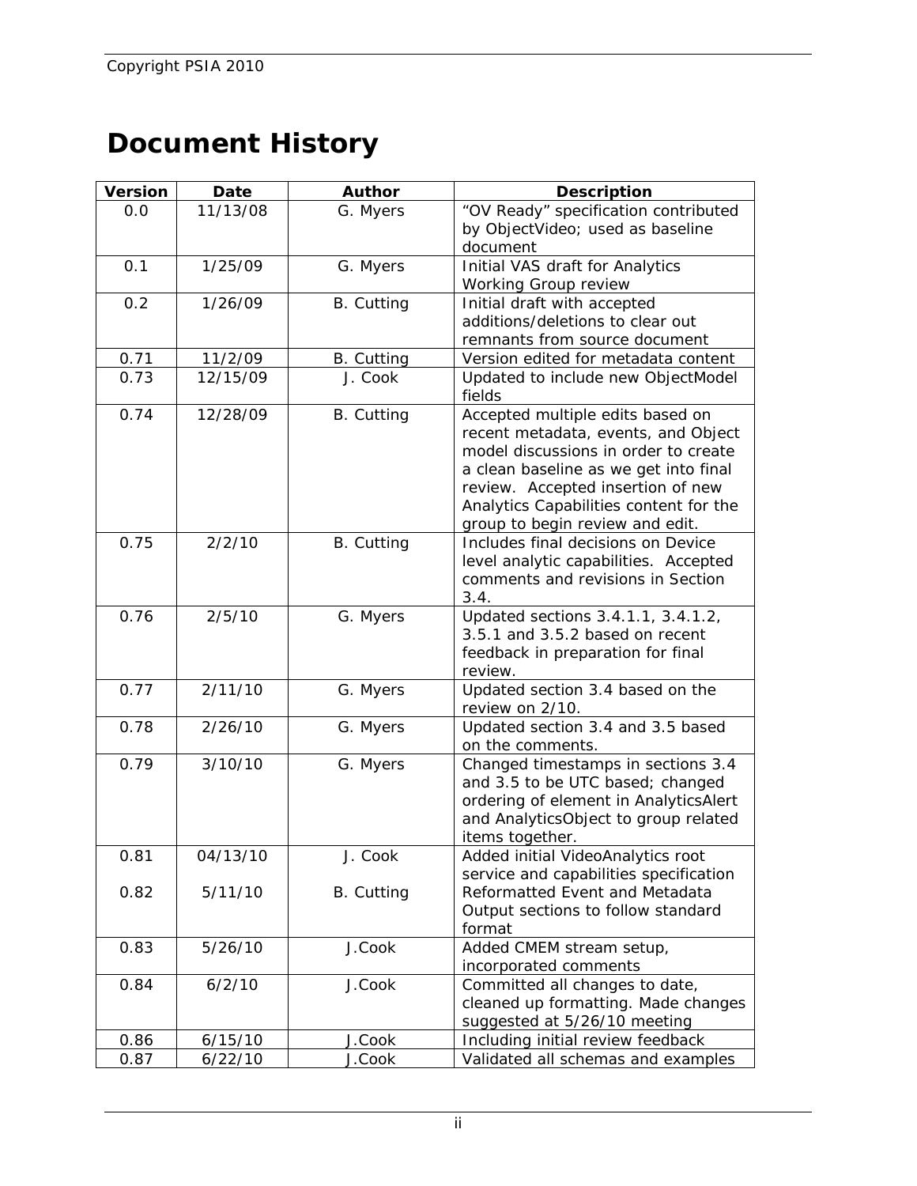# Document History

| Version | Date | Author | Description |
|---|---|---|---|
| 0.0 | 11/13/08 | G. Myers | "OV Ready" specification contributed by ObjectVideo; used as baseline document |
| 0.1 | 1/25/09 | G. Myers | Initial VAS draft for Analytics Working Group review |
| 0.2 | 1/26/09 | B. Cutting | Initial draft with accepted additions/deletions to clear out remnants from source document |
| 0.71 | 11/2/09 | B. Cutting | Version edited for metadata content |
| 0.73 | 12/15/09 | J. Cook | Updated to include new ObjectModel fields |
| 0.74 | 12/28/09 | B. Cutting | Accepted multiple edits based on recent metadata, events, and Object model discussions in order to create a clean baseline as we get into final review. Accepted insertion of new Analytics Capabilities content for the group to begin review and edit. |
| 0.75 | 2/2/10 | B. Cutting | Includes final decisions on Device level analytic capabilities. Accepted comments and revisions in Section 3.4. |
| 0.76 | 2/5/10 | G. Myers | Updated sections 3.4.1.1, 3.4.1.2, 3.5.1 and 3.5.2 based on recent feedback in preparation for final review. |
| 0.77 | 2/11/10 | G. Myers | Updated section 3.4 based on the review on 2/10. |
| 0.78 | 2/26/10 | G. Myers | Updated section 3.4 and 3.5 based on the comments. |
| 0.79 | 3/10/10 | G. Myers | Changed timestamps in sections 3.4 and 3.5 to be UTC based; changed ordering of element in AnalyticsAlert and AnalyticsObject to group related items together. |
| 0.81 | 04/13/10 | J. Cook | Added initial VideoAnalytics root service and capabilities specification |
| 0.82 | 5/11/10 | B. Cutting | Reformatted Event and Metadata Output sections to follow standard format |
| 0.83 | 5/26/10 | J.Cook | Added CMEM stream setup, incorporated comments |
| 0.84 | 6/2/10 | J.Cook | Committed all changes to date, cleaned up formatting. Made changes suggested at 5/26/10 meeting |
| 0.86 | 6/15/10 | J.Cook | Including initial review feedback |
| 0.87 | 6/22/10 | J.Cook | Validated all schemas and examples |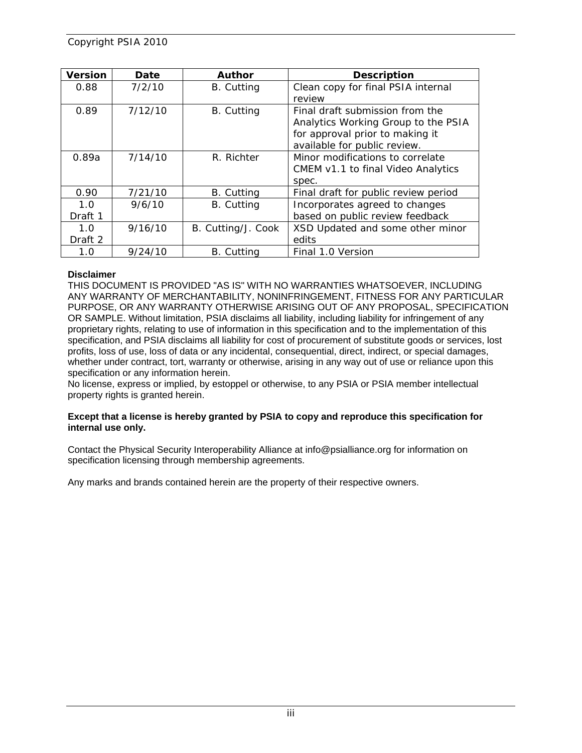| Version | Date | Author | Description |
|---|---|---|---|
| 0.88 | 7/2/10 | B. Cutting | Clean copy for final PSIA internal review |
| 0.89 | 7/12/10 | B. Cutting | Final draft submission from the Analytics Working Group to the PSIA for approval prior to making it available for public review. |
| 0.89a | 7/14/10 | R. Richter | Minor modifications to correlate CMEM v1.1 to final Video Analytics spec. |
| 0.90 | 7/21/10 | B. Cutting | Final draft for public review period |
| 1.0 Draft 1 | 9/6/10 | B. Cutting | Incorporates agreed to changes based on public review feedback |
| 1.0 Draft 2 | 9/16/10 | B. Cutting/J. Cook | XSD Updated and some other minor edits |
| 1.0 | 9/24/10 | B. Cutting | Final 1.0 Version |

**Disclaimer**

THIS DOCUMENT IS PROVIDED "AS IS" WITH NO WARRANTIES WHATSOEVER, INCLUDING ANY WARRANTY OF MERCHANTABILITY, NONINFRINGEMENT, FITNESS FOR ANY PARTICULAR PURPOSE, OR ANY WARRANTY OTHERWISE ARISING OUT OF ANY PROPOSAL, SPECIFICATION OR SAMPLE. Without limitation, PSIA disclaims all liability, including liability for infringement of any proprietary rights, relating to use of information in this specification and to the implementation of this specification, and PSIA disclaims all liability for cost of procurement of substitute goods or services, lost profits, loss of use, loss of data or any incidental, consequential, direct, indirect, or special damages, whether under contract, tort, warranty or otherwise, arising in any way out of use or reliance upon this specification or any information herein.

No license, express or implied, by estoppel or otherwise, to any PSIA or PSIA member intellectual property rights is granted herein.

**Except that a license is hereby granted by PSIA to copy and reproduce this specification for internal use only.**

Contact the Physical Security Interoperability Alliance at info@psialliance.org for information on specification licensing through membership agreements.

Any marks and brands contained herein are the property of their respective owners.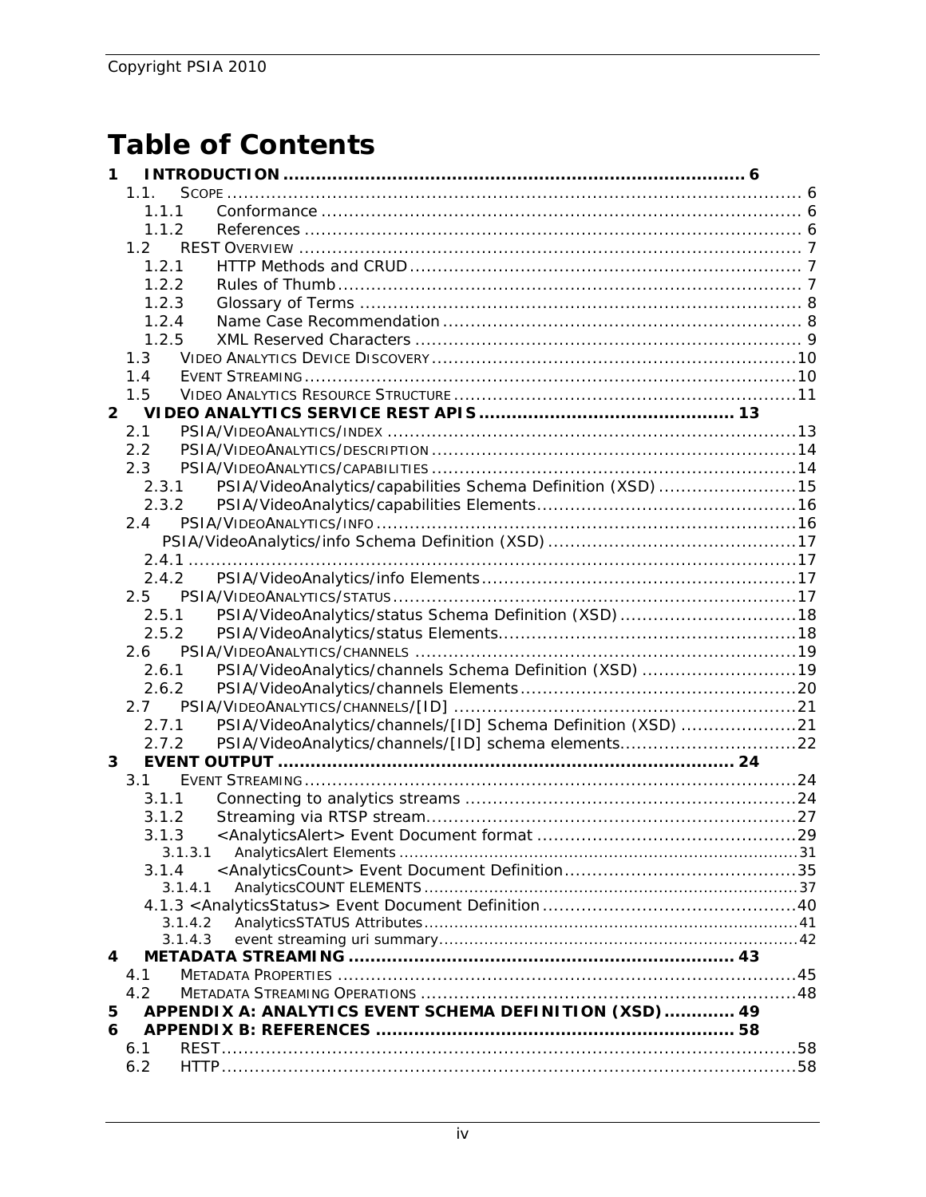# Table of Contents

1 INTRODUCTION ........................................................................................ 6
- 1.1. SCOPE ........................................................................................ 6
  - 1.1.1 Conformance ........................................................................................ 6
  - 1.1.2 References ........................................................................................ 6
- 1.2 REST OVERVIEW ........................................................................................ 7
  - 1.2.1 HTTP Methods and CRUD ........................................................................................ 7
  - 1.2.2 Rules of Thumb ........................................................................................ 7
  - 1.2.3 Glossary of Terms ........................................................................................ 8
  - 1.2.4 Name Case Recommendation ........................................................................................ 8
  - 1.2.5 XML Reserved Characters ........................................................................................ 9
- 1.3 VIDEO ANALYTICS DEVICE DISCOVERY ........................................................................................ 10
- 1.4 EVENT STREAMING ........................................................................................ 10
- 1.5 VIDEO ANALYTICS RESOURCE STRUCTURE ........................................................................................ 11

2 VIDEO ANALYTICS SERVICE REST APIS ........................................................................................ 13
- 2.1 PSIA/VIDEOANALYTICS/INDEX ........................................................................................ 13
- 2.2 PSIA/VIDEOANALYTICS/DESCRIPTION ........................................................................................ 14
- 2.3 PSIA/VIDEOANALYTICS/CAPABILITIES ........................................................................................ 14
  - 2.3.1 PSIA/VideoAnalytics/capabilities Schema Definition (XSD) ........................................................................................ 15
  - 2.3.2 PSIA/VideoAnalytics/capabilities Elements ........................................................................................ 16
- 2.4 PSIA/VIDEOANALYTICS/INFO ........................................................................................ 16
  - PSIA/VideoAnalytics/info Schema Definition (XSD) ........................................................................................ 17
  - 2.4.1 ........................................................................................ 17
  - 2.4.2 PSIA/VideoAnalytics/info Elements ........................................................................................ 17
- 2.5 PSIA/VIDEOANALYTICS/STATUS ........................................................................................ 17
  - 2.5.1 PSIA/VideoAnalytics/status Schema Definition (XSD) ........................................................................................ 18
  - 2.5.2 PSIA/VideoAnalytics/status Elements ........................................................................................ 18
- 2.6 PSIA/VIDEOANALYTICS/CHANNELS ........................................................................................ 19
  - 2.6.1 PSIA/VideoAnalytics/channels Schema Definition (XSD) ........................................................................................ 19
  - 2.6.2 PSIA/VideoAnalytics/channels Elements ........................................................................................ 20
- 2.7 PSIA/VIDEOANALYTICS/CHANNELS/[ID] ........................................................................................ 21
  - 2.7.1 PSIA/VideoAnalytics/channels/[ID] Schema Definition (XSD) ........................................................................................ 21
  - 2.7.2 PSIA/VideoAnalytics/channels/[ID] schema elements ........................................................................................ 22

3 EVENT OUTPUT ........................................................................................ 24
- 3.1 EVENT STREAMING ........................................................................................ 24
  - 3.1.1 Connecting to analytics streams ........................................................................................ 24
  - 3.1.2 Streaming via RTSP stream ........................................................................................ 27
  - 3.1.3 <AnalyticsAlert> Event Document format ........................................................................................ 29
    - 3.1.3.1 AnalyticsAlert Elements ........................................................................................ 31
  - 3.1.4 <AnalyticsCount> Event Document Definition ........................................................................................ 35
    - 3.1.4.1 AnalyticsCOUNT ELEMENTS ........................................................................................ 37
  - 4.1.3 <AnalyticsStatus> Event Document Definition ........................................................................................ 40
    - 3.1.4.2 AnalyticsSTATUS Attributes ........................................................................................ 41
    - 3.1.4.3 event streaming uri summary ........................................................................................ 42

4 METADATA STREAMING ........................................................................................ 43
- 4.1 METADATA PROPERTIES ........................................................................................ 45
- 4.2 METADATA STREAMING OPERATIONS ........................................................................................ 48

5 APPENDIX A: ANALYTICS EVENT SCHEMA DEFINITION (XSD) ........................................................................................ 49

6 APPENDIX B: REFERENCES ........................................................................................ 58
- 6.1 REST ........................................................................................ 58
- 6.2 HTTP ........................................................................................ 58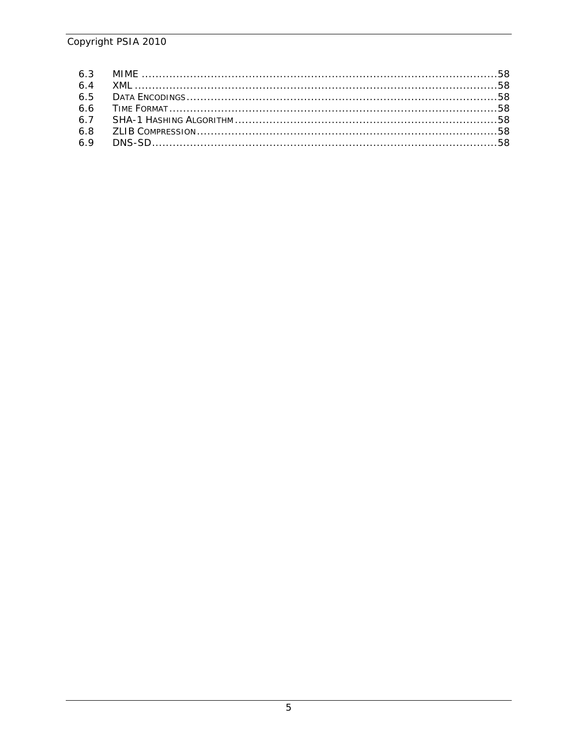6.3 MIME ........................................................................................................58
6.4 XML ..........................................................................................................58
6.5 DATA ENCODINGS ..........................................................................................58
6.6 TIME FORMAT ................................................................................................58
6.7 SHA-1 HASHING ALGORITHM ...........................................................................58
6.8 ZLIB COMPRESSION ........................................................................................58
6.9 DNS-SD ........................................................................................................58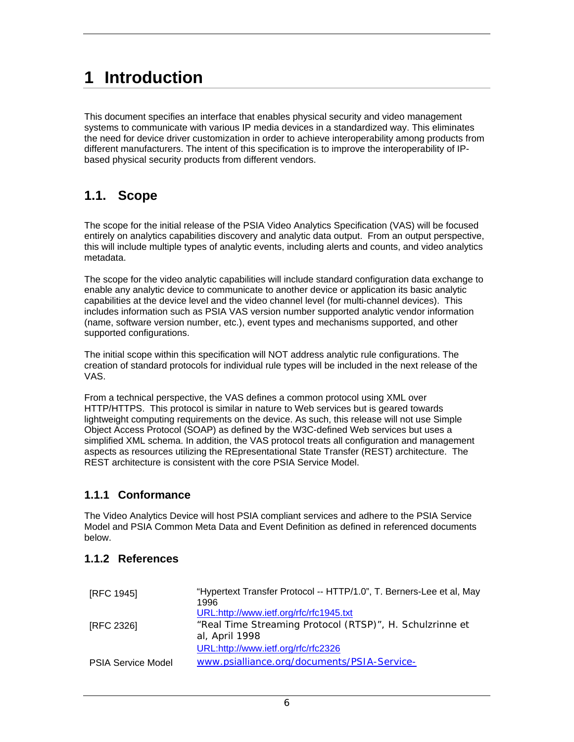# 1 Introduction

This document specifies an interface that enables physical security and video management systems to communicate with various IP media devices in a standardized way. This eliminates the need for device driver customization in order to achieve interoperability among products from different manufacturers. The intent of this specification is to improve the interoperability of IP-based physical security products from different vendors.

## 1.1. Scope

The scope for the initial release of the PSIA Video Analytics Specification (VAS) will be focused entirely on analytics capabilities discovery and analytic data output. From an output perspective, this will include multiple types of analytic events, including alerts and counts, and video analytics metadata.

The scope for the video analytic capabilities will include standard configuration data exchange to enable any analytic device to communicate to another device or application its basic analytic capabilities at the device level and the video channel level (for multi-channel devices). This includes information such as PSIA VAS version number supported analytic vendor information (name, software version number, etc.), event types and mechanisms supported, and other supported configurations.

The initial scope within this specification will NOT address analytic rule configurations. The creation of standard protocols for individual rule types will be included in the next release of the VAS.

From a technical perspective, the VAS defines a common protocol using XML over HTTP/HTTPS. This protocol is similar in nature to Web services but is geared towards lightweight computing requirements on the device. As such, this release will not use Simple Object Access Protocol (SOAP) as defined by the W3C-defined Web services but uses a simplified XML schema. In addition, the VAS protocol treats all configuration and management aspects as resources utilizing the REpresentational State Transfer (REST) architecture. The REST architecture is consistent with the core PSIA Service Model.

### 1.1.1 Conformance

The Video Analytics Device will host PSIA compliant services and adhere to the PSIA Service Model and PSIA Common Meta Data and Event Definition as defined in referenced documents below.

### 1.1.2 References

| | |
|---|---|
| [RFC 1945] | "Hypertext Transfer Protocol -- HTTP/1.0", T. Berners-Lee et al, May 1996<br>URL:http://www.ietf.org/rfc/rfc1945.txt |
| [RFC 2326] | "Real Time Streaming Protocol (RTSP)", H. Schulzrinne et al, April 1998<br>URL:http://www.ietf.org/rfc/rfc2326 |
| PSIA Service Model | www.psialliance.org/documents/PSIA-Service- |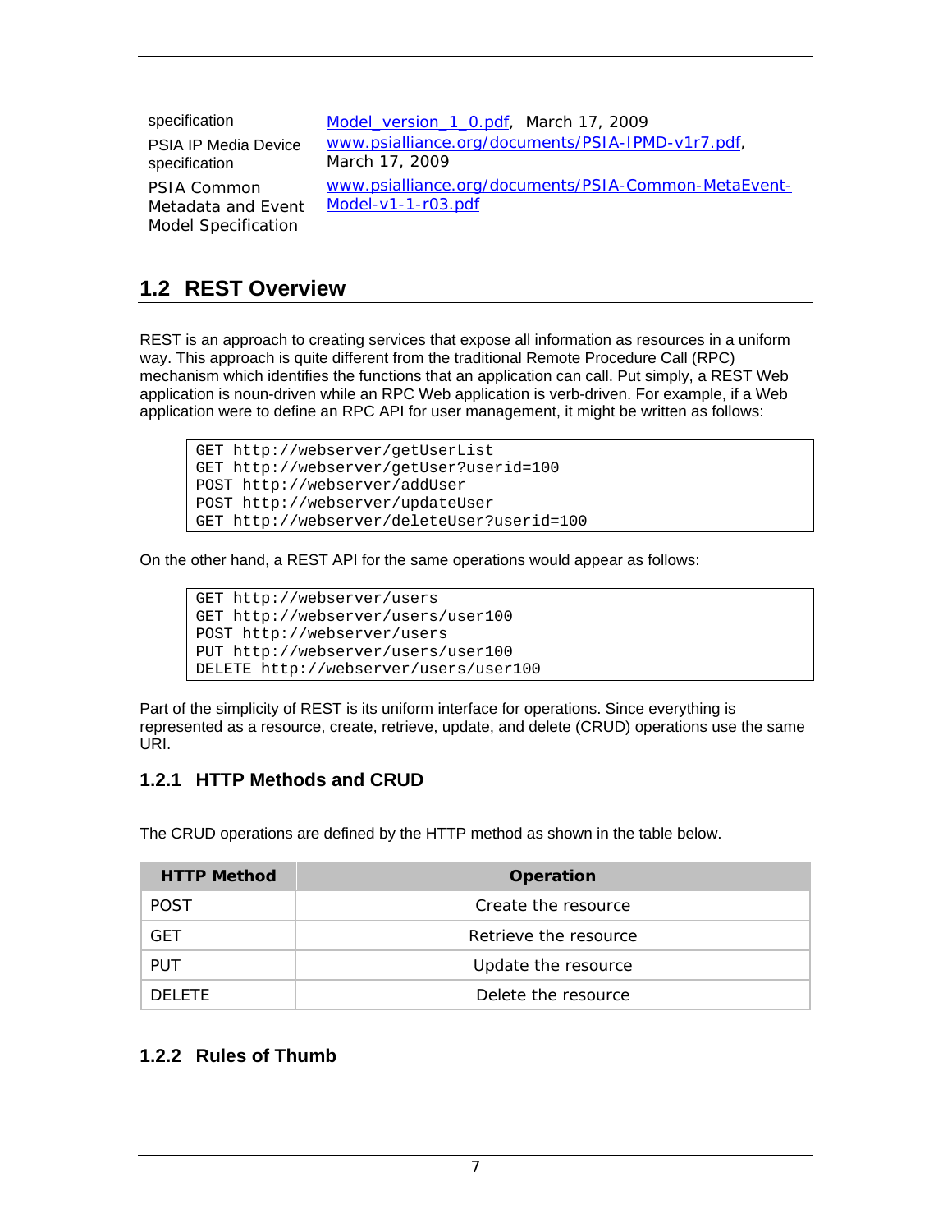| | |
|---|---|
| specification | Model_version_1_0.pdf, March 17, 2009 |
| PSIA IP Media Device specification | www.psialliance.org/documents/PSIA-IPMD-v1r7.pdf, March 17, 2009 |
| PSIA Common Metadata and Event Model Specification | www.psialliance.org/documents/PSIA-Common-MetaEvent-Model-v1-1-r03.pdf |

## 1.2 REST Overview

REST is an approach to creating services that expose all information as resources in a uniform way. This approach is quite different from the traditional Remote Procedure Call (RPC) mechanism which identifies the functions that an application can call. Put simply, a REST Web application is noun-driven while an RPC Web application is verb-driven. For example, if a Web application were to define an RPC API for user management, it might be written as follows:

```
GET http://webserver/getUserList
GET http://webserver/getUser?userid=100
POST http://webserver/addUser
POST http://webserver/updateUser
GET http://webserver/deleteUser?userid=100
```

On the other hand, a REST API for the same operations would appear as follows:

```
GET http://webserver/users
GET http://webserver/users/user100
POST http://webserver/users
PUT http://webserver/users/user100
DELETE http://webserver/users/user100
```

Part of the simplicity of REST is its uniform interface for operations. Since everything is represented as a resource, create, retrieve, update, and delete (CRUD) operations use the same URI.

### 1.2.1 HTTP Methods and CRUD

The CRUD operations are defined by the HTTP method as shown in the table below.

| HTTP Method | Operation |
|---|---|
| POST | Create the resource |
| GET | Retrieve the resource |
| PUT | Update the resource |
| DELETE | Delete the resource |

### 1.2.2 Rules of Thumb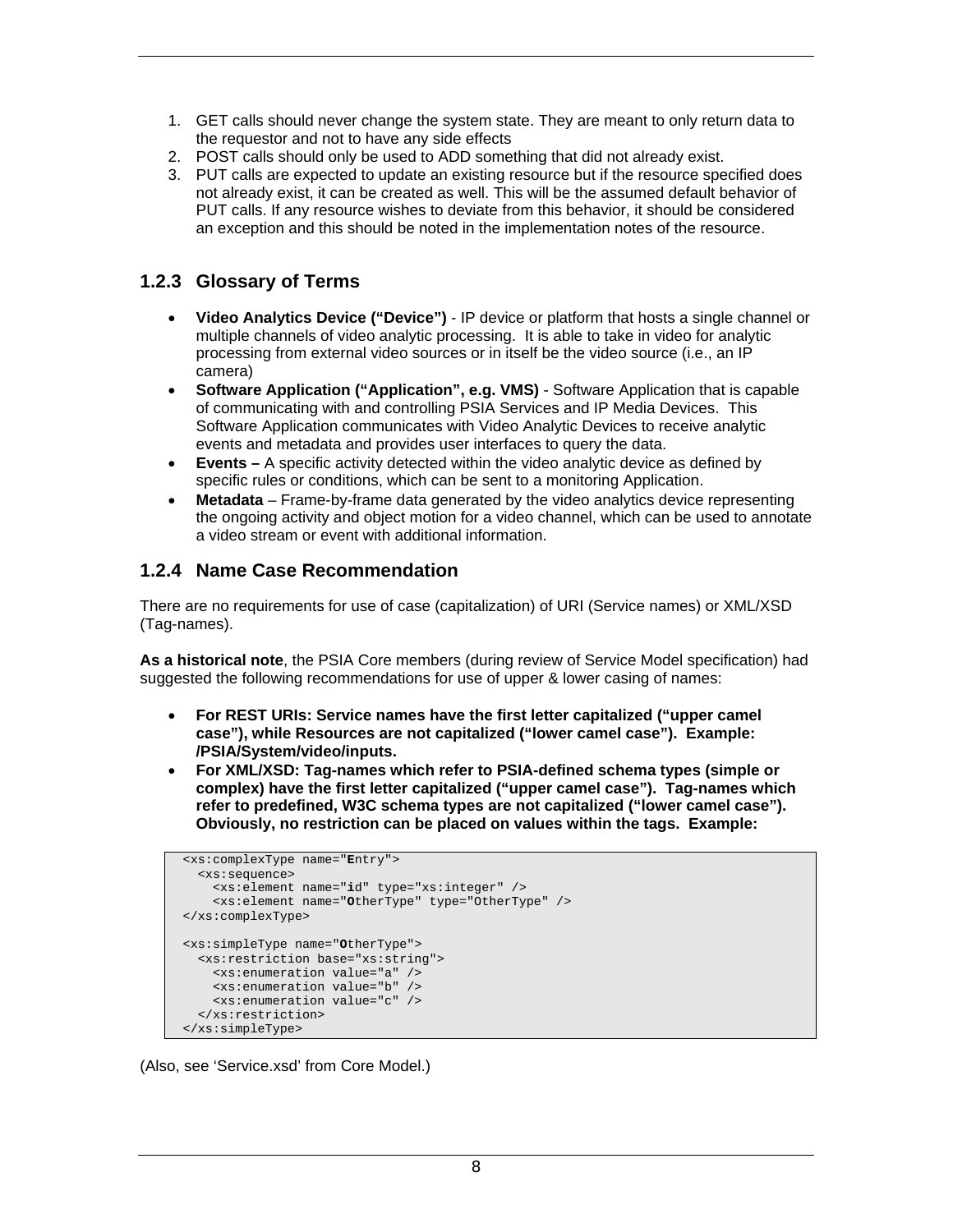1. GET calls should never change the system state. They are meant to only return data to the requestor and not to have any side effects
2. POST calls should only be used to ADD something that did not already exist.
3. PUT calls are expected to update an existing resource but if the resource specified does not already exist, it can be created as well. This will be the assumed default behavior of PUT calls. If any resource wishes to deviate from this behavior, it should be considered an exception and this should be noted in the implementation notes of the resource.

### 1.2.3 Glossary of Terms

- **Video Analytics Device ("Device")** - IP device or platform that hosts a single channel or multiple channels of video analytic processing. It is able to take in video for analytic processing from external video sources or in itself be the video source (i.e., an IP camera)
- **Software Application ("Application", e.g. VMS)** - Software Application that is capable of communicating with and controlling PSIA Services and IP Media Devices. This Software Application communicates with Video Analytic Devices to receive analytic events and metadata and provides user interfaces to query the data.
- **Events –** A specific activity detected within the video analytic device as defined by specific rules or conditions, which can be sent to a monitoring Application.
- **Metadata** – Frame-by-frame data generated by the video analytics device representing the ongoing activity and object motion for a video channel, which can be used to annotate a video stream or event with additional information.

### 1.2.4 Name Case Recommendation

There are no requirements for use of case (capitalization) of URI (Service names) or XML/XSD (Tag-names).

**As a historical note**, the PSIA Core members (during review of Service Model specification) had suggested the following recommendations for use of upper & lower casing of names:

- **For REST URIs: Service names have the first letter capitalized ("upper camel case"), while Resources are not capitalized ("lower camel case"). Example: /PSIA/System/video/inputs.**
- **For XML/XSD: Tag-names which refer to PSIA-defined schema types (simple or complex) have the first letter capitalized ("upper camel case"). Tag-names which refer to predefined, W3C schema types are not capitalized ("lower camel case"). Obviously, no restriction can be placed on values within the tags. Example:**

```
<xs:complexType name="Entry">
  <xs:sequence>
    <xs:element name="id" type="xs:integer" />
    <xs:element name="OtherType" type="OtherType" />
</xs:complexType>

<xs:simpleType name="OtherType">
  <xs:restriction base="xs:string">
    <xs:enumeration value="a" />
    <xs:enumeration value="b" />
    <xs:enumeration value="c" />
  </xs:restriction>
</xs:simpleType>
```

(Also, see 'Service.xsd' from Core Model.)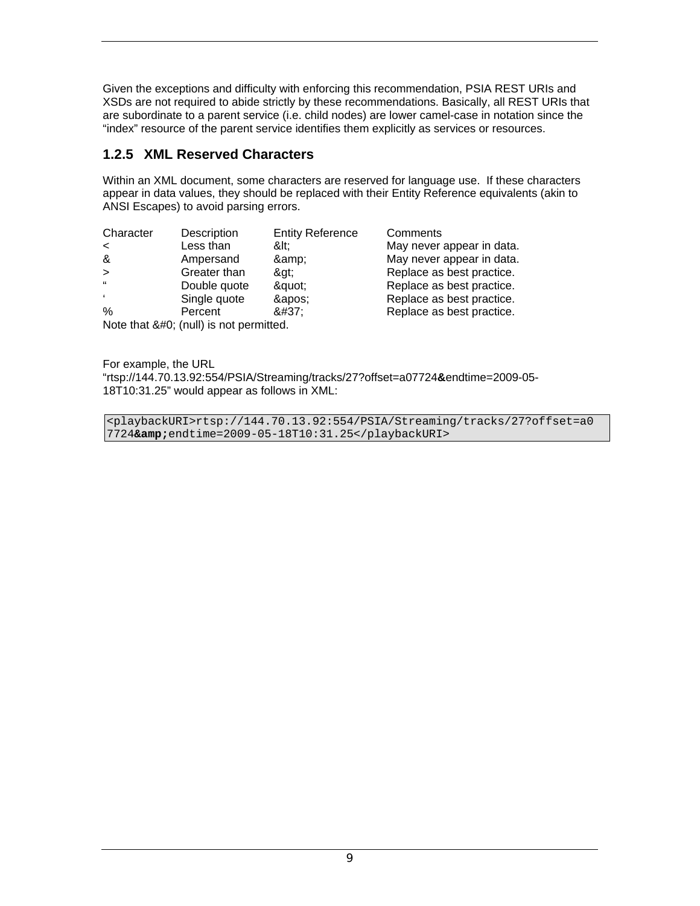Given the exceptions and difficulty with enforcing this recommendation, PSIA REST URIs and XSDs are not required to abide strictly by these recommendations. Basically, all REST URIs that are subordinate to a parent service (i.e. child nodes) are lower camel-case in notation since the “index” resource of the parent service identifies them explicitly as services or resources.

### 1.2.5 XML Reserved Characters

Within an XML document, some characters are reserved for language use. If these characters appear in data values, they should be replaced with their Entity Reference equivalents (akin to ANSI Escapes) to avoid parsing errors.

| Character | Description | Entity Reference | Comments |
|---|---|---|---|
| < | Less than | &lt; | May never appear in data. |
| & | Ampersand | &amp; | May never appear in data. |
| > | Greater than | &gt; | Replace as best practice. |
| “ | Double quote | &quot; | Replace as best practice. |
| ‘ | Single quote | &apos; | Replace as best practice. |
| % | Percent | &#37; | Replace as best practice. |

Note that &#0; (null) is not permitted.

For example, the URL “rtsp://144.70.13.92:554/PSIA/Streaming/tracks/27?offset=a07724**&**endtime=2009-05-18T10:31.25” would appear as follows in XML:

```
<playbackURI>rtsp://144.70.13.92:554/PSIA/Streaming/tracks/27?offset=a0
7724&amp;endtime=2009-05-18T10:31.25</playbackURI>
```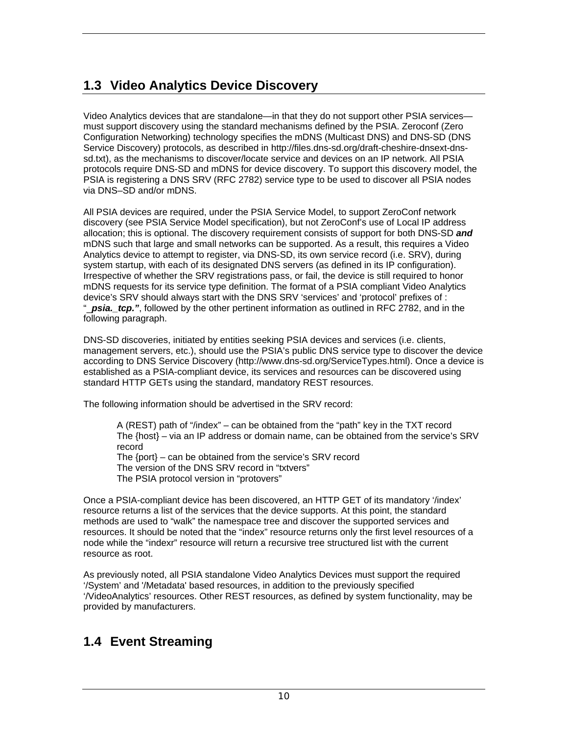## 1.3 Video Analytics Device Discovery

Video Analytics devices that are standalone—in that they do not support other PSIA services—must support discovery using the standard mechanisms defined by the PSIA. Zeroconf (Zero Configuration Networking) technology specifies the mDNS (Multicast DNS) and DNS-SD (DNS Service Discovery) protocols, as described in http://files.dns-sd.org/draft-cheshire-dnsext-dns-sd.txt), as the mechanisms to discover/locate service and devices on an IP network. All PSIA protocols require DNS-SD and mDNS for device discovery. To support this discovery model, the PSIA is registering a DNS SRV (RFC 2782) service type to be used to discover all PSIA nodes via DNS–SD and/or mDNS.

All PSIA devices are required, under the PSIA Service Model, to support ZeroConf network discovery (see PSIA Service Model specification), but not ZeroConf's use of Local IP address allocation; this is optional. The discovery requirement consists of support for both DNS-SD ***and*** mDNS such that large and small networks can be supported. As a result, this requires a Video Analytics device to attempt to register, via DNS-SD, its own service record (i.e. SRV), during system startup, with each of its designated DNS servers (as defined in its IP configuration). Irrespective of whether the SRV registrations pass, or fail, the device is still required to honor mDNS requests for its service type definition. The format of a PSIA compliant Video Analytics device's SRV should always start with the DNS SRV 'services' and 'protocol' prefixes of : "***_psia._tcp."***, followed by the other pertinent information as outlined in RFC 2782, and in the following paragraph.

DNS-SD discoveries, initiated by entities seeking PSIA devices and services (i.e. clients, management servers, etc.), should use the PSIA's public DNS service type to discover the device according to DNS Service Discovery (http://www.dns-sd.org/ServiceTypes.html). Once a device is established as a PSIA-compliant device, its services and resources can be discovered using standard HTTP GETs using the standard, mandatory REST resources.

The following information should be advertised in the SRV record:

> A (REST) path of "/index" – can be obtained from the "path" key in the TXT record
> The {host} – via an IP address or domain name, can be obtained from the service's SRV record
> The {port} – can be obtained from the service's SRV record
> The version of the DNS SRV record in "txtvers"
> The PSIA protocol version in "protovers"

Once a PSIA-compliant device has been discovered, an HTTP GET of its mandatory '/index' resource returns a list of the services that the device supports. At this point, the standard methods are used to "walk" the namespace tree and discover the supported services and resources. It should be noted that the "index" resource returns only the first level resources of a node while the "indexr" resource will return a recursive tree structured list with the current resource as root.

As previously noted, all PSIA standalone Video Analytics Devices must support the required '/System' and '/Metadata' based resources, in addition to the previously specified '/VideoAnalytics' resources. Other REST resources, as defined by system functionality, may be provided by manufacturers.

## 1.4 Event Streaming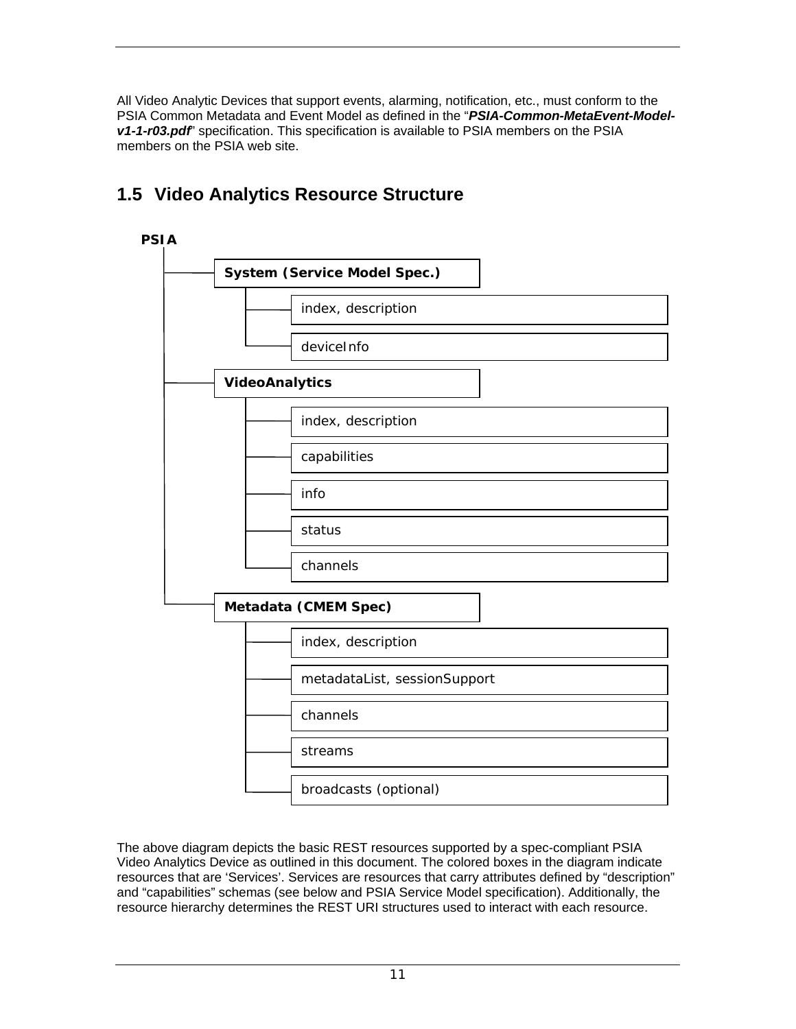All Video Analytic Devices that support events, alarming, notification, etc., must conform to the PSIA Common Metadata and Event Model as defined in the "***PSIA-Common-MetaEvent-Model-v1-1-r03.pdf***" specification. This specification is available to PSIA members on the PSIA members on the PSIA web site.

## 1.5 Video Analytics Resource Structure

```
PSIA
├── System (Service Model Spec.)
│   ├── index, description
│   └── deviceInfo
├── VideoAnalytics
│   ├── index, description
│   ├── capabilities
│   ├── info
│   ├── status
│   └── channels
└── Metadata (CMEM Spec)
    ├── index, description
    ├── metadataList, sessionSupport
    ├── channels
    ├── streams
    └── broadcasts (optional)
```

The above diagram depicts the basic REST resources supported by a spec-compliant PSIA Video Analytics Device as outlined in this document. The colored boxes in the diagram indicate resources that are 'Services'. Services are resources that carry attributes defined by "description" and "capabilities" schemas (see below and PSIA Service Model specification). Additionally, the resource hierarchy determines the REST URI structures used to interact with each resource.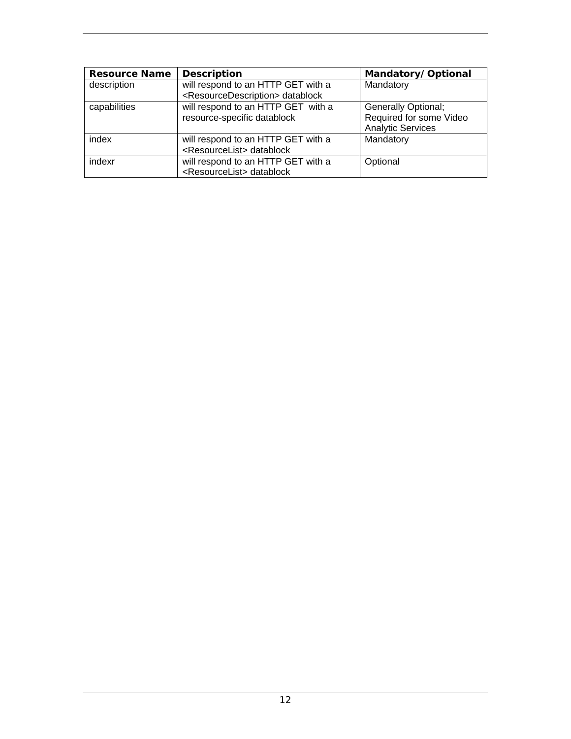| Resource Name | Description | Mandatory/Optional |
| --- | --- | --- |
| description | will respond to an HTTP GET with a <ResourceDescription> datablock | Mandatory |
| capabilities | will respond to an HTTP GET with a resource-specific datablock | Generally Optional; Required for some Video Analytic Services |
| index | will respond to an HTTP GET with a <ResourceList> datablock | Mandatory |
| indexr | will respond to an HTTP GET with a <ResourceList> datablock | Optional |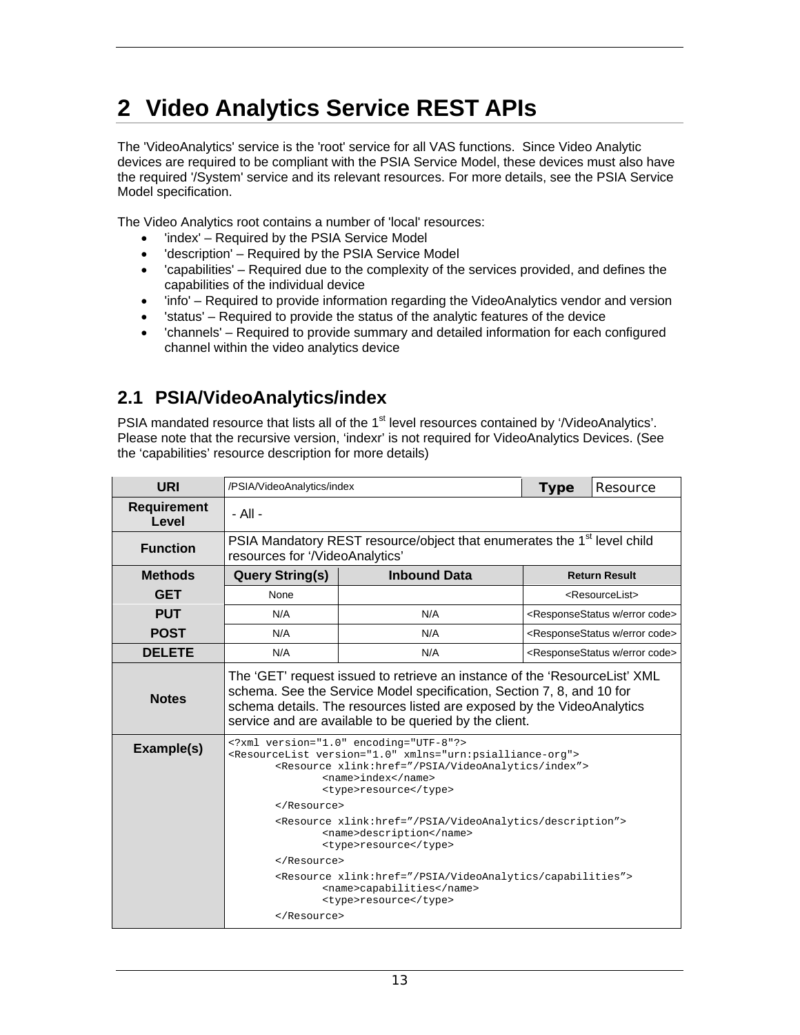# 2 Video Analytics Service REST APIs

The 'VideoAnalytics' service is the 'root' service for all VAS functions. Since Video Analytic devices are required to be compliant with the PSIA Service Model, these devices must also have the required '/System' service and its relevant resources. For more details, see the PSIA Service Model specification.

The Video Analytics root contains a number of 'local' resources:

- 'index' – Required by the PSIA Service Model
- 'description' – Required by the PSIA Service Model
- 'capabilities' – Required due to the complexity of the services provided, and defines the capabilities of the individual device
- 'info' – Required to provide information regarding the VideoAnalytics vendor and version
- 'status' – Required to provide the status of the analytic features of the device
- 'channels' – Required to provide summary and detailed information for each configured channel within the video analytics device

## 2.1 PSIA/VideoAnalytics/index

PSIA mandated resource that lists all of the 1st level resources contained by '/VideoAnalytics'. Please note that the recursive version, 'indexr' is not required for VideoAnalytics Devices. (See the 'capabilities' resource description for more details)

| URI | /PSIA/VideoAnalytics/index | | Type | Resource |
|---|---|---|---|---|
| Requirement Level | - All - | | | |
| Function | PSIA Mandatory REST resource/object that enumerates the 1st level child resources for '/VideoAnalytics' | | | |
| Methods | Query String(s) | Inbound Data | Return Result | |
| GET | None | | <ResourceList> | |
| PUT | N/A | N/A | <ResponseStatus w/error code> | |
| POST | N/A | N/A | <ResponseStatus w/error code> | |
| DELETE | N/A | N/A | <ResponseStatus w/error code> | |
| Notes | The 'GET' request issued to retrieve an instance of the 'ResourceList' XML schema. See the Service Model specification, Section 7, 8, and 10 for schema details. The resources listed are exposed by the VideoAnalytics service and are available to be queried by the client. | | | |
| Example(s) | (see below) | | | |

```
<?xml version="1.0" encoding="UTF-8"?>
<ResourceList version="1.0" xmlns="urn:psialliance-org">
        <Resource xlink:href="/PSIA/VideoAnalytics/index">
                <name>index</name>
                <type>resource</type>
        </Resource>
        <Resource xlink:href="/PSIA/VideoAnalytics/description">
                <name>description</name>
                <type>resource</type>
        </Resource>
        <Resource xlink:href="/PSIA/VideoAnalytics/capabilities">
                <name>capabilities</name>
                <type>resource</type>
        </Resource>
```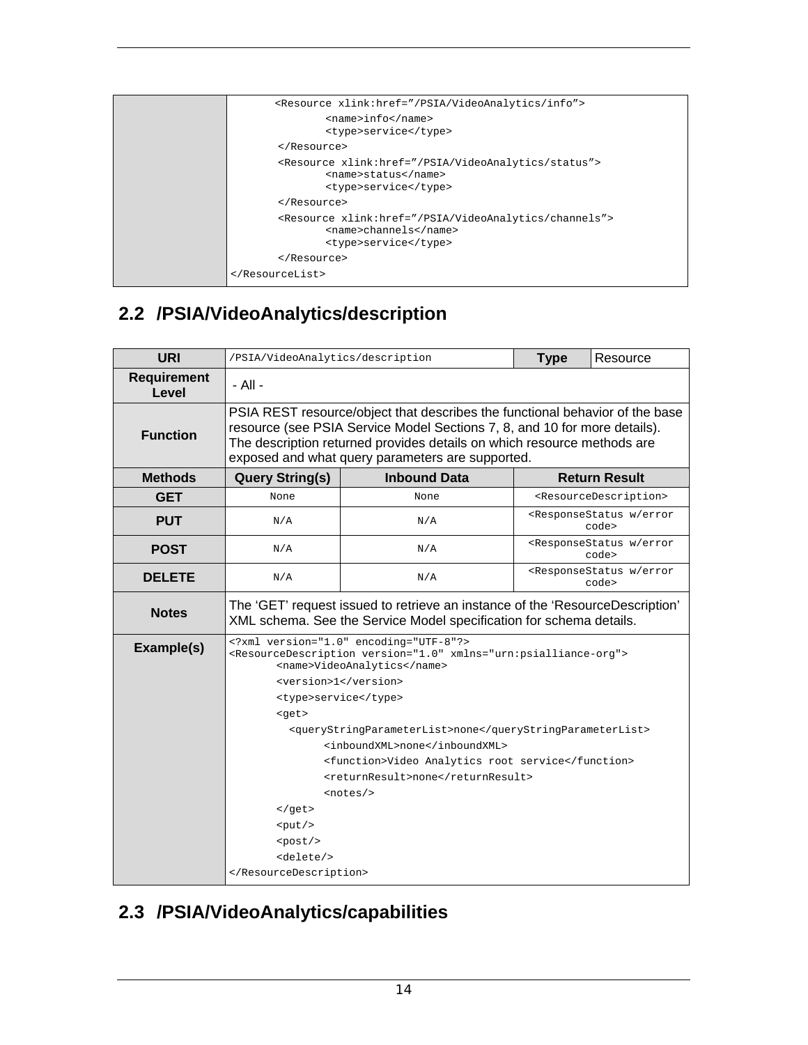| | |
|---|---|
| | ```<Resource xlink:href="/PSIA/VideoAnalytics/info"> <name>info</name> <type>service</type> </Resource> <Resource xlink:href="/PSIA/VideoAnalytics/status"> <name>status</name> <type>service</type> </Resource> <Resource xlink:href="/PSIA/VideoAnalytics/channels"> <name>channels</name> <type>service</type> </Resource> </ResourceList>``` |

## 2.2 /PSIA/VideoAnalytics/description

| URI | /PSIA/VideoAnalytics/description | | Type | Resource |
|---|---|---|---|---|
| **Requirement Level** | - All - | | | |
| **Function** | PSIA REST resource/object that describes the functional behavior of the base resource (see PSIA Service Model Sections 7, 8, and 10 for more details). The description returned provides details on which resource methods are exposed and what query parameters are supported. | | | |
| **Methods** | **Query String(s)** | **Inbound Data** | **Return Result** | |
| **GET** | None | None | <ResourceDescription> | |
| **PUT** | N/A | N/A | <ResponseStatus w/error code> | |
| **POST** | N/A | N/A | <ResponseStatus w/error code> | |
| **DELETE** | N/A | N/A | <ResponseStatus w/error code> | |
| **Notes** | The 'GET' request issued to retrieve an instance of the 'ResourceDescription' XML schema. See the Service Model specification for schema details. | | | |
| **Example(s)** | See below | | | |

```
<?xml version="1.0" encoding="UTF-8"?>
<ResourceDescription version="1.0" xmlns="urn:psialliance-org">
        <name>VideoAnalytics</name>
        <version>1</version>
        <type>service</type>
        <get>
          <queryStringParameterList>none</queryStringParameterList>
                <inboundXML>none</inboundXML>
                <function>Video Analytics root service</function>
                <returnResult>none</returnResult>
                <notes/>
        </get>
        <put/>
        <post/>
        <delete/>
</ResourceDescription>
```

## 2.3 /PSIA/VideoAnalytics/capabilities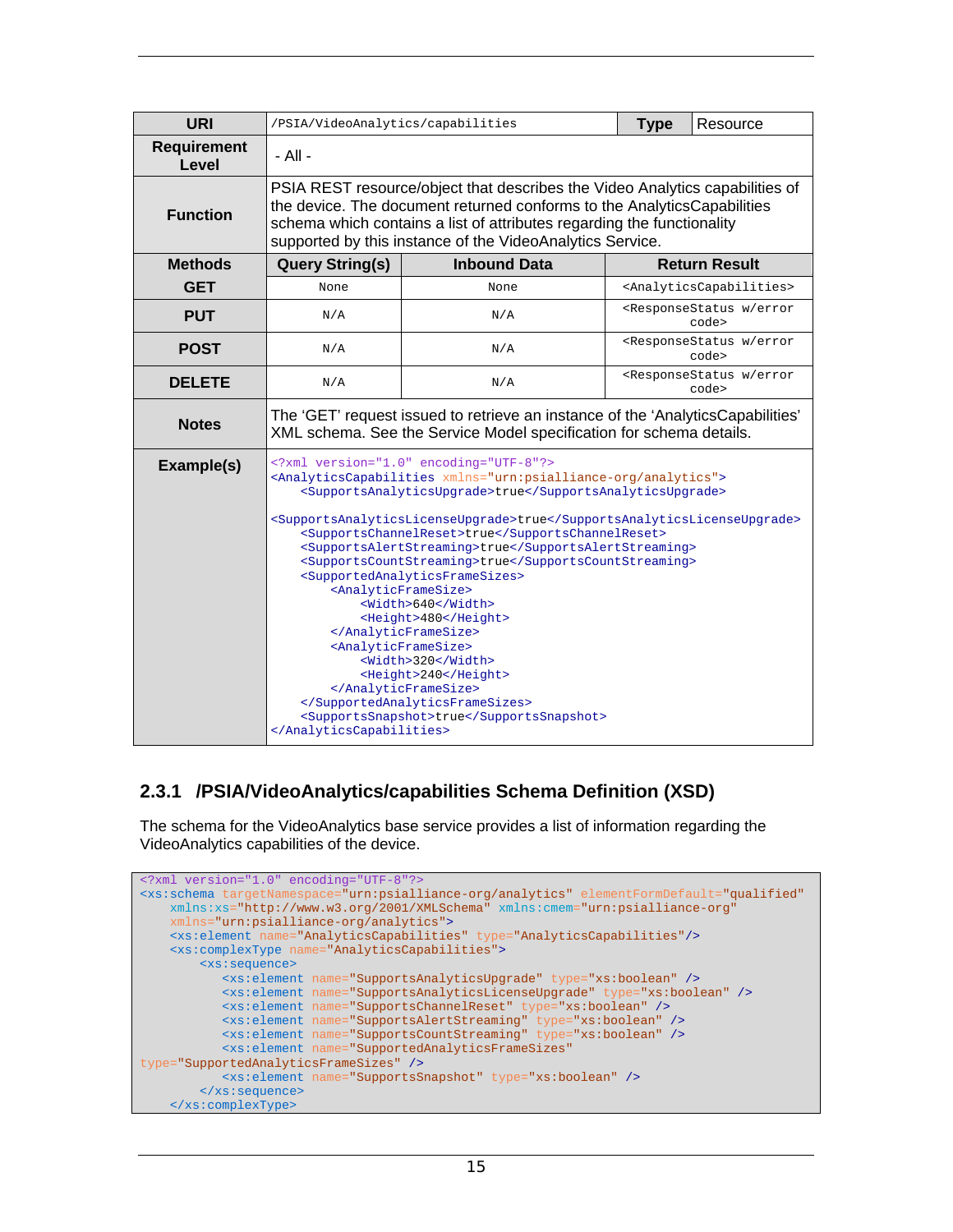| URI | /PSIA/VideoAnalytics/capabilities | | Type | Resource |
|---|---|---|---|---|
| **Requirement Level** | - All - | | | |
| **Function** | PSIA REST resource/object that describes the Video Analytics capabilities of the device. The document returned conforms to the AnalyticsCapabilities schema which contains a list of attributes regarding the functionality supported by this instance of the VideoAnalytics Service. | | | |
| **Methods** | **Query String(s)** | **Inbound Data** | **Return Result** | |
| **GET** | None | None | <AnalyticsCapabilities> | |
| **PUT** | N/A | N/A | <ResponseStatus w/error code> | |
| **POST** | N/A | N/A | <ResponseStatus w/error code> | |
| **DELETE** | N/A | N/A | <ResponseStatus w/error code> | |
| **Notes** | The 'GET' request issued to retrieve an instance of the 'AnalyticsCapabilities' XML schema. See the Service Model specification for schema details. | | | |
| **Example(s)** | See below | | | |

```xml
<?xml version="1.0" encoding="UTF-8"?>
<AnalyticsCapabilities xmlns="urn:psialliance-org/analytics">
    <SupportsAnalyticsUpgrade>true</SupportsAnalyticsUpgrade>

<SupportsAnalyticsLicenseUpgrade>true</SupportsAnalyticsLicenseUpgrade>
    <SupportsChannelReset>true</SupportsChannelReset>
    <SupportsAlertStreaming>true</SupportsAlertStreaming>
    <SupportsCountStreaming>true</SupportsCountStreaming>
    <SupportedAnalyticsFrameSizes>
        <AnalyticFrameSize>
            <Width>640</Width>
            <Height>480</Height>
        </AnalyticFrameSize>
        <AnalyticFrameSize>
            <Width>320</Width>
            <Height>240</Height>
        </AnalyticFrameSize>
    </SupportedAnalyticsFrameSizes>
    <SupportsSnapshot>true</SupportsSnapshot>
</AnalyticsCapabilities>
```

### 2.3.1 /PSIA/VideoAnalytics/capabilities Schema Definition (XSD)

The schema for the VideoAnalytics base service provides a list of information regarding the VideoAnalytics capabilities of the device.

```xml
<?xml version="1.0" encoding="UTF-8"?>
<xs:schema targetNamespace="urn:psialliance-org/analytics" elementFormDefault="qualified"
    xmlns:xs="http://www.w3.org/2001/XMLSchema" xmlns:cmem="urn:psialliance-org"
    xmlns="urn:psialliance-org/analytics">
    <xs:element name="AnalyticsCapabilities" type="AnalyticsCapabilities"/>
    <xs:complexType name="AnalyticsCapabilities">
        <xs:sequence>
            <xs:element name="SupportsAnalyticsUpgrade" type="xs:boolean" />
            <xs:element name="SupportsAnalyticsLicenseUpgrade" type="xs:boolean" />
            <xs:element name="SupportsChannelReset" type="xs:boolean" />
            <xs:element name="SupportsAlertStreaming" type="xs:boolean" />
            <xs:element name="SupportsCountStreaming" type="xs:boolean" />
            <xs:element name="SupportedAnalyticsFrameSizes"
type="SupportedAnalyticsFrameSizes" />
            <xs:element name="SupportsSnapshot" type="xs:boolean" />
        </xs:sequence>
    </xs:complexType>
```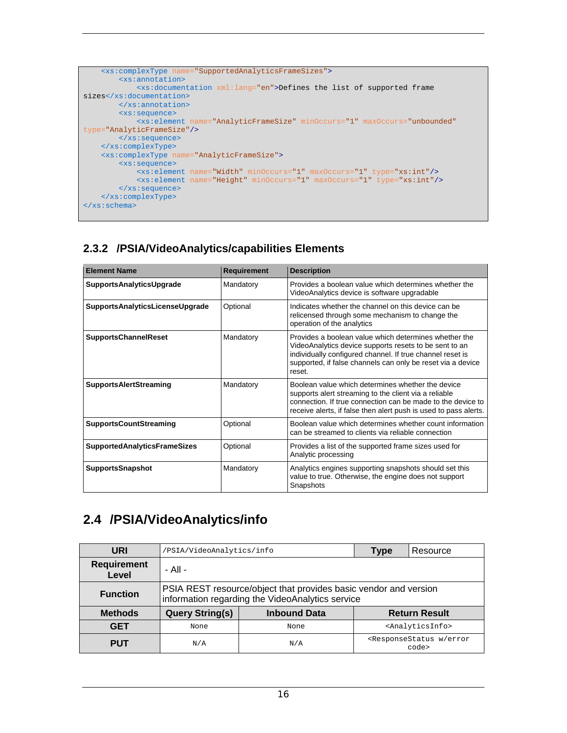```
    <xs:complexType name="SupportedAnalyticsFrameSizes">
        <xs:annotation>
            <xs:documentation xml:lang="en">Defines the list of supported frame
sizes</xs:documentation>
        </xs:annotation>
        <xs:sequence>
            <xs:element name="AnalyticFrameSize" minOccurs="1" maxOccurs="unbounded"
type="AnalyticFrameSize"/>
        </xs:sequence>
    </xs:complexType>
    <xs:complexType name="AnalyticFrameSize">
        <xs:sequence>
            <xs:element name="Width" minOccurs="1" maxOccurs="1" type="xs:int"/>
            <xs:element name="Height" minOccurs="1" maxOccurs="1" type="xs:int"/>
        </xs:sequence>
    </xs:complexType>
</xs:schema>
```

### 2.3.2 /PSIA/VideoAnalytics/capabilities Elements

| Element Name | Requirement | Description |
|---|---|---|
| **SupportsAnalyticsUpgrade** | Mandatory | Provides a boolean value which determines whether the VideoAnalytics device is software upgradable |
| **SupportsAnalyticsLicenseUpgrade** | Optional | Indicates whether the channel on this device can be relicensed through some mechanism to change the operation of the analytics |
| **SupportsChannelReset** | Mandatory | Provides a boolean value which determines whether the VideoAnalytics device supports resets to be sent to an individually configured channel. If true channel reset is supported, if false channels can only be reset via a device reset. |
| **SupportsAlertStreaming** | Mandatory | Boolean value which determines whether the device supports alert streaming to the client via a reliable connection. If true connection can be made to the device to receive alerts, if false then alert push is used to pass alerts. |
| **SupportsCountStreaming** | Optional | Boolean value which determines whether count information can be streamed to clients via reliable connection |
| **SupportedAnalyticsFrameSizes** | Optional | Provides a list of the supported frame sizes used for Analytic processing |
| **SupportsSnapshot** | Mandatory | Analytics engines supporting snapshots should set this value to true. Otherwise, the engine does not support Snapshots |

## 2.4 /PSIA/VideoAnalytics/info

| **URI** | /PSIA/VideoAnalytics/info | | **Type** | Resource |
|---|---|---|---|---|
| **Requirement Level** | - All - | | | |
| **Function** | PSIA REST resource/object that provides basic vendor and version information regarding the VideoAnalytics service | | | |
| **Methods** | **Query String(s)** | **Inbound Data** | **Return Result** | |
| **GET** | None | None | <AnalyticsInfo> | |
| **PUT** | N/A | N/A | <ResponseStatus w/error code> | |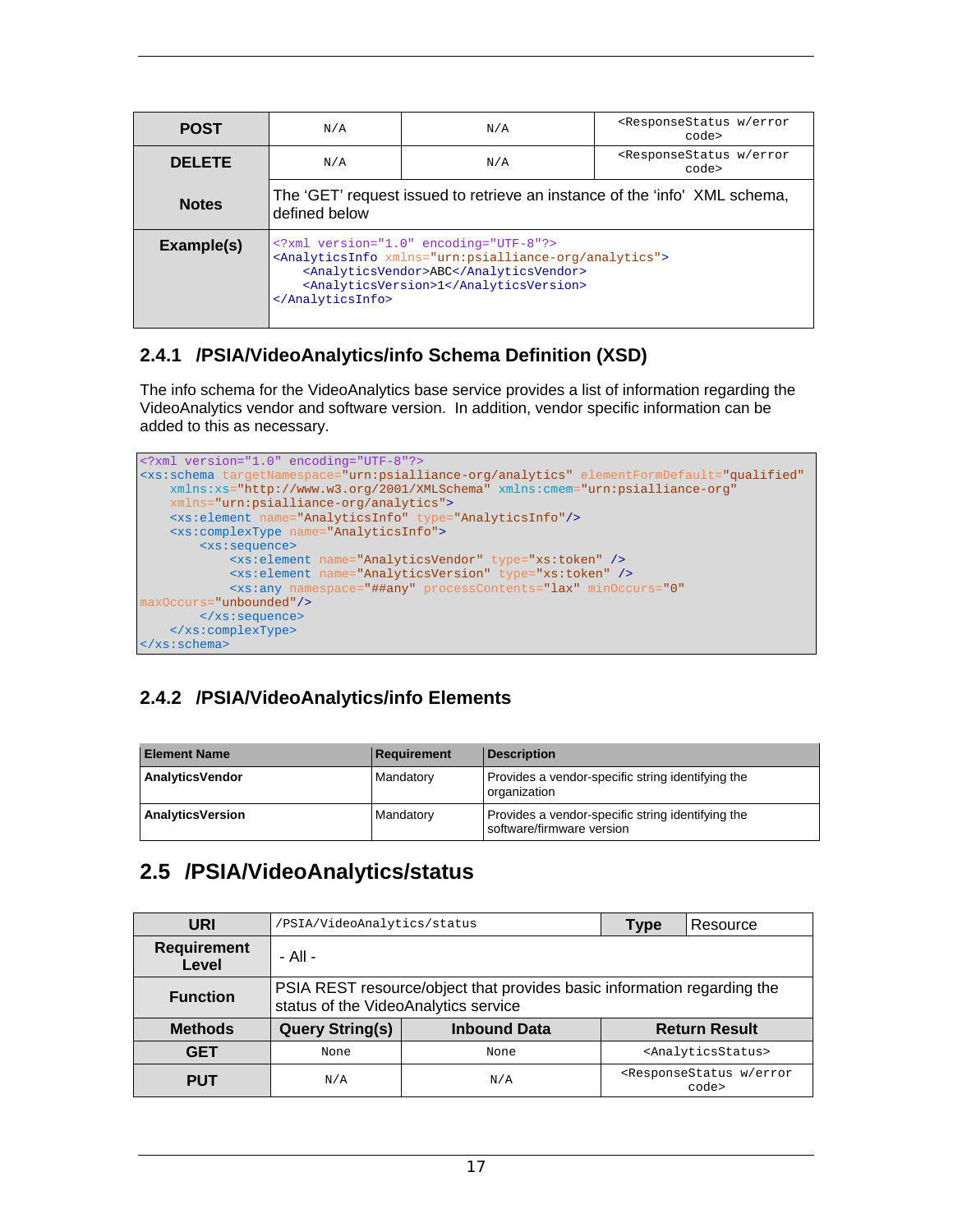| POST | N/A | N/A | <ResponseStatus w/error code> |
|---|---|---|---|
| DELETE | N/A | N/A | <ResponseStatus w/error code> |
| Notes | The 'GET' request issued to retrieve an instance of the 'info' XML schema, defined below | | |
| Example(s) | `<?xml version="1.0" encoding="UTF-8"?>`<br>`<AnalyticsInfo xmlns="urn:psialliance-org/analytics">`<br>`<AnalyticsVendor>ABC</AnalyticsVendor>`<br>`<AnalyticsVersion>1</AnalyticsVersion>`<br>`</AnalyticsInfo>` | | |

### 2.4.1 /PSIA/VideoAnalytics/info Schema Definition (XSD)

The info schema for the VideoAnalytics base service provides a list of information regarding the VideoAnalytics vendor and software version. In addition, vendor specific information can be added to this as necessary.

```
<?xml version="1.0" encoding="UTF-8"?>
<xs:schema targetNamespace="urn:psialliance-org/analytics" elementFormDefault="qualified"
    xmlns:xs="http://www.w3.org/2001/XMLSchema" xmlns:cmem="urn:psialliance-org"
    xmlns="urn:psialliance-org/analytics">
    <xs:element name="AnalyticsInfo" type="AnalyticsInfo"/>
    <xs:complexType name="AnalyticsInfo">
        <xs:sequence>
            <xs:element name="AnalyticsVendor" type="xs:token" />
            <xs:element name="AnalyticsVersion" type="xs:token" />
            <xs:any namespace="##any" processContents="lax" minOccurs="0"
maxOccurs="unbounded"/>
        </xs:sequence>
    </xs:complexType>
</xs:schema>
```

### 2.4.2 /PSIA/VideoAnalytics/info Elements

| Element Name | Requirement | Description |
|---|---|---|
| **AnalyticsVendor** | Mandatory | Provides a vendor-specific string identifying the organization |
| **AnalyticsVersion** | Mandatory | Provides a vendor-specific string identifying the software/firmware version |

## 2.5 /PSIA/VideoAnalytics/status

| URI | /PSIA/VideoAnalytics/status | Type | Resource |
|---|---|---|---|
| Requirement Level | - All - | | |
| Function | PSIA REST resource/object that provides basic information regarding the status of the VideoAnalytics service | | |
| **Methods** | **Query String(s)** | **Inbound Data** | **Return Result** |
| GET | None | None | <AnalyticsStatus> |
| PUT | N/A | N/A | <ResponseStatus w/error code> |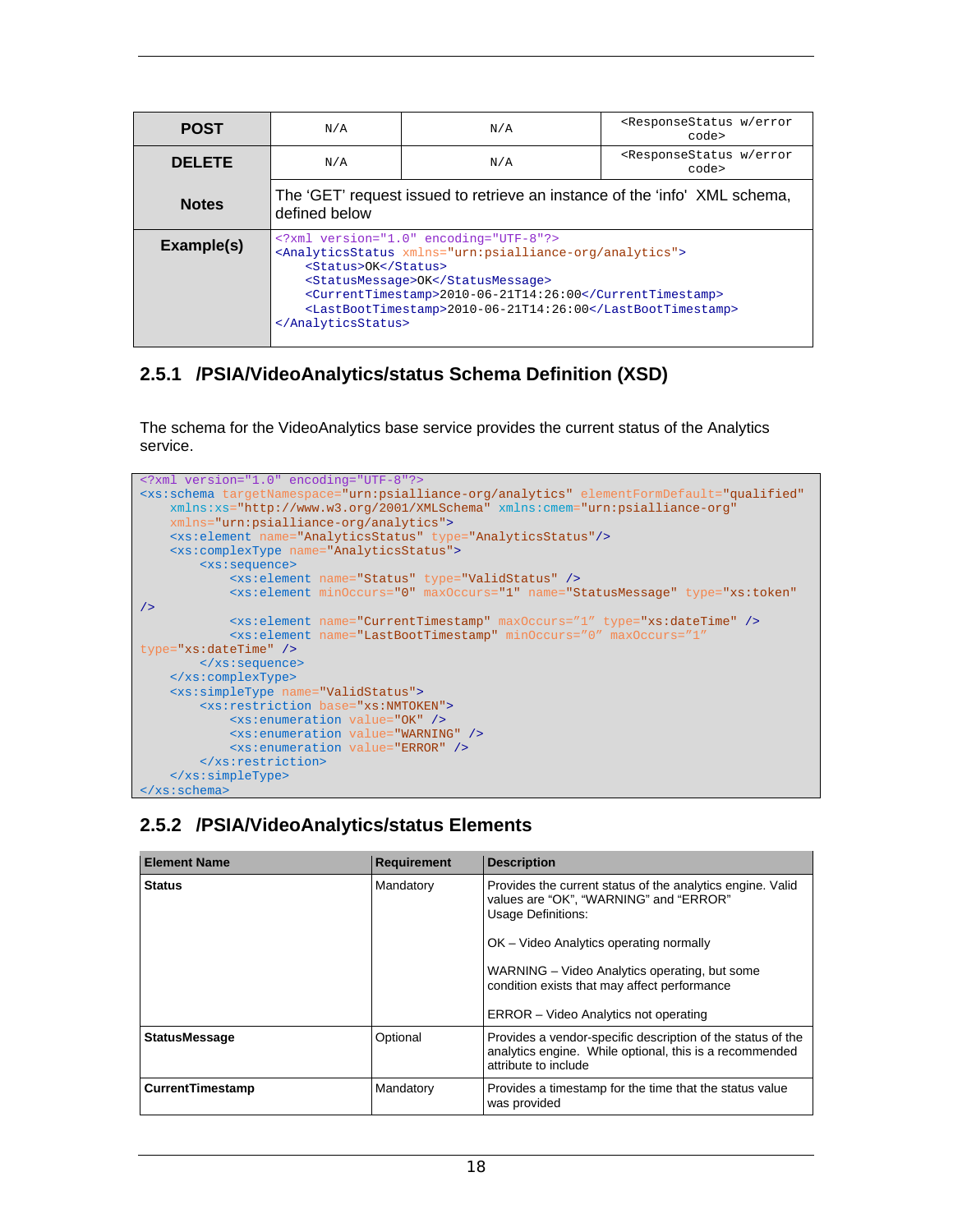| POST | N/A | N/A | <ResponseStatus w/error code> |
|---|---|---|---|
| DELETE | N/A | N/A | <ResponseStatus w/error code> |
| Notes | The 'GET' request issued to retrieve an instance of the 'info' XML schema, defined below | | |
| Example(s) | `<?xml version="1.0" encoding="UTF-8"?>`<br>`<AnalyticsStatus xmlns="urn:psialliance-org/analytics">`<br>`<Status>OK</Status>`<br>`<StatusMessage>OK</StatusMessage>`<br>`<CurrentTimestamp>2010-06-21T14:26:00</CurrentTimestamp>`<br>`<LastBootTimestamp>2010-06-21T14:26:00</LastBootTimestamp>`<br>`</AnalyticsStatus>` | | |

### 2.5.1 /PSIA/VideoAnalytics/status Schema Definition (XSD)

The schema for the VideoAnalytics base service provides the current status of the Analytics service.

```
<?xml version="1.0" encoding="UTF-8"?>
<xs:schema targetNamespace="urn:psialliance-org/analytics" elementFormDefault="qualified"
    xmlns:xs="http://www.w3.org/2001/XMLSchema" xmlns:cmem="urn:psialliance-org"
    xmlns="urn:psialliance-org/analytics">
    <xs:element name="AnalyticsStatus" type="AnalyticsStatus"/>
    <xs:complexType name="AnalyticsStatus">
        <xs:sequence>
            <xs:element name="Status" type="ValidStatus" />
            <xs:element minOccurs="0" maxOccurs="1" name="StatusMessage" type="xs:token"
/>
            <xs:element name="CurrentTimestamp" maxOccurs="1" type="xs:dateTime" />
            <xs:element name="LastBootTimestamp" minOccurs="0" maxOccurs="1"
type="xs:dateTime" />
        </xs:sequence>
    </xs:complexType>
    <xs:simpleType name="ValidStatus">
        <xs:restriction base="xs:NMTOKEN">
            <xs:enumeration value="OK" />
            <xs:enumeration value="WARNING" />
            <xs:enumeration value="ERROR" />
        </xs:restriction>
    </xs:simpleType>
</xs:schema>
```

### 2.5.2 /PSIA/VideoAnalytics/status Elements

| Element Name | Requirement | Description |
|---|---|---|
| **Status** | Mandatory | Provides the current status of the analytics engine. Valid values are "OK", "WARNING" and "ERROR"<br>Usage Definitions:<br><br>OK – Video Analytics operating normally<br><br>WARNING – Video Analytics operating, but some condition exists that may affect performance<br><br>ERROR – Video Analytics not operating |
| **StatusMessage** | Optional | Provides a vendor-specific description of the status of the analytics engine. While optional, this is a recommended attribute to include |
| **CurrentTimestamp** | Mandatory | Provides a timestamp for the time that the status value was provided |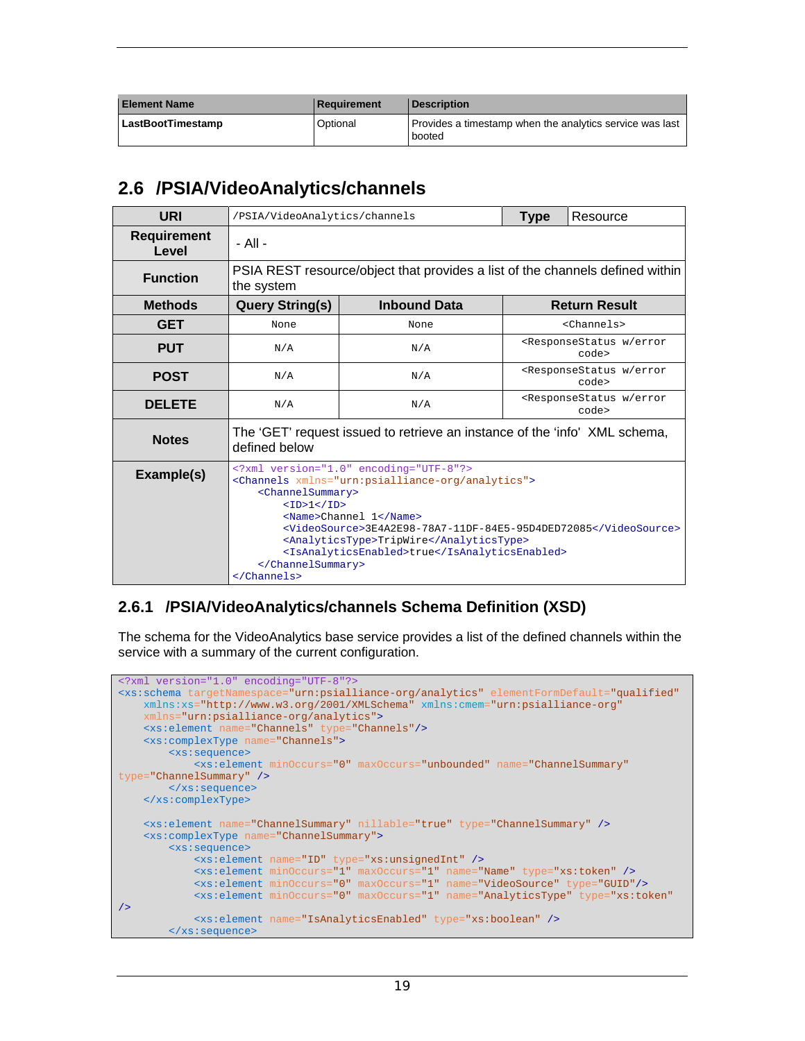| Element Name | Requirement | Description |
|---|---|---|
| **LastBootTimestamp** | Optional | Provides a timestamp when the analytics service was last booted |

## 2.6 /PSIA/VideoAnalytics/channels

| URI | /PSIA/VideoAnalytics/channels | | Type: Resource |
|---|---|---|---|
| **Requirement Level** | - All - | | |
| **Function** | PSIA REST resource/object that provides a list of the channels defined within the system | | |
| **Methods** | **Query String(s)** | **Inbound Data** | **Return Result** |
| **GET** | None | None | `<Channels>` |
| **PUT** | N/A | N/A | `<ResponseStatus w/error code>` |
| **POST** | N/A | N/A | `<ResponseStatus w/error code>` |
| **DELETE** | N/A | N/A | `<ResponseStatus w/error code>` |
| **Notes** | The 'GET' request issued to retrieve an instance of the 'info' XML schema, defined below | | |
| **Example(s)** | See below | | |

```xml
<?xml version="1.0" encoding="UTF-8"?>
<Channels xmlns="urn:psialliance-org/analytics">
    <ChannelSummary>
        <ID>1</ID>
        <Name>Channel 1</Name>
        <VideoSource>3E4A2E98-78A7-11DF-84E5-95D4DED72085</VideoSource>
        <AnalyticsType>TripWire</AnalyticsType>
        <IsAnalyticsEnabled>true</IsAnalyticsEnabled>
    </ChannelSummary>
</Channels>
```

### 2.6.1 /PSIA/VideoAnalytics/channels Schema Definition (XSD)

The schema for the VideoAnalytics base service provides a list of the defined channels within the service with a summary of the current configuration.

```xml
<?xml version="1.0" encoding="UTF-8"?>
<xs:schema targetNamespace="urn:psialliance-org/analytics" elementFormDefault="qualified"
    xmlns:xs="http://www.w3.org/2001/XMLSchema" xmlns:cmem="urn:psialliance-org"
    xmlns="urn:psialliance-org/analytics">
    <xs:element name="Channels" type="Channels"/>
    <xs:complexType name="Channels">
        <xs:sequence>
            <xs:element minOccurs="0" maxOccurs="unbounded" name="ChannelSummary"
type="ChannelSummary" />
        </xs:sequence>
    </xs:complexType>

    <xs:element name="ChannelSummary" nillable="true" type="ChannelSummary" />
    <xs:complexType name="ChannelSummary">
        <xs:sequence>
            <xs:element name="ID" type="xs:unsignedInt" />
            <xs:element minOccurs="1" maxOccurs="1" name="Name" type="xs:token" />
            <xs:element minOccurs="0" maxOccurs="1" name="VideoSource" type="GUID"/>
            <xs:element minOccurs="0" maxOccurs="1" name="AnalyticsType" type="xs:token"
/>
            <xs:element name="IsAnalyticsEnabled" type="xs:boolean" />
        </xs:sequence>
```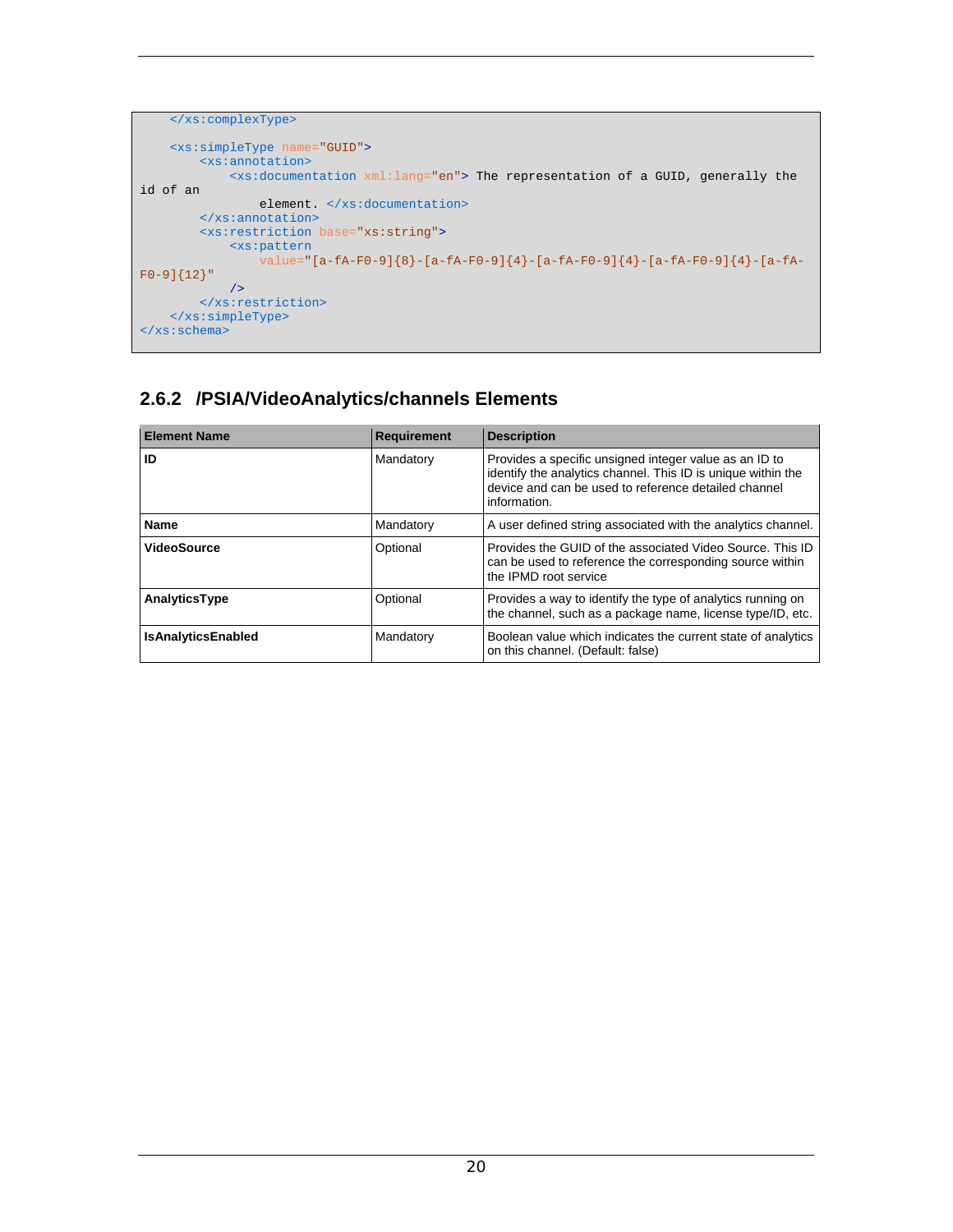```
    </xs:complexType>

    <xs:simpleType name="GUID">
        <xs:annotation>
            <xs:documentation xml:lang="en"> The representation of a GUID, generally the
id of an
                element. </xs:documentation>
        </xs:annotation>
        <xs:restriction base="xs:string">
            <xs:pattern
                value="[a-fA-F0-9]{8}-[a-fA-F0-9]{4}-[a-fA-F0-9]{4}-[a-fA-F0-9]{4}-[a-fA-
F0-9]{12}"
            />
        </xs:restriction>
    </xs:simpleType>
</xs:schema>
```

### 2.6.2 /PSIA/VideoAnalytics/channels Elements

| Element Name | Requirement | Description |
|---|---|---|
| **ID** | Mandatory | Provides a specific unsigned integer value as an ID to identify the analytics channel. This ID is unique within the device and can be used to reference detailed channel information. |
| **Name** | Mandatory | A user defined string associated with the analytics channel. |
| **VideoSource** | Optional | Provides the GUID of the associated Video Source. This ID can be used to reference the corresponding source within the IPMD root service |
| **AnalyticsType** | Optional | Provides a way to identify the type of analytics running on the channel, such as a package name, license type/ID, etc. |
| **IsAnalyticsEnabled** | Mandatory | Boolean value which indicates the current state of analytics on this channel. (Default: false) |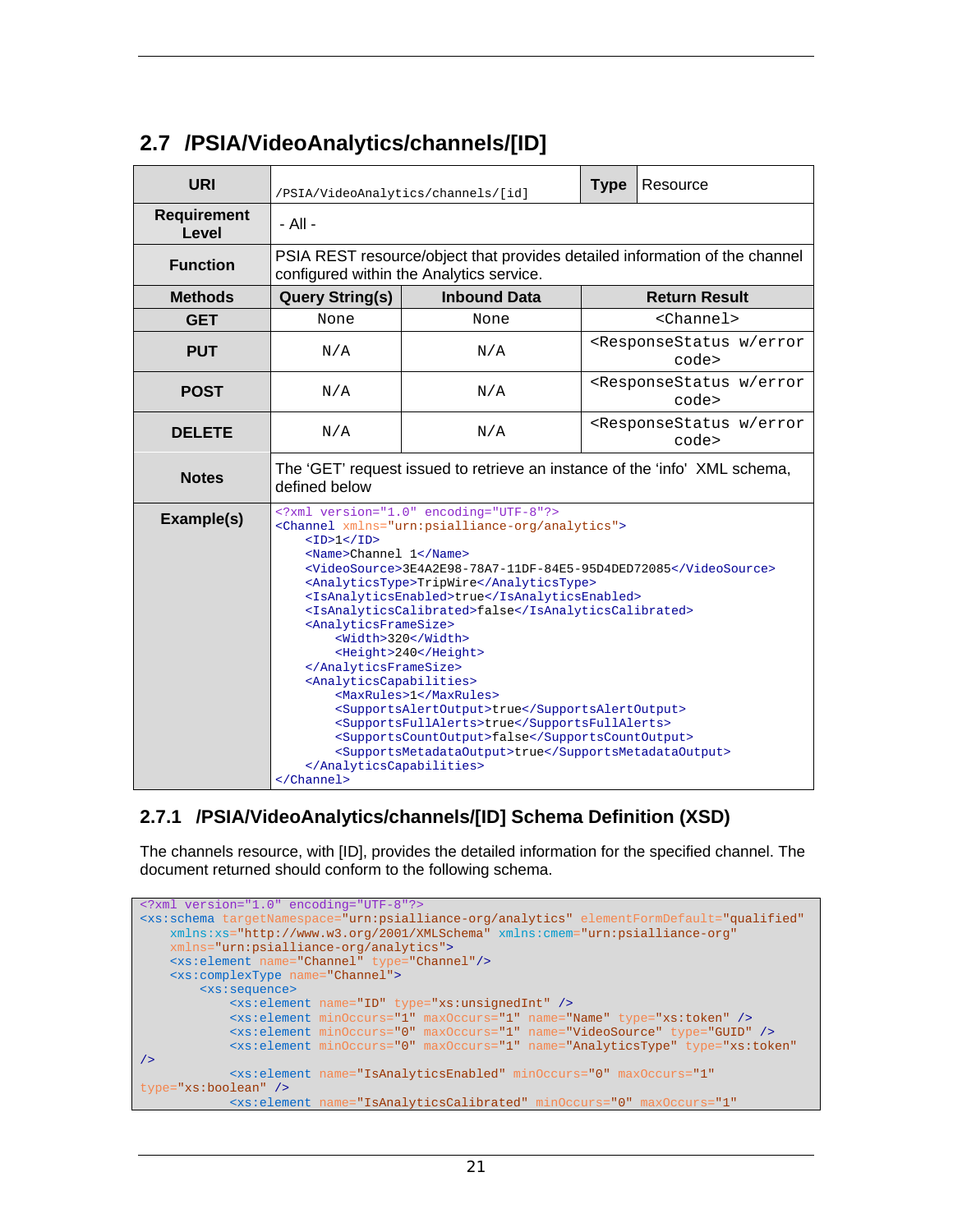## 2.7 /PSIA/VideoAnalytics/channels/[ID]

| URI | /PSIA/VideoAnalytics/channels/[id] | | Type | Resource |
|---|---|---|---|---|
| Requirement Level | - All - | | | |
| Function | PSIA REST resource/object that provides detailed information of the channel configured within the Analytics service. | | | |
| **Methods** | **Query String(s)** | **Inbound Data** | **Return Result** | |
| GET | None | None | <Channel> | |
| PUT | N/A | N/A | <ResponseStatus w/error code> | |
| POST | N/A | N/A | <ResponseStatus w/error code> | |
| DELETE | N/A | N/A | <ResponseStatus w/error code> | |
| Notes | The 'GET' request issued to retrieve an instance of the 'info' XML schema, defined below | | | |
| Example(s) | (see below) | | | |

```xml
<?xml version="1.0" encoding="UTF-8"?>
<Channel xmlns="urn:psialliance-org/analytics">
    <ID>1</ID>
    <Name>Channel 1</Name>
    <VideoSource>3E4A2E98-78A7-11DF-84E5-95D4DED72085</VideoSource>
    <AnalyticsType>TripWire</AnalyticsType>
    <IsAnalyticsEnabled>true</IsAnalyticsEnabled>
    <IsAnalyticsCalibrated>false</IsAnalyticsCalibrated>
    <AnalyticsFrameSize>
        <Width>320</Width>
        <Height>240</Height>
    </AnalyticsFrameSize>
    <AnalyticsCapabilities>
        <MaxRules>1</MaxRules>
        <SupportsAlertOutput>true</SupportsAlertOutput>
        <SupportsFullAlerts>true</SupportsFullAlerts>
        <SupportsCountOutput>false</SupportsCountOutput>
        <SupportsMetadataOutput>true</SupportsMetadataOutput>
    </AnalyticsCapabilities>
</Channel>
```

### 2.7.1 /PSIA/VideoAnalytics/channels/[ID] Schema Definition (XSD)

The channels resource, with [ID], provides the detailed information for the specified channel. The document returned should conform to the following schema.

```xml
<?xml version="1.0" encoding="UTF-8"?>
<xs:schema targetNamespace="urn:psialliance-org/analytics" elementFormDefault="qualified"
    xmlns:xs="http://www.w3.org/2001/XMLSchema" xmlns:cmem="urn:psialliance-org"
    xmlns="urn:psialliance-org/analytics">
    <xs:element name="Channel" type="Channel"/>
    <xs:complexType name="Channel">
        <xs:sequence>
            <xs:element name="ID" type="xs:unsignedInt" />
            <xs:element minOccurs="1" maxOccurs="1" name="Name" type="xs:token" />
            <xs:element minOccurs="0" maxOccurs="1" name="VideoSource" type="GUID" />
            <xs:element minOccurs="0" maxOccurs="1" name="AnalyticsType" type="xs:token"
/>
            <xs:element name="IsAnalyticsEnabled" minOccurs="0" maxOccurs="1"
type="xs:boolean" />
            <xs:element name="IsAnalyticsCalibrated" minOccurs="0" maxOccurs="1"
```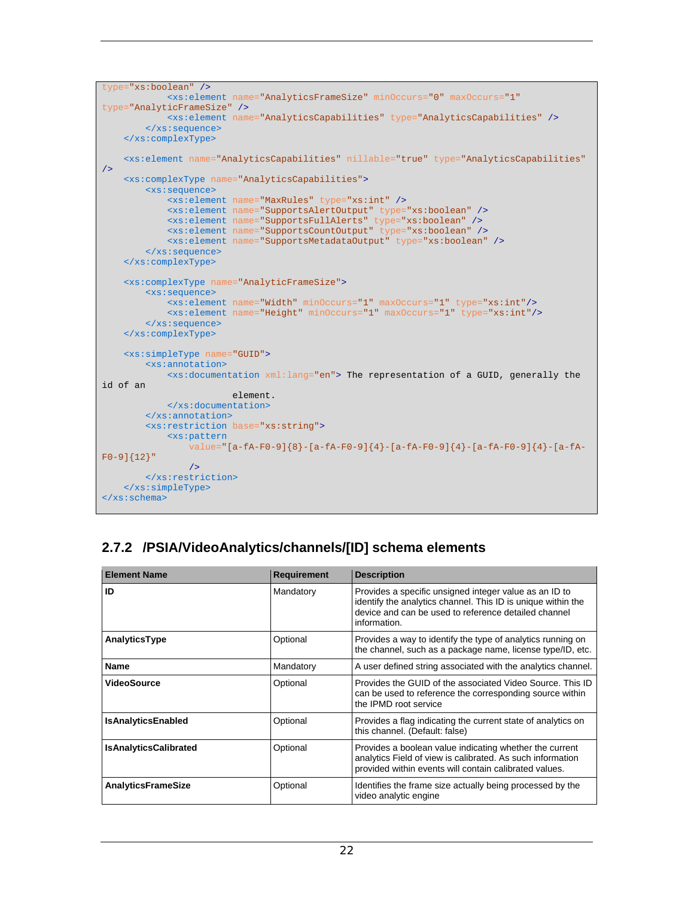```
type="xs:boolean" />
            <xs:element name="AnalyticsFrameSize" minOccurs="0" maxOccurs="1"
type="AnalyticFrameSize" />
            <xs:element name="AnalyticsCapabilities" type="AnalyticsCapabilities" />
        </xs:sequence>
    </xs:complexType>

    <xs:element name="AnalyticsCapabilities" nillable="true" type="AnalyticsCapabilities"
/>
    <xs:complexType name="AnalyticsCapabilities">
        <xs:sequence>
            <xs:element name="MaxRules" type="xs:int" />
            <xs:element name="SupportsAlertOutput" type="xs:boolean" />
            <xs:element name="SupportsFullAlerts" type="xs:boolean" />
            <xs:element name="SupportsCountOutput" type="xs:boolean" />
            <xs:element name="SupportsMetadataOutput" type="xs:boolean" />
        </xs:sequence>
    </xs:complexType>

    <xs:complexType name="AnalyticFrameSize">
        <xs:sequence>
            <xs:element name="Width" minOccurs="1" maxOccurs="1" type="xs:int"/>
            <xs:element name="Height" minOccurs="1" maxOccurs="1" type="xs:int"/>
        </xs:sequence>
    </xs:complexType>

    <xs:simpleType name="GUID">
        <xs:annotation>
            <xs:documentation xml:lang="en"> The representation of a GUID, generally the
id of an
                        element.
            </xs:documentation>
        </xs:annotation>
        <xs:restriction base="xs:string">
            <xs:pattern
                value="[a-fA-F0-9]{8}-[a-fA-F0-9]{4}-[a-fA-F0-9]{4}-[a-fA-F0-9]{4}-[a-fA-
F0-9]{12}"
                />
        </xs:restriction>
    </xs:simpleType>
</xs:schema>
```

### 2.7.2 /PSIA/VideoAnalytics/channels/[ID] schema elements

| Element Name | Requirement | Description |
|---|---|---|
| **ID** | Mandatory | Provides a specific unsigned integer value as an ID to identify the analytics channel. This ID is unique within the device and can be used to reference detailed channel information. |
| **AnalyticsType** | Optional | Provides a way to identify the type of analytics running on the channel, such as a package name, license type/ID, etc. |
| **Name** | Mandatory | A user defined string associated with the analytics channel. |
| **VideoSource** | Optional | Provides the GUID of the associated Video Source. This ID can be used to reference the corresponding source within the IPMD root service |
| **IsAnalyticsEnabled** | Optional | Provides a flag indicating the current state of analytics on this channel. (Default: false) |
| **IsAnalyticsCalibrated** | Optional | Provides a boolean value indicating whether the current analytics Field of view is calibrated. As such information provided within events will contain calibrated values. |
| **AnalyticsFrameSize** | Optional | Identifies the frame size actually being processed by the video analytic engine |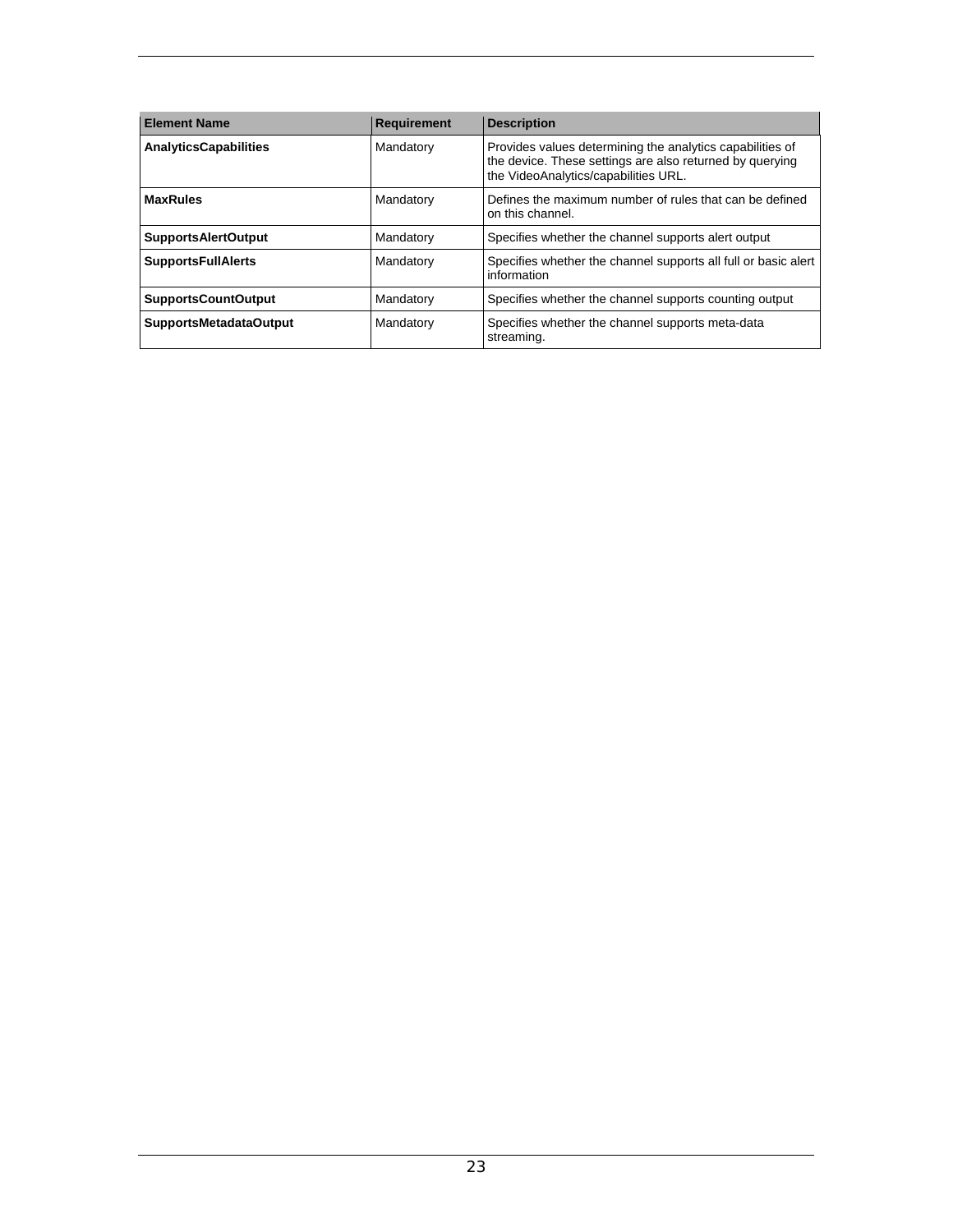| Element Name | Requirement | Description |
|---|---|---|
| **AnalyticsCapabilities** | Mandatory | Provides values determining the analytics capabilities of the device. These settings are also returned by querying the VideoAnalytics/capabilities URL. |
| **MaxRules** | Mandatory | Defines the maximum number of rules that can be defined on this channel. |
| **SupportsAlertOutput** | Mandatory | Specifies whether the channel supports alert output |
| **SupportsFullAlerts** | Mandatory | Specifies whether the channel supports all full or basic alert information |
| **SupportsCountOutput** | Mandatory | Specifies whether the channel supports counting output |
| **SupportsMetadataOutput** | Mandatory | Specifies whether the channel supports meta-data streaming. |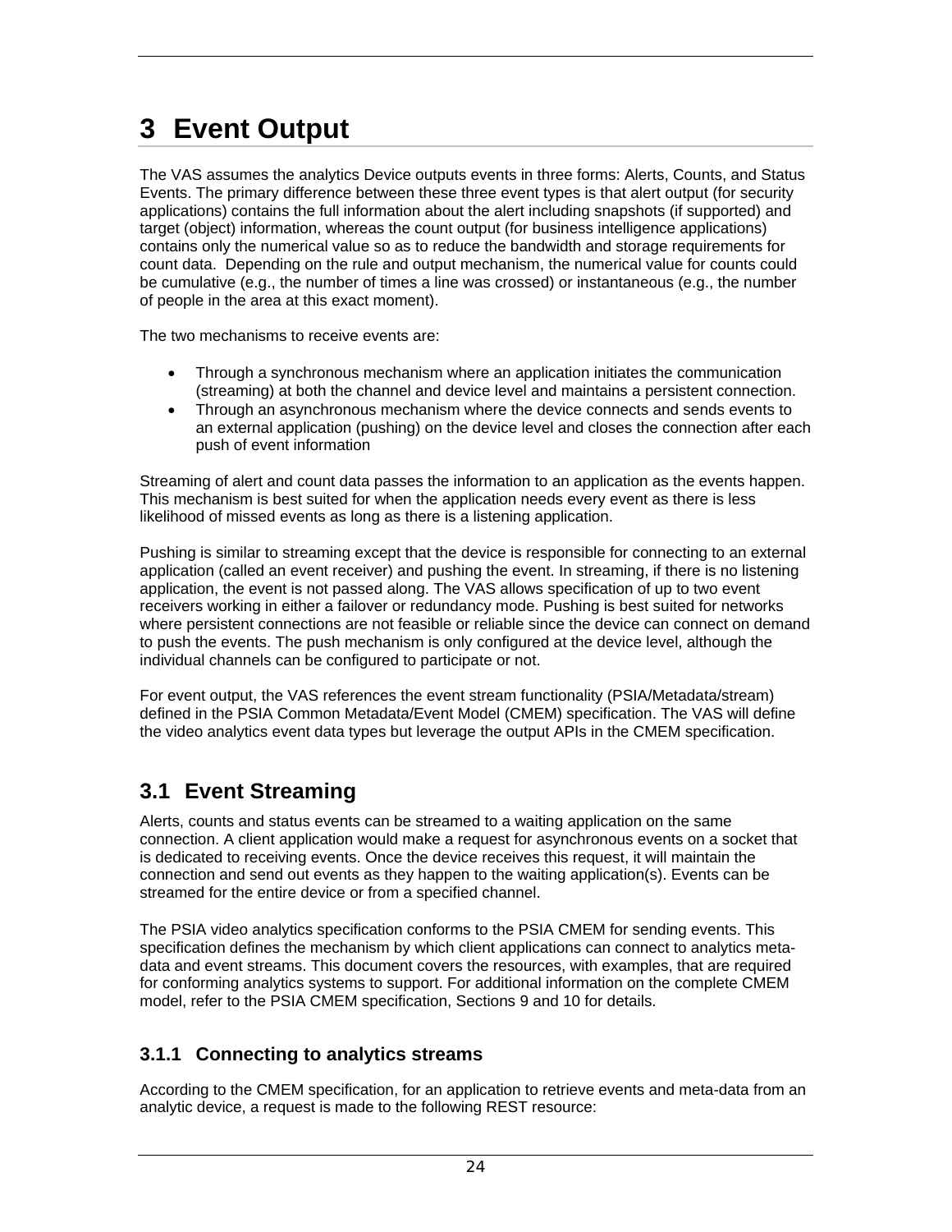# 3 Event Output

The VAS assumes the analytics Device outputs events in three forms: Alerts, Counts, and Status Events. The primary difference between these three event types is that alert output (for security applications) contains the full information about the alert including snapshots (if supported) and target (object) information, whereas the count output (for business intelligence applications) contains only the numerical value so as to reduce the bandwidth and storage requirements for count data. Depending on the rule and output mechanism, the numerical value for counts could be cumulative (e.g., the number of times a line was crossed) or instantaneous (e.g., the number of people in the area at this exact moment).

The two mechanisms to receive events are:

- Through a synchronous mechanism where an application initiates the communication (streaming) at both the channel and device level and maintains a persistent connection.
- Through an asynchronous mechanism where the device connects and sends events to an external application (pushing) on the device level and closes the connection after each push of event information

Streaming of alert and count data passes the information to an application as the events happen. This mechanism is best suited for when the application needs every event as there is less likelihood of missed events as long as there is a listening application.

Pushing is similar to streaming except that the device is responsible for connecting to an external application (called an event receiver) and pushing the event. In streaming, if there is no listening application, the event is not passed along. The VAS allows specification of up to two event receivers working in either a failover or redundancy mode. Pushing is best suited for networks where persistent connections are not feasible or reliable since the device can connect on demand to push the events. The push mechanism is only configured at the device level, although the individual channels can be configured to participate or not.

For event output, the VAS references the event stream functionality (PSIA/Metadata/stream) defined in the PSIA Common Metadata/Event Model (CMEM) specification. The VAS will define the video analytics event data types but leverage the output APIs in the CMEM specification.

## 3.1 Event Streaming

Alerts, counts and status events can be streamed to a waiting application on the same connection. A client application would make a request for asynchronous events on a socket that is dedicated to receiving events. Once the device receives this request, it will maintain the connection and send out events as they happen to the waiting application(s). Events can be streamed for the entire device or from a specified channel.

The PSIA video analytics specification conforms to the PSIA CMEM for sending events. This specification defines the mechanism by which client applications can connect to analytics meta-data and event streams. This document covers the resources, with examples, that are required for conforming analytics systems to support. For additional information on the complete CMEM model, refer to the PSIA CMEM specification, Sections 9 and 10 for details.

### 3.1.1 Connecting to analytics streams

According to the CMEM specification, for an application to retrieve events and meta-data from an analytic device, a request is made to the following REST resource: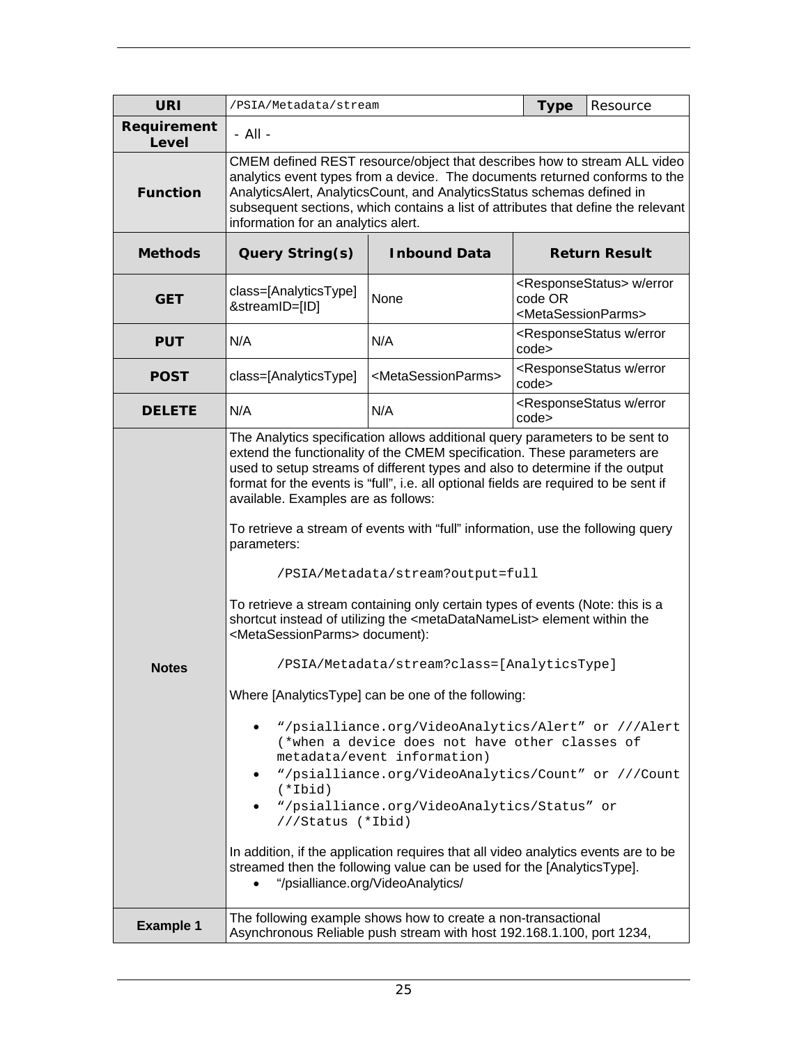| URI | /PSIA/Metadata/stream | | Type | Resource |
|---|---|---|---|---|
| **Requirement Level** | - All - | | | |
| **Function** | CMEM defined REST resource/object that describes how to stream ALL video analytics event types from a device. The documents returned conforms to the AnalyticsAlert, AnalyticsCount, and AnalyticsStatus schemas defined in subsequent sections, which contains a list of attributes that define the relevant information for an analytics alert. | | | |
| **Methods** | **Query String(s)** | **Inbound Data** | **Return Result** | |
| **GET** | class=[AnalyticsType] &streamID=[ID] | None | <ResponseStatus> w/error code OR <MetaSessionParms> | |
| **PUT** | N/A | N/A | <ResponseStatus w/error code> | |
| **POST** | class=[AnalyticsType] | <MetaSessionParms> | <ResponseStatus w/error code> | |
| **DELETE** | N/A | N/A | <ResponseStatus w/error code> | |
| **Notes** | The Analytics specification allows additional query parameters to be sent to extend the functionality of the CMEM specification. These parameters are used to setup streams of different types and also to determine if the output format for the events is "full", i.e. all optional fields are required to be sent if available. Examples are as follows:<br><br>To retrieve a stream of events with "full" information, use the following query parameters:<br><br>`/PSIA/Metadata/stream?output=full`<br><br>To retrieve a stream containing only certain types of events (Note: this is a shortcut instead of utilizing the <metaDataNameList> element within the <MetaSessionParms> document):<br><br>`/PSIA/Metadata/stream?class=[AnalyticsType]`<br><br>Where [AnalyticsType] can be one of the following:<br><br>• "/psialliance.org/VideoAnalytics/Alert" or ///Alert (*when a device does not have other classes of metadata/event information)<br>• "/psialliance.org/VideoAnalytics/Count" or ///Count (*Ibid)<br>• "/psialliance.org/VideoAnalytics/Status" or ///Status (*Ibid)<br><br>In addition, if the application requires that all video analytics events are to be streamed then the following value can be used for the [AnalyticsType].<br>• "/psialliance.org/VideoAnalytics/ | | | |
| **Example 1** | The following example shows how to create a non-transactional Asynchronous Reliable push stream with host 192.168.1.100, port 1234, | | | |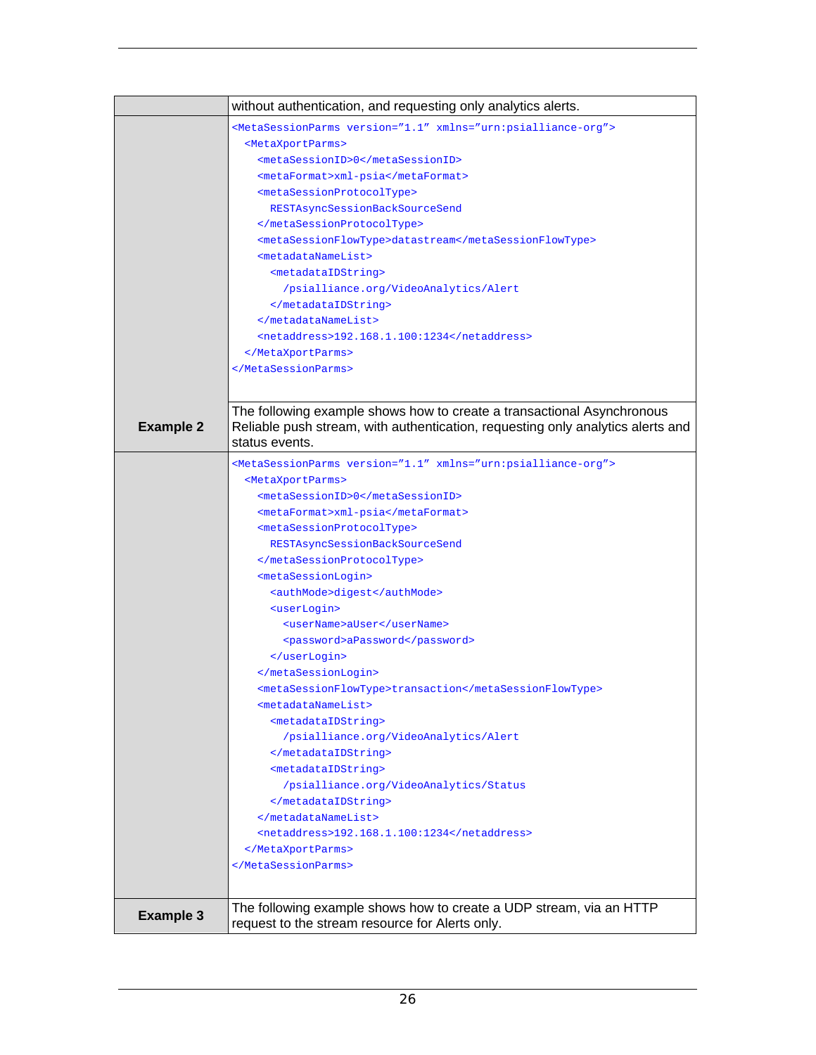| | without authentication, and requesting only analytics alerts. |
|---|---|
| | `<MetaSessionParms version="1.1" xmlns="urn:psialliance-org">`<br>`  <MetaXportParms>`<br>`    <metaSessionID>0</metaSessionID>`<br>`    <metaFormat>xml-psia</metaFormat>`<br>`    <metaSessionProtocolType>`<br>`      RESTAsyncSessionBackSourceSend`<br>`    </metaSessionProtocolType>`<br>`    <metaSessionFlowType>datastream</metaSessionFlowType>`<br>`    <metadataNameList>`<br>`      <metadataIDString>`<br>`        /psialliance.org/VideoAnalytics/Alert`<br>`      </metadataIDString>`<br>`    </metadataNameList>`<br>`    <netaddress>192.168.1.100:1234</netaddress>`<br>`  </MetaXportParms>`<br>`</MetaSessionParms>` |
| **Example 2** | The following example shows how to create a transactional Asynchronous Reliable push stream, with authentication, requesting only analytics alerts and status events. |
| | `<MetaSessionParms version="1.1" xmlns="urn:psialliance-org">`<br>`  <MetaXportParms>`<br>`    <metaSessionID>0</metaSessionID>`<br>`    <metaFormat>xml-psia</metaFormat>`<br>`    <metaSessionProtocolType>`<br>`      RESTAsyncSessionBackSourceSend`<br>`    </metaSessionProtocolType>`<br>`    <metaSessionLogin>`<br>`      <authMode>digest</authMode>`<br>`      <userLogin>`<br>`        <userName>aUser</userName>`<br>`        <password>aPassword</password>`<br>`      </userLogin>`<br>`    </metaSessionLogin>`<br>`    <metaSessionFlowType>transaction</metaSessionFlowType>`<br>`    <metadataNameList>`<br>`      <metadataIDString>`<br>`        /psialliance.org/VideoAnalytics/Alert`<br>`      </metadataIDString>`<br>`      <metadataIDString>`<br>`        /psialliance.org/VideoAnalytics/Status`<br>`      </metadataIDString>`<br>`    </metadataNameList>`<br>`    <netaddress>192.168.1.100:1234</netaddress>`<br>`  </MetaXportParms>`<br>`</MetaSessionParms>` |
| **Example 3** | The following example shows how to create a UDP stream, via an HTTP request to the stream resource for Alerts only. |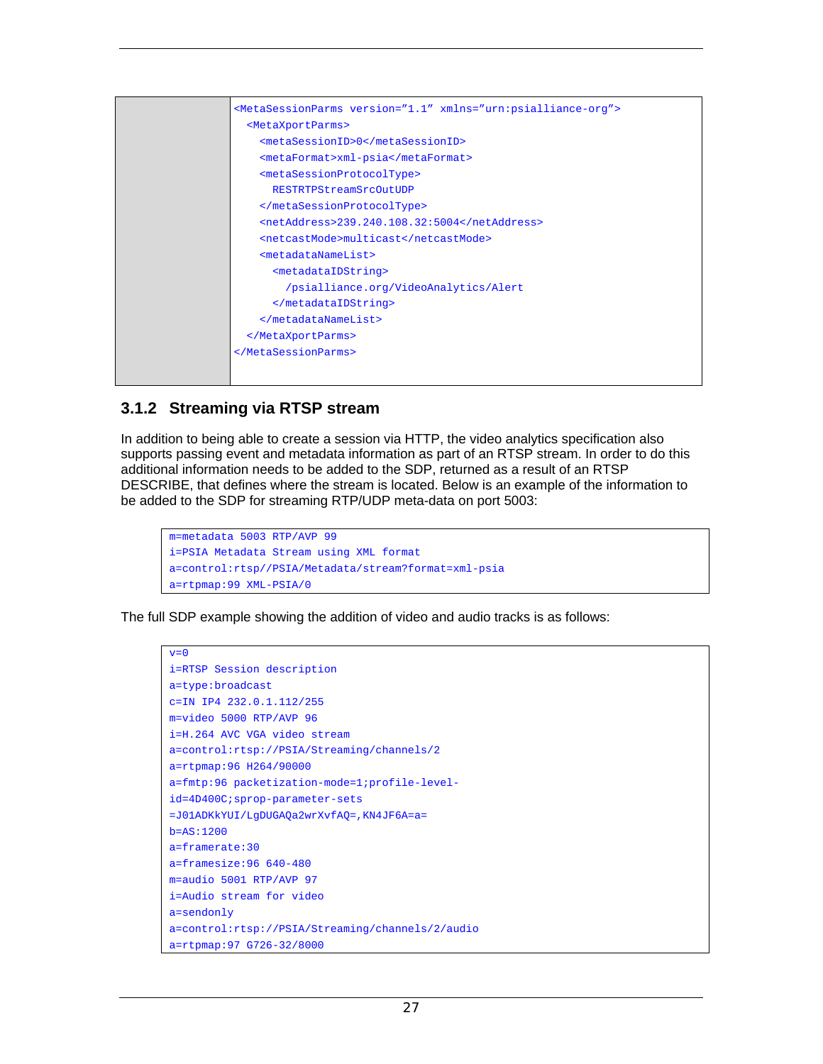| | |
|---|---|
| | ```<MetaSessionParms version="1.1" xmlns="urn:psialliance-org">``` |

```
<MetaSessionParms version="1.1" xmlns="urn:psialliance-org">
  <MetaXportParms>
    <metaSessionID>0</metaSessionID>
    <metaFormat>xml-psia</metaFormat>
    <metaSessionProtocolType>
      RESTRTPStreamSrcOutUDP
    </metaSessionProtocolType>
    <netAddress>239.240.108.32:5004</netAddress>
    <netcastMode>multicast</netcastMode>
    <metadataNameList>
      <metadataIDString>
        /psialliance.org/VideoAnalytics/Alert
      </metadataIDString>
    </metadataNameList>
  </MetaXportParms>
</MetaSessionParms>
```

### 3.1.2 Streaming via RTSP stream

In addition to being able to create a session via HTTP, the video analytics specification also supports passing event and metadata information as part of an RTSP stream. In order to do this additional information needs to be added to the SDP, returned as a result of an RTSP DESCRIBE, that defines where the stream is located. Below is an example of the information to be added to the SDP for streaming RTP/UDP meta-data on port 5003:

```
m=metadata 5003 RTP/AVP 99
i=PSIA Metadata Stream using XML format
a=control:rtsp//PSIA/Metadata/stream?format=xml-psia
a=rtpmap:99 XML-PSIA/0
```

The full SDP example showing the addition of video and audio tracks is as follows:

```
v=0
i=RTSP Session description
a=type:broadcast
c=IN IP4 232.0.1.112/255
m=video 5000 RTP/AVP 96
i=H.264 AVC VGA video stream
a=control:rtsp://PSIA/Streaming/channels/2
a=rtpmap:96 H264/90000
a=fmtp:96 packetization-mode=1;profile-level-
id=4D400C;sprop-parameter-sets
=J01ADKkYUI/LgDUGAQa2wrXvfAQ=,KN4JF6A=a=
b=AS:1200
a=framerate:30
a=framesize:96 640-480
m=audio 5001 RTP/AVP 97
i=Audio stream for video
a=sendonly
a=control:rtsp://PSIA/Streaming/channels/2/audio
a=rtpmap:97 G726-32/8000
```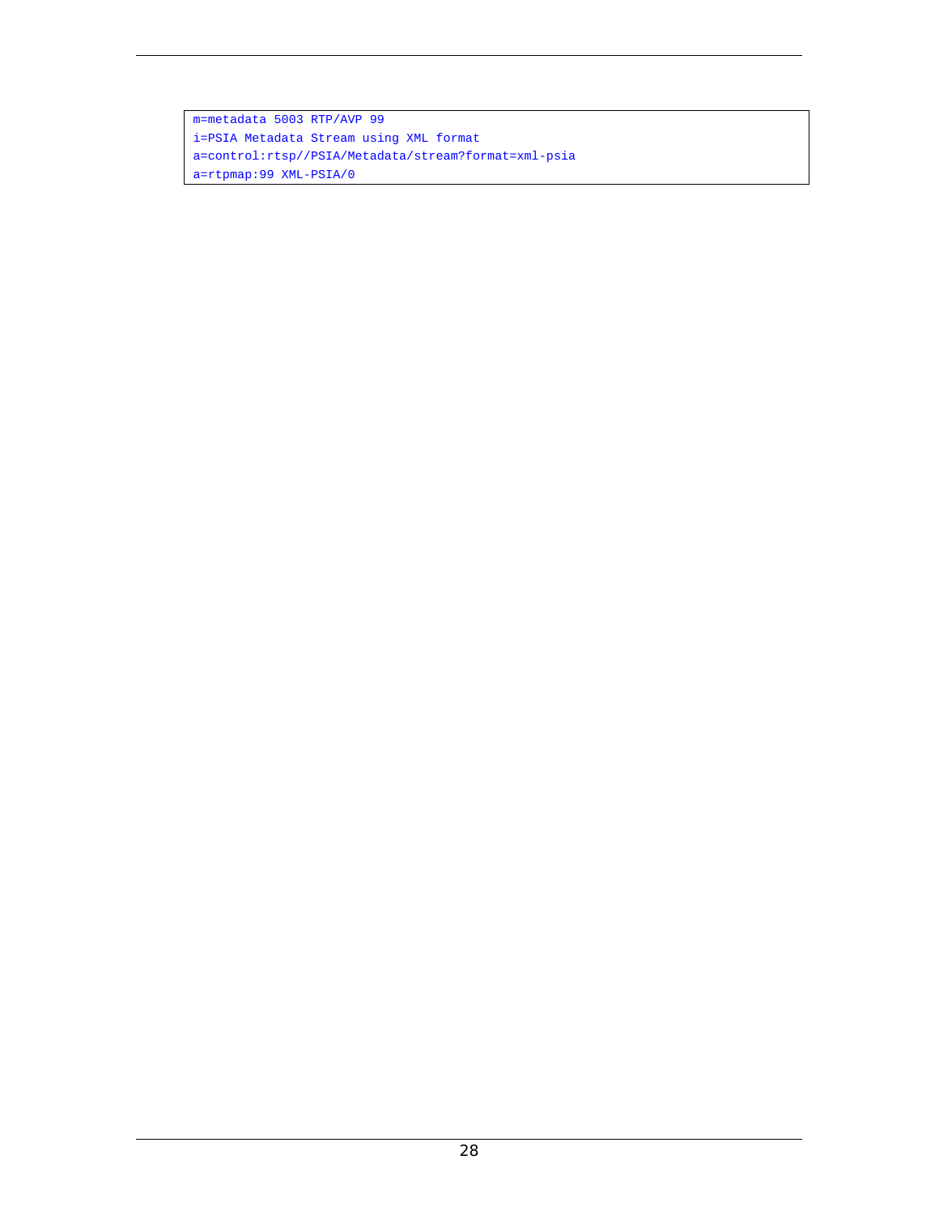```
m=metadata 5003 RTP/AVP 99
i=PSIA Metadata Stream using XML format
a=control:rtsp//PSIA/Metadata/stream?format=xml-psia
a=rtpmap:99 XML-PSIA/0
```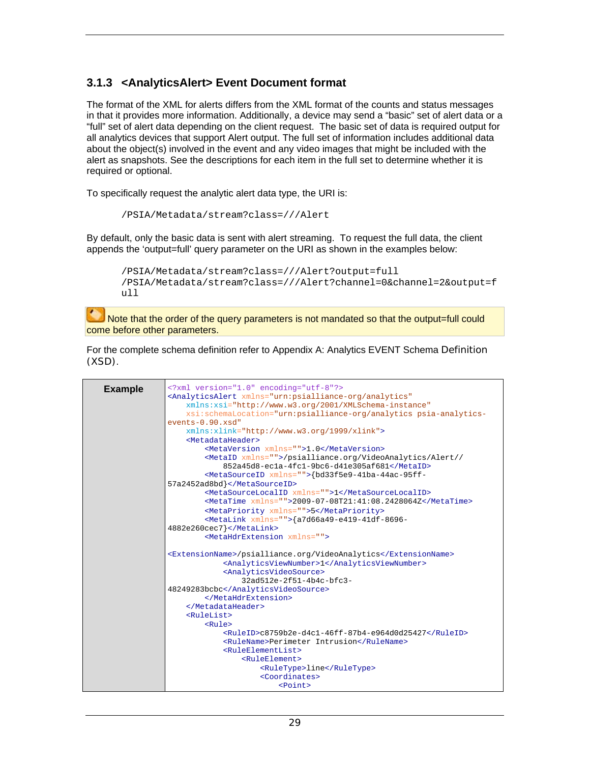### 3.1.3 <AnalyticsAlert> Event Document format

The format of the XML for alerts differs from the XML format of the counts and status messages in that it provides more information. Additionally, a device may send a "basic" set of alert data or a "full" set of alert data depending on the client request. The basic set of data is required output for all analytics devices that support Alert output. The full set of information includes additional data about the object(s) involved in the event and any video images that might be included with the alert as snapshots. See the descriptions for each item in the full set to determine whether it is required or optional.

To specifically request the analytic alert data type, the URI is:

```
/PSIA/Metadata/stream?class=///Alert
```

By default, only the basic data is sent with alert streaming. To request the full data, the client appends the 'output=full' query parameter on the URI as shown in the examples below:

```
/PSIA/Metadata/stream?class=///Alert?output=full
/PSIA/Metadata/stream?class=///Alert?channel=0&channel=2&output=f
ull
```

Note that the order of the query parameters is not mandated so that the output=full could come before other parameters.

For the complete schema definition refer to Appendix A: Analytics EVENT Schema Definition (XSD).

**Example**

```
<?xml version="1.0" encoding="utf-8"?>
<AnalyticsAlert xmlns="urn:psialliance-org/analytics"
    xmlns:xsi="http://www.w3.org/2001/XMLSchema-instance"
    xsi:schemaLocation="urn:psialliance-org/analytics psia-analytics-
events-0.90.xsd"
    xmlns:xlink="http://www.w3.org/1999/xlink">
    <MetadataHeader>
        <MetaVersion xmlns="">1.0</MetaVersion>
        <MetaID xmlns="">/psialliance.org/VideoAnalytics/Alert//
            852a45d8-ec1a-4fc1-9bc6-d41e305af681</MetaID>
        <MetaSourceID xmlns="">{bd33f5e9-41ba-44ac-95ff-
57a2452ad8bd}</MetaSourceID>
        <MetaSourceLocalID xmlns="">1</MetaSourceLocalID>
        <MetaTime xmlns="">2009-07-08T21:41:08.2428064Z</MetaTime>
        <MetaPriority xmlns="">5</MetaPriority>
        <MetaLink xmlns="">{a7d66a49-e419-41df-8696-
4882e260cec7}</MetaLink>
        <MetaHdrExtension xmlns="">

<ExtensionName>/psialliance.org/VideoAnalytics</ExtensionName>
            <AnalyticsViewNumber>1</AnalyticsViewNumber>
            <AnalyticsVideoSource>
                32ad512e-2f51-4b4c-bfc3-
48249283bcbc</AnalyticsVideoSource>
        </MetaHdrExtension>
    </MetadataHeader>
    <RuleList>
        <Rule>
            <RuleID>c8759b2e-d4c1-46ff-87b4-e964d0d25427</RuleID>
            <RuleName>Perimeter Intrusion</RuleName>
            <RuleElementList>
                <RuleElement>
                    <RuleType>line</RuleType>
                    <Coordinates>
                        <Point>
```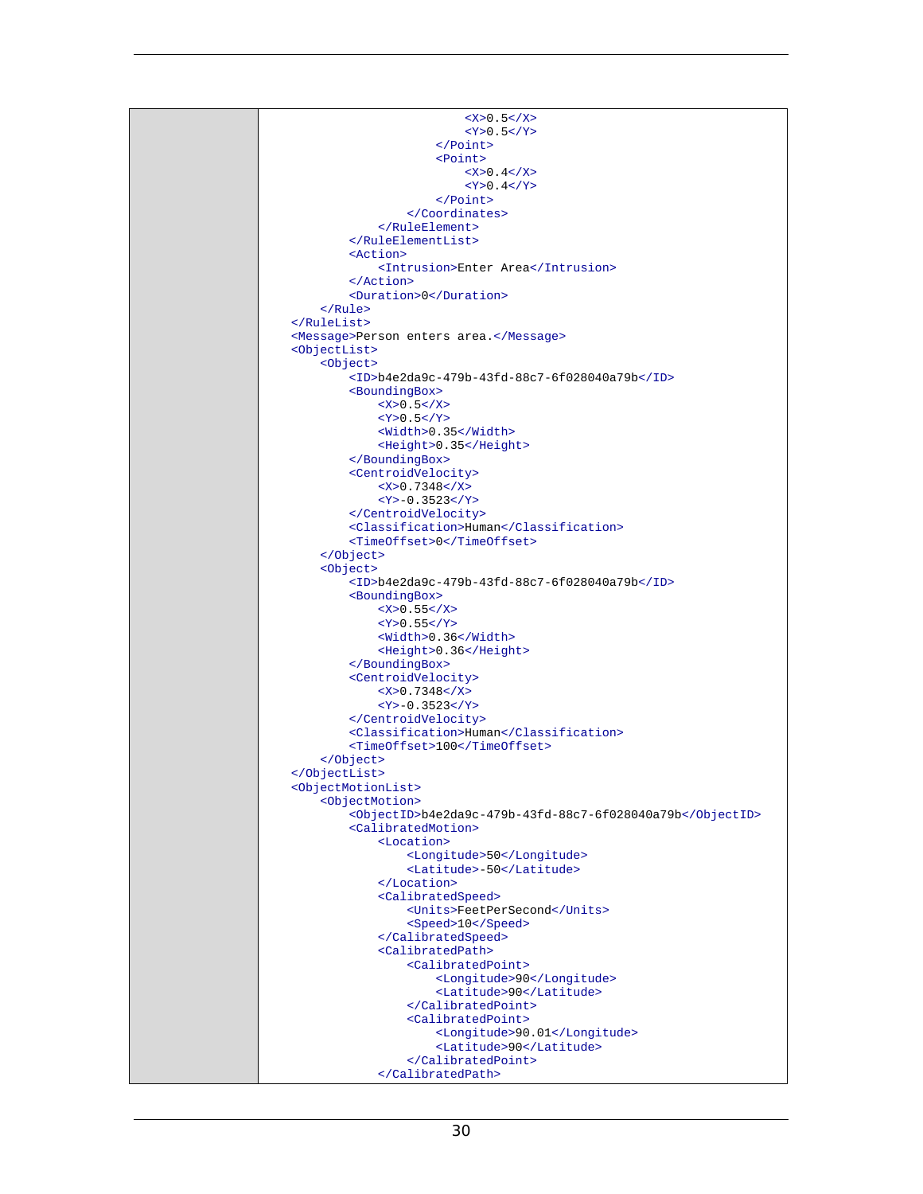```xml
                            <X>0.5</X>
                            <Y>0.5</Y>
                        </Point>
                        <Point>
                            <X>0.4</X>
                            <Y>0.4</Y>
                        </Point>
                    </Coordinates>
                </RuleElement>
            </RuleElementList>
            <Action>
                <Intrusion>Enter Area</Intrusion>
            </Action>
            <Duration>0</Duration>
        </Rule>
    </RuleList>
    <Message>Person enters area.</Message>
    <ObjectList>
        <Object>
            <ID>b4e2da9c-479b-43fd-88c7-6f028040a79b</ID>
            <BoundingBox>
                <X>0.5</X>
                <Y>0.5</Y>
                <Width>0.35</Width>
                <Height>0.35</Height>
            </BoundingBox>
            <CentroidVelocity>
                <X>0.7348</X>
                <Y>-0.3523</Y>
            </CentroidVelocity>
            <Classification>Human</Classification>
            <TimeOffset>0</TimeOffset>
        </Object>
        <Object>
            <ID>b4e2da9c-479b-43fd-88c7-6f028040a79b</ID>
            <BoundingBox>
                <X>0.55</X>
                <Y>0.55</Y>
                <Width>0.36</Width>
                <Height>0.36</Height>
            </BoundingBox>
            <CentroidVelocity>
                <X>0.7348</X>
                <Y>-0.3523</Y>
            </CentroidVelocity>
            <Classification>Human</Classification>
            <TimeOffset>100</TimeOffset>
        </Object>
    </ObjectList>
    <ObjectMotionList>
        <ObjectMotion>
            <ObjectID>b4e2da9c-479b-43fd-88c7-6f028040a79b</ObjectID>
            <CalibratedMotion>
                <Location>
                    <Longitude>50</Longitude>
                    <Latitude>-50</Latitude>
                </Location>
                <CalibratedSpeed>
                    <Units>FeetPerSecond</Units>
                    <Speed>10</Speed>
                </CalibratedSpeed>
                <CalibratedPath>
                    <CalibratedPoint>
                        <Longitude>90</Longitude>
                        <Latitude>90</Latitude>
                    </CalibratedPoint>
                    <CalibratedPoint>
                        <Longitude>90.01</Longitude>
                        <Latitude>90</Latitude>
                    </CalibratedPoint>
                </CalibratedPath>
```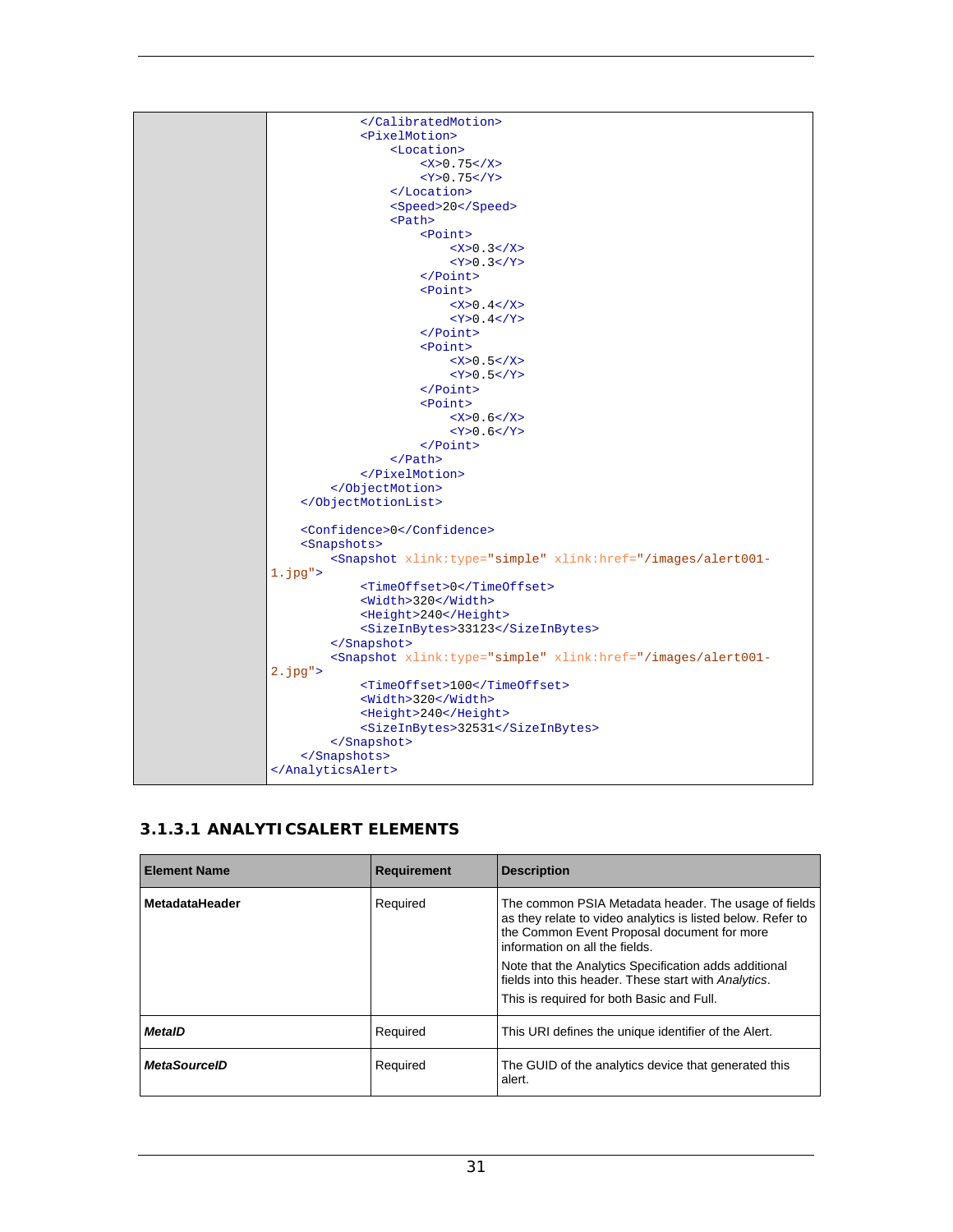```xml
            </CalibratedMotion>
            <PixelMotion>
                <Location>
                    <X>0.75</X>
                    <Y>0.75</Y>
                </Location>
                <Speed>20</Speed>
                <Path>
                    <Point>
                        <X>0.3</X>
                        <Y>0.3</Y>
                    </Point>
                    <Point>
                        <X>0.4</X>
                        <Y>0.4</Y>
                    </Point>
                    <Point>
                        <X>0.5</X>
                        <Y>0.5</Y>
                    </Point>
                    <Point>
                        <X>0.6</X>
                        <Y>0.6</Y>
                    </Point>
                </Path>
            </PixelMotion>
        </ObjectMotion>
    </ObjectMotionList>

    <Confidence>0</Confidence>
    <Snapshots>
        <Snapshot xlink:type="simple" xlink:href="/images/alert001-1.jpg">
            <TimeOffset>0</TimeOffset>
            <Width>320</Width>
            <Height>240</Height>
            <SizeInBytes>33123</SizeInBytes>
        </Snapshot>
        <Snapshot xlink:type="simple" xlink:href="/images/alert001-2.jpg">
            <TimeOffset>100</TimeOffset>
            <Width>320</Width>
            <Height>240</Height>
            <SizeInBytes>32531</SizeInBytes>
        </Snapshot>
    </Snapshots>
</AnalyticsAlert>
```

### 3.1.3.1 ANALYTICSALERT ELEMENTS

| Element Name | Requirement | Description |
|---|---|---|
| **MetadataHeader** | Required | The common PSIA Metadata header. The usage of fields as they relate to video analytics is listed below. Refer to the Common Event Proposal document for more information on all the fields.<br><br>Note that the Analytics Specification adds additional fields into this header. These start with *Analytics*.<br><br>This is required for both Basic and Full. |
| ***MetaID*** | Required | This URI defines the unique identifier of the Alert. |
| ***MetaSourceID*** | Required | The GUID of the analytics device that generated this alert. |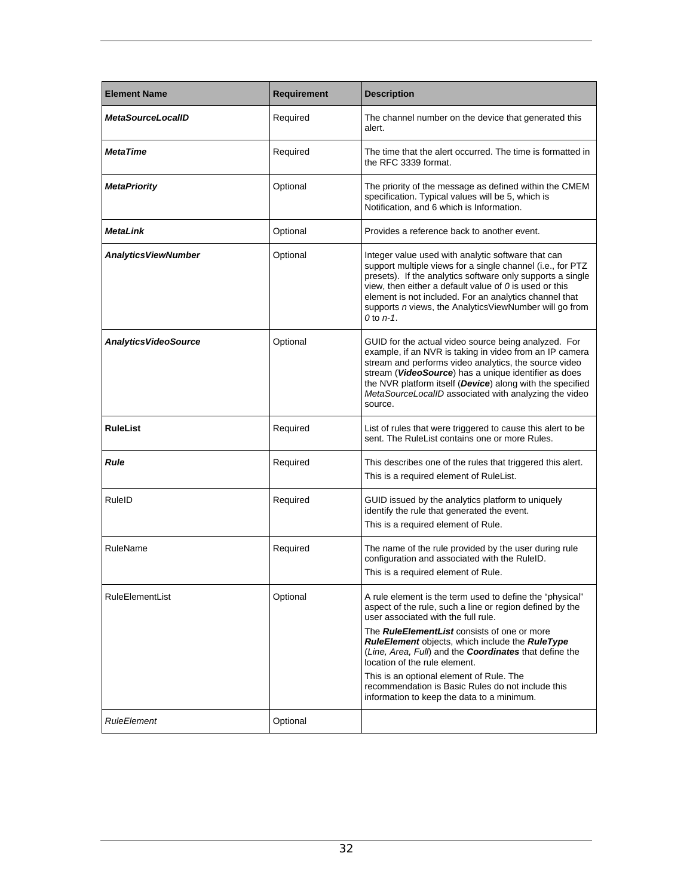| Element Name | Requirement | Description |
|---|---|---|
| ***MetaSourceLocalID*** | Required | The channel number on the device that generated this alert. |
| ***MetaTime*** | Required | The time that the alert occurred. The time is formatted in the RFC 3339 format. |
| ***MetaPriority*** | Optional | The priority of the message as defined within the CMEM specification. Typical values will be 5, which is Notification, and 6 which is Information. |
| ***MetaLink*** | Optional | Provides a reference back to another event. |
| ***AnalyticsViewNumber*** | Optional | Integer value used with analytic software that can support multiple views for a single channel (i.e., for PTZ presets). If the analytics software only supports a single view, then either a default value of *0* is used or this element is not included. For an analytics channel that supports *n* views, the AnalyticsViewNumber will go from *0* to *n-1*. |
| ***AnalyticsVideoSource*** | Optional | GUID for the actual video source being analyzed. For example, if an NVR is taking in video from an IP camera stream and performs video analytics, the source video stream (***VideoSource***) has a unique identifier as does the NVR platform itself (***Device***) along with the specified *MetaSourceLocalID* associated with analyzing the video source. |
| **RuleList** | Required | List of rules that were triggered to cause this alert to be sent. The RuleList contains one or more Rules. |
| ***Rule*** | Required | This describes one of the rules that triggered this alert.<br>This is a required element of RuleList. |
| RuleID | Required | GUID issued by the analytics platform to uniquely identify the rule that generated the event.<br>This is a required element of Rule. |
| RuleName | Required | The name of the rule provided by the user during rule configuration and associated with the RuleID.<br>This is a required element of Rule. |
| RuleElementList | Optional | A rule element is the term used to define the "physical" aspect of the rule, such a line or region defined by the user associated with the full rule.<br>The ***RuleElementList*** consists of one or more ***RuleElement*** objects, which include the ***RuleType*** (*Line, Area, Full*) and the ***Coordinates*** that define the location of the rule element.<br>This is an optional element of Rule. The recommendation is Basic Rules do not include this information to keep the data to a minimum. |
| *RuleElement* | Optional | |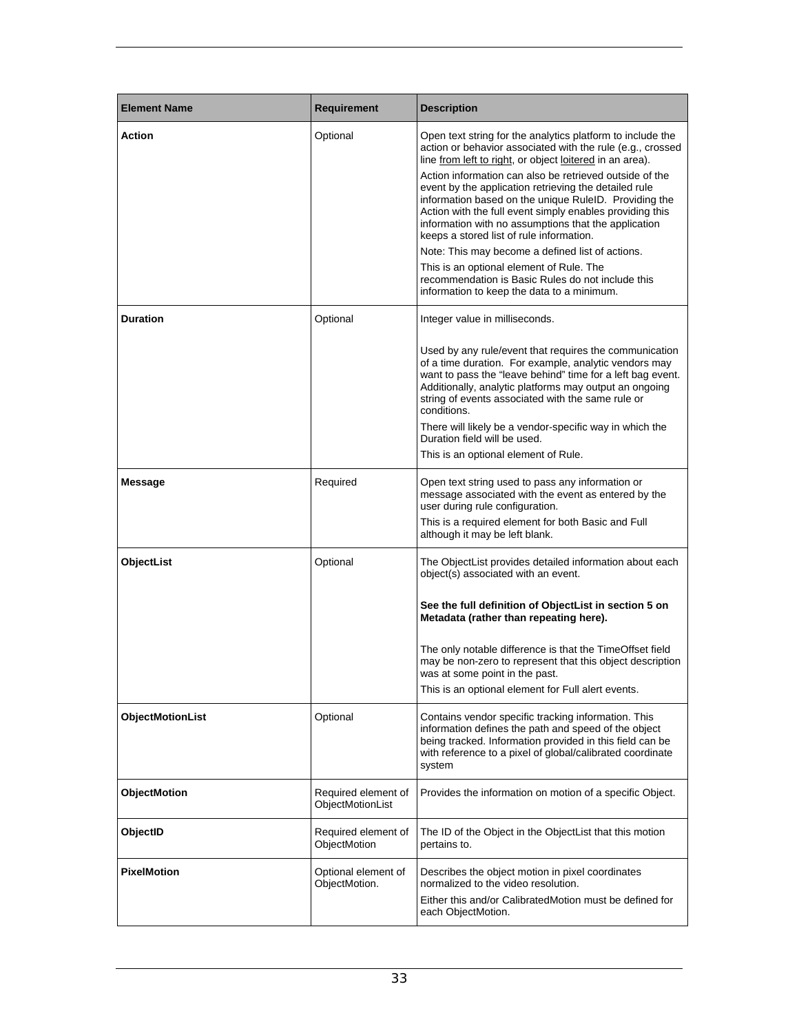| Element Name | Requirement | Description |
| --- | --- | --- |
| **Action** | Optional | Open text string for the analytics platform to include the action or behavior associated with the rule (e.g., crossed line from left to right, or object loitered in an area).<br>Action information can also be retrieved outside of the event by the application retrieving the detailed rule information based on the unique RuleID. Providing the Action with the full event simply enables providing this information with no assumptions that the application keeps a stored list of rule information.<br>Note: This may become a defined list of actions.<br>This is an optional element of Rule. The recommendation is Basic Rules do not include this information to keep the data to a minimum. |
| **Duration** | Optional | Integer value in milliseconds.<br><br>Used by any rule/event that requires the communication of a time duration. For example, analytic vendors may want to pass the "leave behind" time for a left bag event. Additionally, analytic platforms may output an ongoing string of events associated with the same rule or conditions.<br>There will likely be a vendor-specific way in which the Duration field will be used.<br>This is an optional element of Rule. |
| **Message** | Required | Open text string used to pass any information or message associated with the event as entered by the user during rule configuration.<br>This is a required element for both Basic and Full although it may be left blank. |
| **ObjectList** | Optional | The ObjectList provides detailed information about each object(s) associated with an event.<br><br>**See the full definition of ObjectList in section 5 on Metadata (rather than repeating here).**<br><br>The only notable difference is that the TimeOffset field may be non-zero to represent that this object description was at some point in the past.<br>This is an optional element for Full alert events. |
| **ObjectMotionList** | Optional | Contains vendor specific tracking information. This information defines the path and speed of the object being tracked. Information provided in this field can be with reference to a pixel of global/calibrated coordinate system |
| **ObjectMotion** | Required element of ObjectMotionList | Provides the information on motion of a specific Object. |
| **ObjectID** | Required element of ObjectMotion | The ID of the Object in the ObjectList that this motion pertains to. |
| **PixelMotion** | Optional element of ObjectMotion. | Describes the object motion in pixel coordinates normalized to the video resolution.<br>Either this and/or CalibratedMotion must be defined for each ObjectMotion. |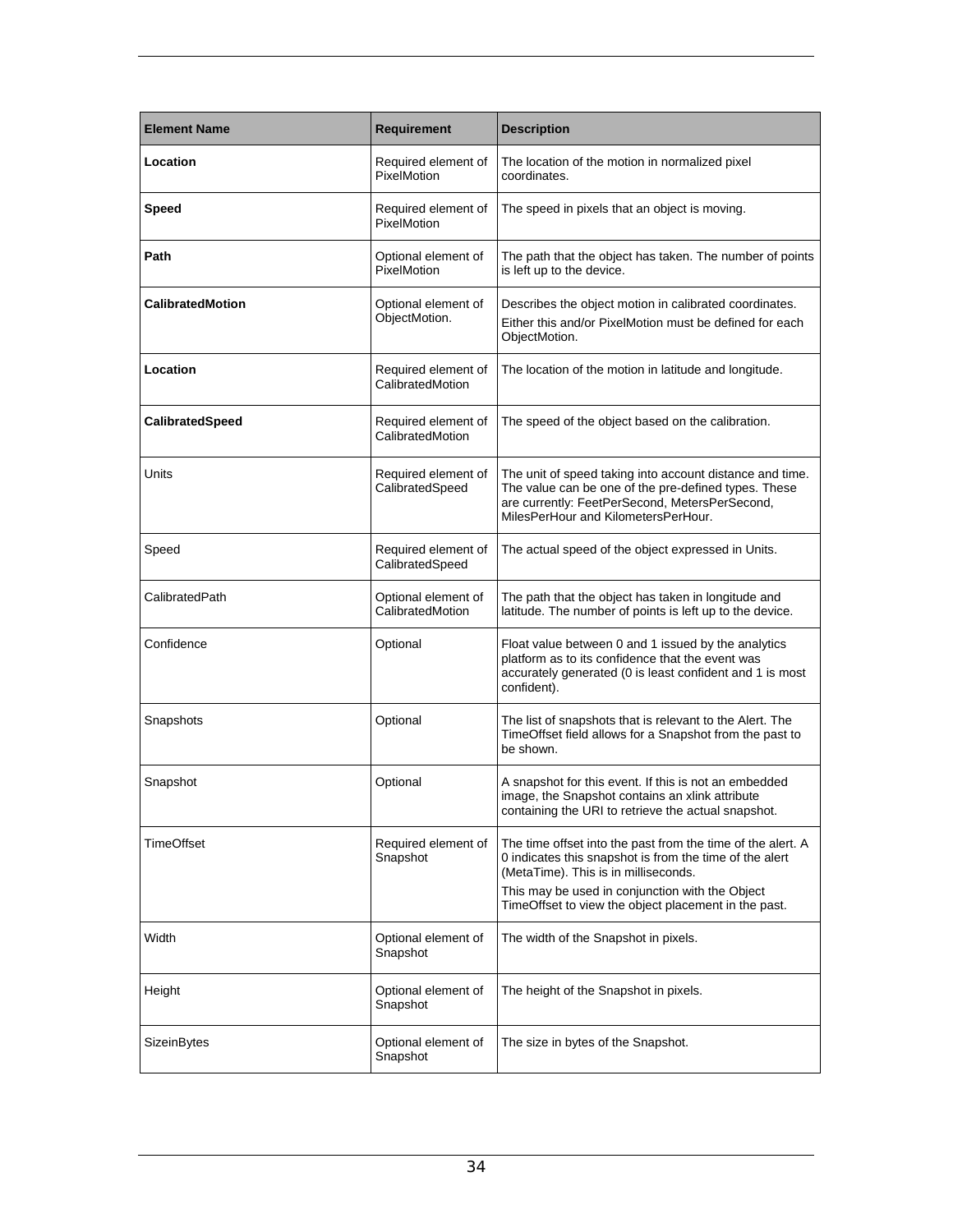| Element Name | Requirement | Description |
| --- | --- | --- |
| **Location** | Required element of PixelMotion | The location of the motion in normalized pixel coordinates. |
| **Speed** | Required element of PixelMotion | The speed in pixels that an object is moving. |
| **Path** | Optional element of PixelMotion | The path that the object has taken. The number of points is left up to the device. |
| **CalibratedMotion** | Optional element of ObjectMotion. | Describes the object motion in calibrated coordinates. Either this and/or PixelMotion must be defined for each ObjectMotion. |
| **Location** | Required element of CalibratedMotion | The location of the motion in latitude and longitude. |
| **CalibratedSpeed** | Required element of CalibratedMotion | The speed of the object based on the calibration. |
| Units | Required element of CalibratedSpeed | The unit of speed taking into account distance and time. The value can be one of the pre-defined types. These are currently: FeetPerSecond, MetersPerSecond, MilesPerHour and KilometersPerHour. |
| Speed | Required element of CalibratedSpeed | The actual speed of the object expressed in Units. |
| CalibratedPath | Optional element of CalibratedMotion | The path that the object has taken in longitude and latitude. The number of points is left up to the device. |
| Confidence | Optional | Float value between 0 and 1 issued by the analytics platform as to its confidence that the event was accurately generated (0 is least confident and 1 is most confident). |
| Snapshots | Optional | The list of snapshots that is relevant to the Alert. The TimeOffset field allows for a Snapshot from the past to be shown. |
| Snapshot | Optional | A snapshot for this event. If this is not an embedded image, the Snapshot contains an xlink attribute containing the URI to retrieve the actual snapshot. |
| TimeOffset | Required element of Snapshot | The time offset into the past from the time of the alert. A 0 indicates this snapshot is from the time of the alert (MetaTime). This is in milliseconds. This may be used in conjunction with the Object TimeOffset to view the object placement in the past. |
| Width | Optional element of Snapshot | The width of the Snapshot in pixels. |
| Height | Optional element of Snapshot | The height of the Snapshot in pixels. |
| SizeinBytes | Optional element of Snapshot | The size in bytes of the Snapshot. |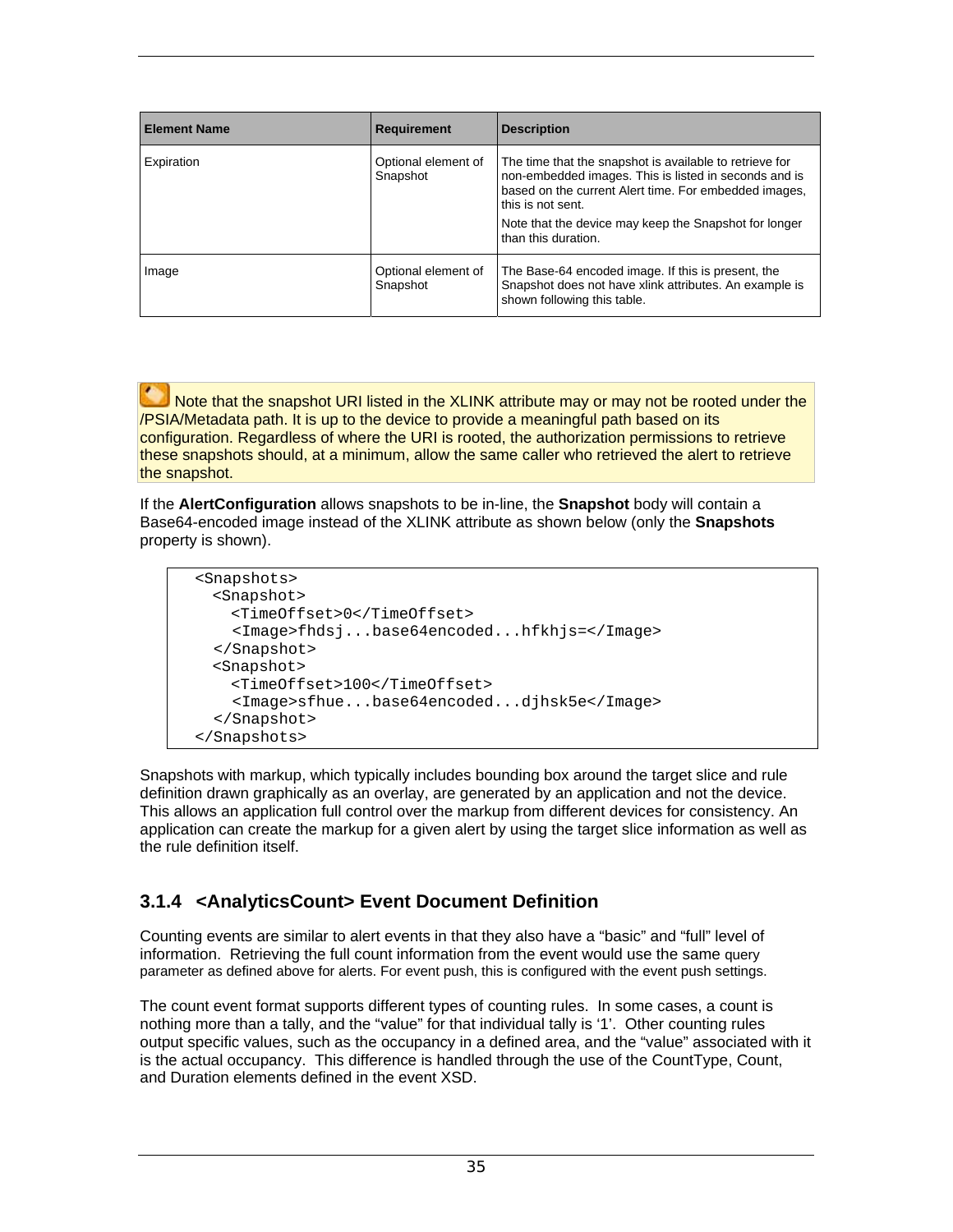| Element Name | Requirement | Description |
|---|---|---|
| Expiration | Optional element of Snapshot | The time that the snapshot is available to retrieve for non-embedded images. This is listed in seconds and is based on the current Alert time. For embedded images, this is not sent.<br>Note that the device may keep the Snapshot for longer than this duration. |
| Image | Optional element of Snapshot | The Base-64 encoded image. If this is present, the Snapshot does not have xlink attributes. An example is shown following this table. |

Note that the snapshot URI listed in the XLINK attribute may or may not be rooted under the /PSIA/Metadata path. It is up to the device to provide a meaningful path based on its configuration. Regardless of where the URI is rooted, the authorization permissions to retrieve these snapshots should, at a minimum, allow the same caller who retrieved the alert to retrieve the snapshot.

If the **AlertConfiguration** allows snapshots to be in-line, the **Snapshot** body will contain a Base64-encoded image instead of the XLINK attribute as shown below (only the **Snapshots** property is shown).

```
<Snapshots>
  <Snapshot>
    <TimeOffset>0</TimeOffset>
    <Image>fhdsj...base64encoded...hfkhjs=</Image>
  </Snapshot>
  <Snapshot>
    <TimeOffset>100</TimeOffset>
    <Image>sfhue...base64encoded...djhsk5e</Image>
  </Snapshot>
</Snapshots>
```

Snapshots with markup, which typically includes bounding box around the target slice and rule definition drawn graphically as an overlay, are generated by an application and not the device. This allows an application full control over the markup from different devices for consistency. An application can create the markup for a given alert by using the target slice information as well as the rule definition itself.

### 3.1.4 <AnalyticsCount> Event Document Definition

Counting events are similar to alert events in that they also have a “basic” and “full” level of information. Retrieving the full count information from the event would use the same query parameter as defined above for alerts. For event push, this is configured with the event push settings.

The count event format supports different types of counting rules. In some cases, a count is nothing more than a tally, and the “value” for that individual tally is ‘1’. Other counting rules output specific values, such as the occupancy in a defined area, and the “value” associated with it is the actual occupancy. This difference is handled through the use of the CountType, Count, and Duration elements defined in the event XSD.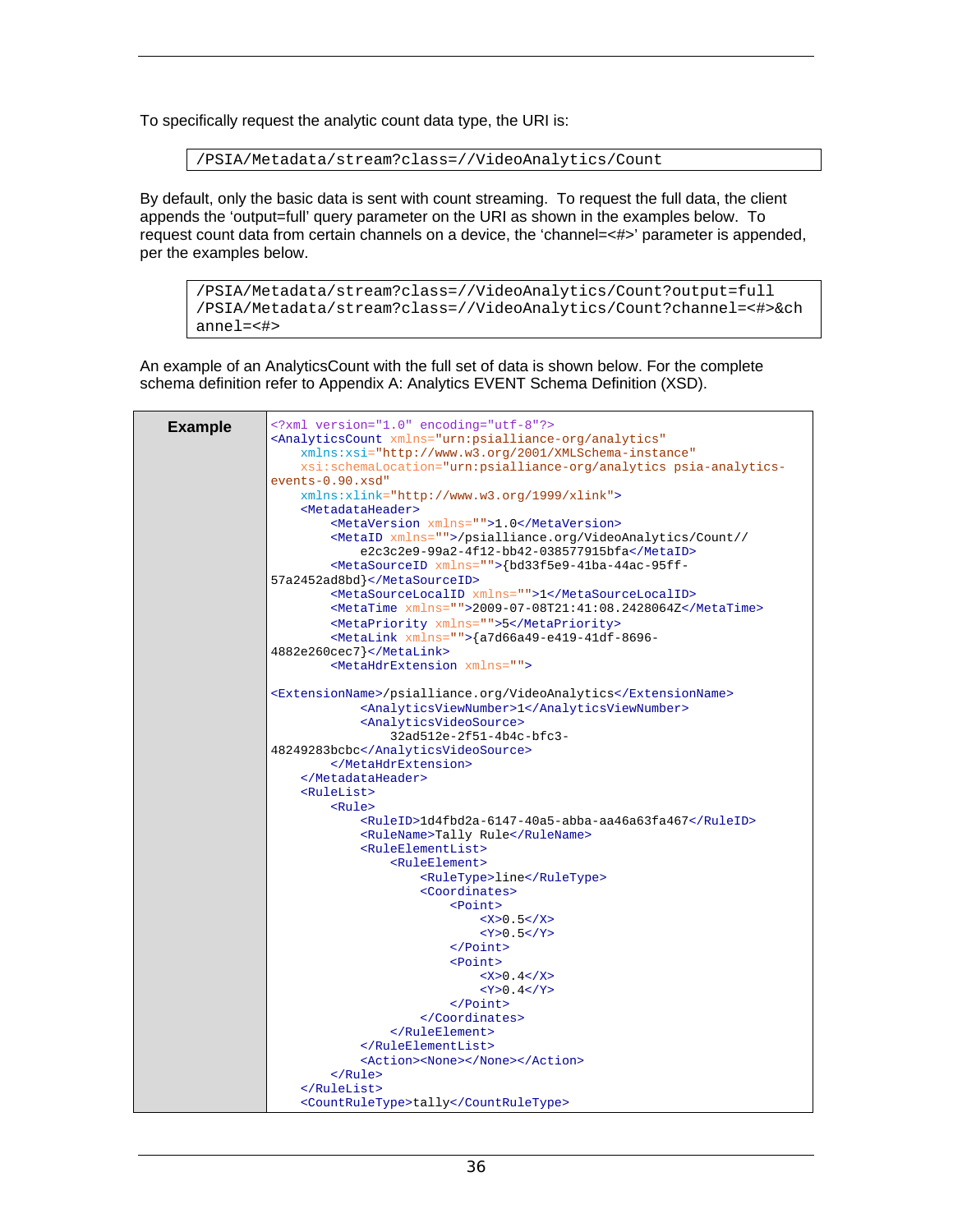To specifically request the analytic count data type, the URI is:

```
/PSIA/Metadata/stream?class=//VideoAnalytics/Count
```

By default, only the basic data is sent with count streaming. To request the full data, the client appends the 'output=full' query parameter on the URI as shown in the examples below. To request count data from certain channels on a device, the 'channel=<#>' parameter is appended, per the examples below.

```
/PSIA/Metadata/stream?class=//VideoAnalytics/Count?output=full
/PSIA/Metadata/stream?class=//VideoAnalytics/Count?channel=<#>&channel=<#>
```

An example of an AnalyticsCount with the full set of data is shown below. For the complete schema definition refer to Appendix A: Analytics EVENT Schema Definition (XSD).

**Example**

```xml
<?xml version="1.0" encoding="utf-8"?>
<AnalyticsCount xmlns="urn:psialliance-org/analytics"
    xmlns:xsi="http://www.w3.org/2001/XMLSchema-instance"
    xsi:schemaLocation="urn:psialliance-org/analytics psia-analytics-events-0.90.xsd"
    xmlns:xlink="http://www.w3.org/1999/xlink">
    <MetadataHeader>
        <MetaVersion xmlns="">1.0</MetaVersion>
        <MetaID xmlns="">/psialliance.org/VideoAnalytics/Count//
            e2c3c2e9-99a2-4f12-bb42-038577915bfa</MetaID>
        <MetaSourceID xmlns="">{bd33f5e9-41ba-44ac-95ff-57a2452ad8bd}</MetaSourceID>
        <MetaSourceLocalID xmlns="">1</MetaSourceLocalID>
        <MetaTime xmlns="">2009-07-08T21:41:08.2428064Z</MetaTime>
        <MetaPriority xmlns="">5</MetaPriority>
        <MetaLink xmlns="">{a7d66a49-e419-41df-8696-4882e260cec7}</MetaLink>
        <MetaHdrExtension xmlns="">
<ExtensionName>/psialliance.org/VideoAnalytics</ExtensionName>
            <AnalyticsViewNumber>1</AnalyticsViewNumber>
            <AnalyticsVideoSource>
                32ad512e-2f51-4b4c-bfc3-48249283bcbc</AnalyticsVideoSource>
        </MetaHdrExtension>
    </MetadataHeader>
    <RuleList>
        <Rule>
            <RuleID>1d4fbd2a-6147-40a5-abba-aa46a63fa467</RuleID>
            <RuleName>Tally Rule</RuleName>
            <RuleElementList>
                <RuleElement>
                    <RuleType>line</RuleType>
                    <Coordinates>
                        <Point>
                            <X>0.5</X>
                            <Y>0.5</Y>
                        </Point>
                        <Point>
                            <X>0.4</X>
                            <Y>0.4</Y>
                        </Point>
                    </Coordinates>
                </RuleElement>
            </RuleElementList>
            <Action><None></None></Action>
        </Rule>
    </RuleList>
    <CountRuleType>tally</CountRuleType>
```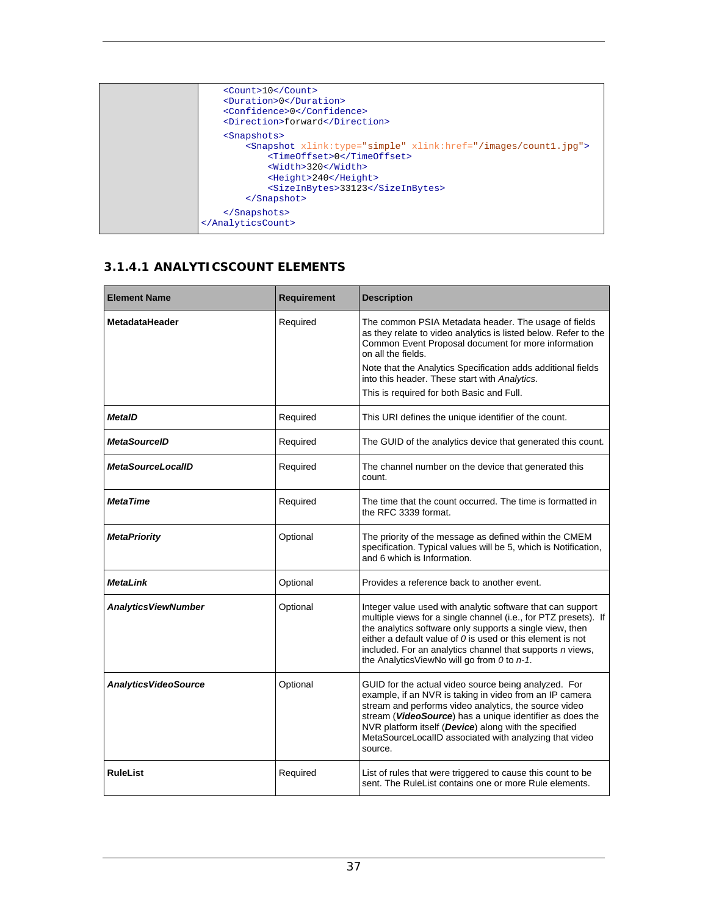```
    <Count>10</Count>
    <Duration>0</Duration>
    <Confidence>0</Confidence>
    <Direction>forward</Direction>
    <Snapshots>
        <Snapshot xlink:type="simple" xlink:href="/images/count1.jpg">
            <TimeOffset>0</TimeOffset>
            <Width>320</Width>
            <Height>240</Height>
            <SizeInBytes>33123</SizeInBytes>
        </Snapshot>
    </Snapshots>
</AnalyticsCount>
```

### 3.1.4.1 ANALYTICSCOUNT ELEMENTS

| Element Name | Requirement | Description |
|---|---|---|
| **MetadataHeader** | Required | The common PSIA Metadata header. The usage of fields as they relate to video analytics is listed below. Refer to the Common Event Proposal document for more information on all the fields.<br><br>Note that the Analytics Specification adds additional fields into this header. These start with *Analytics*.<br><br>This is required for both Basic and Full. |
| ***MetaID*** | Required | This URI defines the unique identifier of the count. |
| ***MetaSourceID*** | Required | The GUID of the analytics device that generated this count. |
| ***MetaSourceLocalID*** | Required | The channel number on the device that generated this count. |
| ***MetaTime*** | Required | The time that the count occurred. The time is formatted in the RFC 3339 format. |
| ***MetaPriority*** | Optional | The priority of the message as defined within the CMEM specification. Typical values will be 5, which is Notification, and 6 which is Information. |
| ***MetaLink*** | Optional | Provides a reference back to another event. |
| ***AnalyticsViewNumber*** | Optional | Integer value used with analytic software that can support multiple views for a single channel (i.e., for PTZ presets). If the analytics software only supports a single view, then either a default value of *0* is used or this element is not included. For an analytics channel that supports *n* views, the AnalyticsViewNo will go from *0* to *n-1*. |
| ***AnalyticsVideoSource*** | Optional | GUID for the actual video source being analyzed. For example, if an NVR is taking in video from an IP camera stream and performs video analytics, the source video stream (***VideoSource***) has a unique identifier as does the NVR platform itself (***Device***) along with the specified MetaSourceLocalID associated with analyzing that video source. |
| **RuleList** | Required | List of rules that were triggered to cause this count to be sent. The RuleList contains one or more Rule elements. |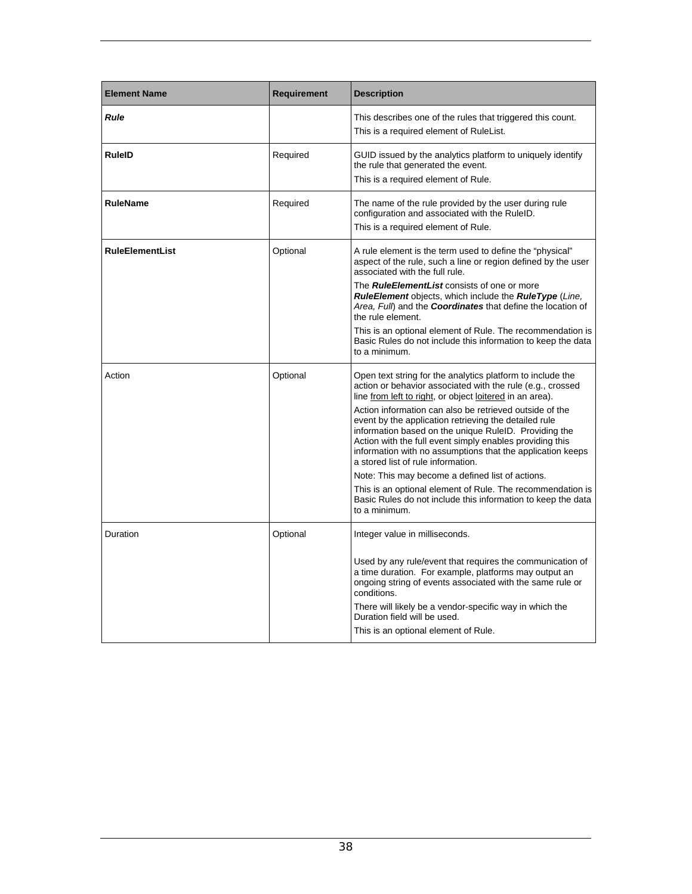| **Element Name** | **Requirement** | **Description** |
|---|---|---|
| ***Rule*** | | This describes one of the rules that triggered this count.<br>This is a required element of RuleList. |
| **RuleID** | Required | GUID issued by the analytics platform to uniquely identify the rule that generated the event.<br>This is a required element of Rule. |
| **RuleName** | Required | The name of the rule provided by the user during rule configuration and associated with the RuleID.<br>This is a required element of Rule. |
| **RuleElementList** | Optional | A rule element is the term used to define the "physical" aspect of the rule, such a line or region defined by the user associated with the full rule.<br>The ***RuleElementList*** consists of one or more ***RuleElement*** objects, which include the ***RuleType*** (*Line, Area, Full*) and the ***Coordinates*** that define the location of the rule element.<br>This is an optional element of Rule. The recommendation is Basic Rules do not include this information to keep the data to a minimum. |
| Action | Optional | Open text string for the analytics platform to include the action or behavior associated with the rule (e.g., crossed line from left to right, or object loitered in an area).<br>Action information can also be retrieved outside of the event by the application retrieving the detailed rule information based on the unique RuleID. Providing the Action with the full event simply enables providing this information with no assumptions that the application keeps a stored list of rule information.<br>Note: This may become a defined list of actions.<br>This is an optional element of Rule. The recommendation is Basic Rules do not include this information to keep the data to a minimum. |
| Duration | Optional | Integer value in milliseconds.<br><br>Used by any rule/event that requires the communication of a time duration. For example, platforms may output an ongoing string of events associated with the same rule or conditions.<br>There will likely be a vendor-specific way in which the Duration field will be used.<br>This is an optional element of Rule. |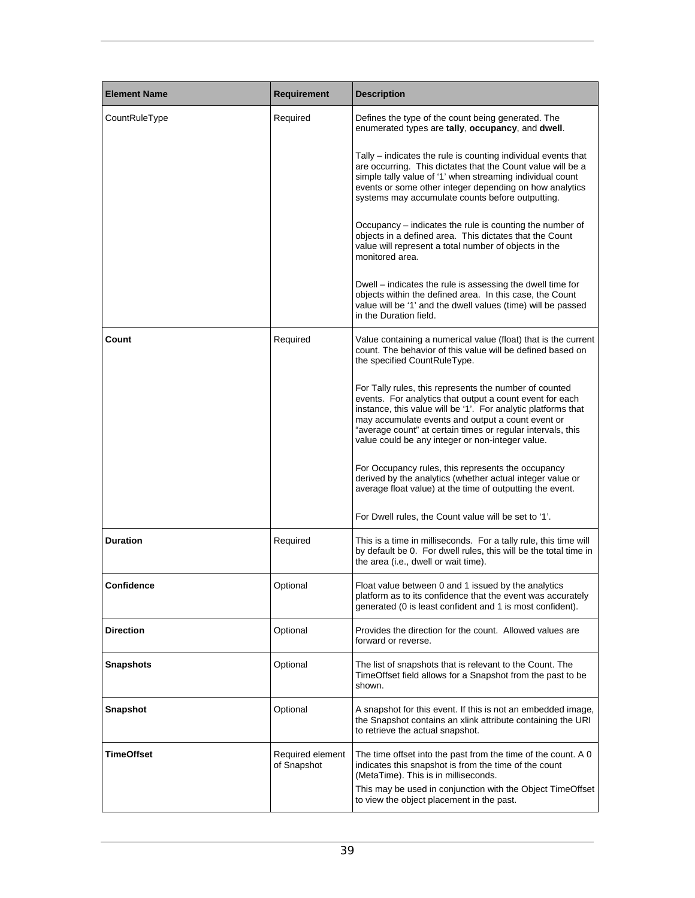| Element Name | Requirement | Description |
| --- | --- | --- |
| CountRuleType | Required | Defines the type of the count being generated. The enumerated types are **tally**, **occupancy**, and **dwell**.<br><br>Tally – indicates the rule is counting individual events that are occurring. This dictates that the Count value will be a simple tally value of '1' when streaming individual count events or some other integer depending on how analytics systems may accumulate counts before outputting.<br><br>Occupancy – indicates the rule is counting the number of objects in a defined area. This dictates that the Count value will represent a total number of objects in the monitored area.<br><br>Dwell – indicates the rule is assessing the dwell time for objects within the defined area. In this case, the Count value will be '1' and the dwell values (time) will be passed in the Duration field. |
| **Count** | Required | Value containing a numerical value (float) that is the current count. The behavior of this value will be defined based on the specified CountRuleType.<br><br>For Tally rules, this represents the number of counted events. For analytics that output a count event for each instance, this value will be '1'. For analytic platforms that may accumulate events and output a count event or "average count" at certain times or regular intervals, this value could be any integer or non-integer value.<br><br>For Occupancy rules, this represents the occupancy derived by the analytics (whether actual integer value or average float value) at the time of outputting the event.<br><br>For Dwell rules, the Count value will be set to '1'. |
| **Duration** | Required | This is a time in milliseconds. For a tally rule, this time will by default be 0. For dwell rules, this will be the total time in the area (i.e., dwell or wait time). |
| **Confidence** | Optional | Float value between 0 and 1 issued by the analytics platform as to its confidence that the event was accurately generated (0 is least confident and 1 is most confident). |
| **Direction** | Optional | Provides the direction for the count. Allowed values are forward or reverse. |
| **Snapshots** | Optional | The list of snapshots that is relevant to the Count. The TimeOffset field allows for a Snapshot from the past to be shown. |
| **Snapshot** | Optional | A snapshot for this event. If this is not an embedded image, the Snapshot contains an xlink attribute containing the URI to retrieve the actual snapshot. |
| **TimeOffset** | Required element of Snapshot | The time offset into the past from the time of the count. A 0 indicates this snapshot is from the time of the count (MetaTime). This is in milliseconds.<br>This may be used in conjunction with the Object TimeOffset to view the object placement in the past. |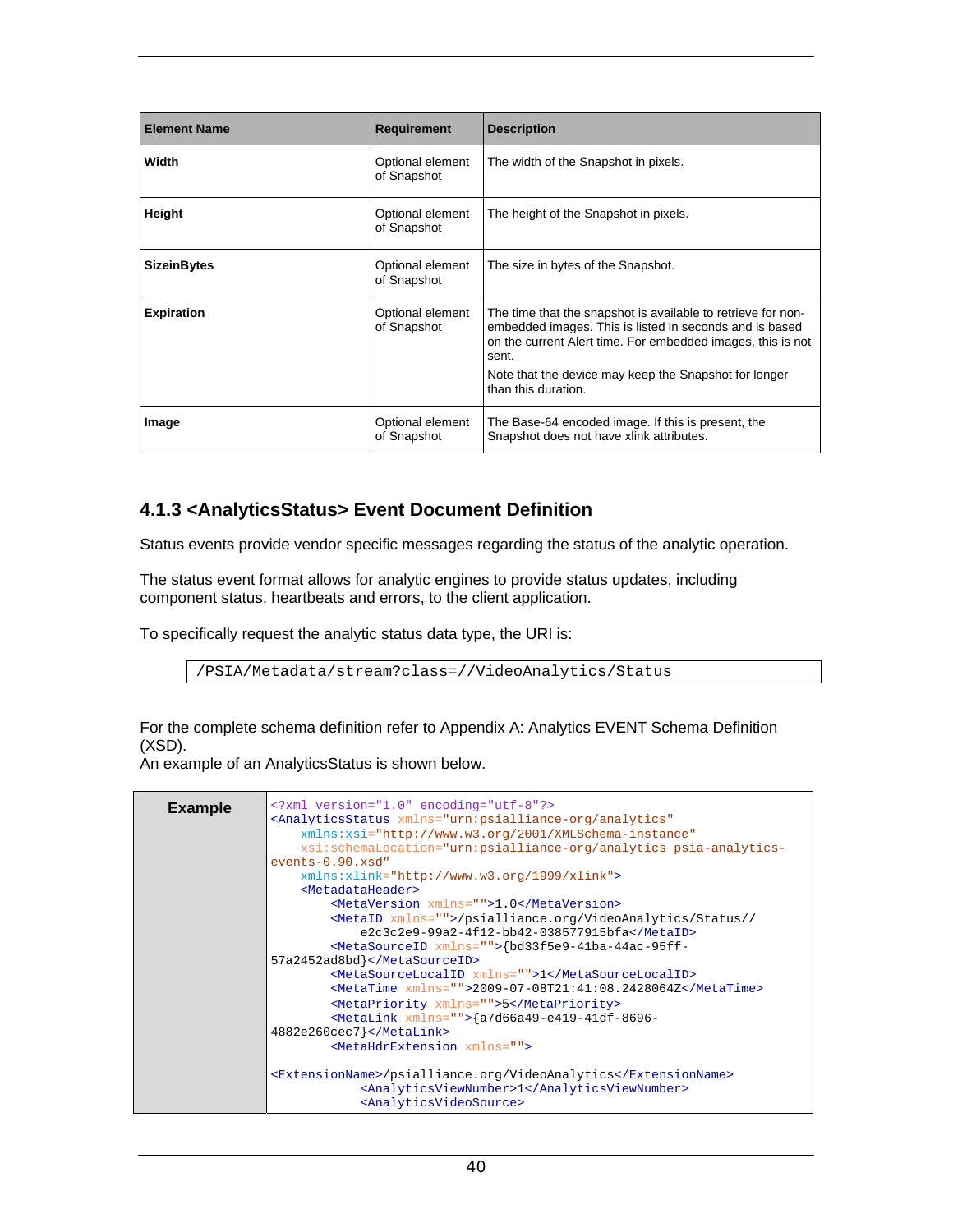| Element Name | Requirement | Description |
|---|---|---|
| **Width** | Optional element of Snapshot | The width of the Snapshot in pixels. |
| **Height** | Optional element of Snapshot | The height of the Snapshot in pixels. |
| **SizeinBytes** | Optional element of Snapshot | The size in bytes of the Snapshot. |
| **Expiration** | Optional element of Snapshot | The time that the snapshot is available to retrieve for non-embedded images. This is listed in seconds and is based on the current Alert time. For embedded images, this is not sent.<br><br>Note that the device may keep the Snapshot for longer than this duration. |
| **Image** | Optional element of Snapshot | The Base-64 encoded image. If this is present, the Snapshot does not have xlink attributes. |

### 4.1.3 <AnalyticsStatus> Event Document Definition

Status events provide vendor specific messages regarding the status of the analytic operation.

The status event format allows for analytic engines to provide status updates, including component status, heartbeats and errors, to the client application.

To specifically request the analytic status data type, the URI is:

```
/PSIA/Metadata/stream?class=//VideoAnalytics/Status
```

For the complete schema definition refer to Appendix A: Analytics EVENT Schema Definition (XSD).
An example of an AnalyticsStatus is shown below.

**Example**

```
<?xml version="1.0" encoding="utf-8"?>
<AnalyticsStatus xmlns="urn:psialliance-org/analytics"
    xmlns:xsi="http://www.w3.org/2001/XMLSchema-instance"
    xsi:schemaLocation="urn:psialliance-org/analytics psia-analytics-
events-0.90.xsd"
    xmlns:xlink="http://www.w3.org/1999/xlink">
    <MetadataHeader>
        <MetaVersion xmlns="">1.0</MetaVersion>
        <MetaID xmlns="">/psialliance.org/VideoAnalytics/Status//
            e2c3c2e9-99a2-4f12-bb42-038577915bfa</MetaID>
        <MetaSourceID xmlns="">{bd33f5e9-41ba-44ac-95ff-
57a2452ad8bd}</MetaSourceID>
        <MetaSourceLocalID xmlns="">1</MetaSourceLocalID>
        <MetaTime xmlns="">2009-07-08T21:41:08.2428064Z</MetaTime>
        <MetaPriority xmlns="">5</MetaPriority>
        <MetaLink xmlns="">{a7d66a49-e419-41df-8696-
4882e260cec7}</MetaLink>
        <MetaHdrExtension xmlns="">

<ExtensionName>/psialliance.org/VideoAnalytics</ExtensionName>
            <AnalyticsViewNumber>1</AnalyticsViewNumber>
            <AnalyticsVideoSource>
```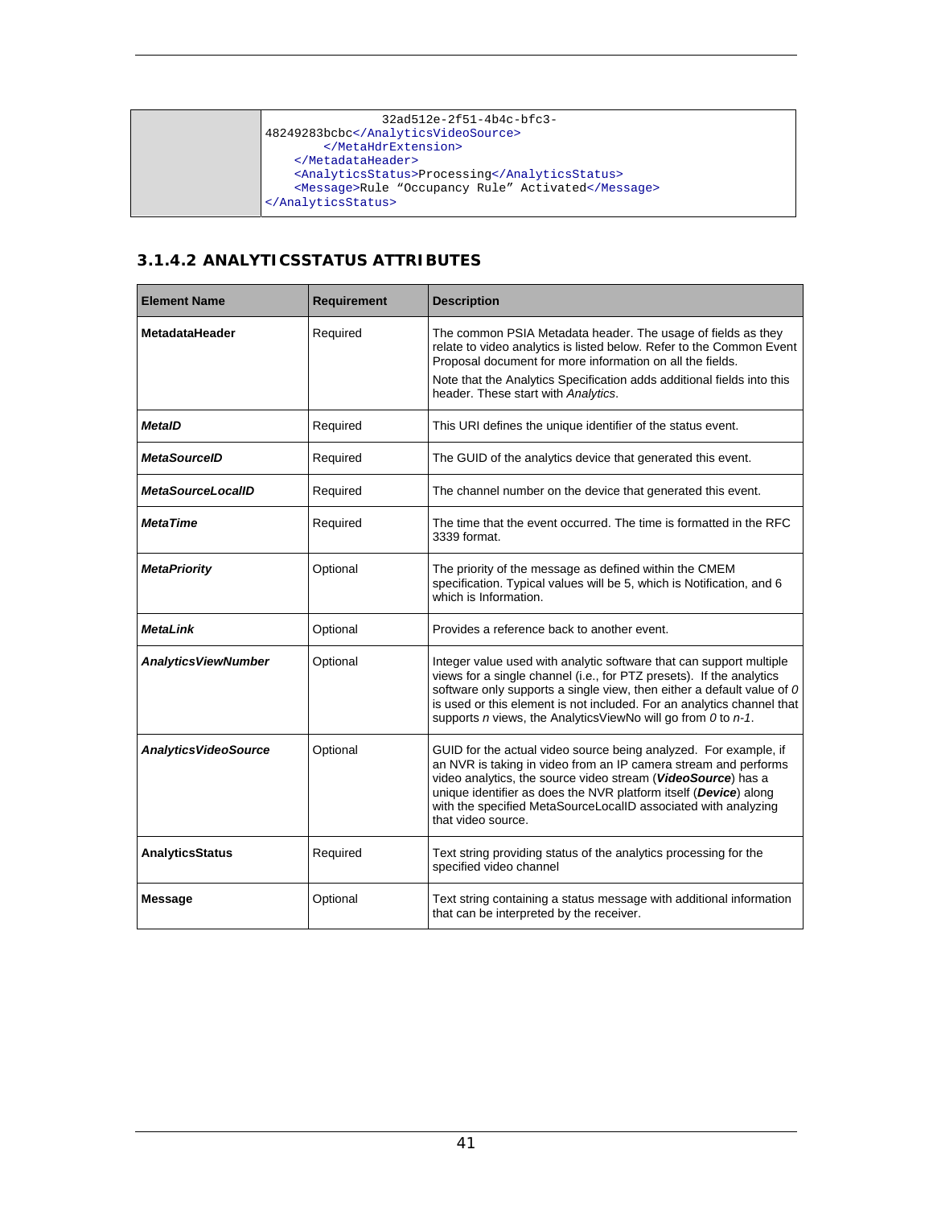```
                32ad512e-2f51-4b4c-bfc3-
48249283bcbc</AnalyticsVideoSource>
        </MetaHdrExtension>
    </MetadataHeader>
    <AnalyticsStatus>Processing</AnalyticsStatus>
    <Message>Rule “Occupancy Rule” Activated</Message>
</AnalyticsStatus>
```

### 3.1.4.2 ANALYTICSSTATUS ATTRIBUTES

| Element Name | Requirement | Description |
|---|---|---|
| **MetadataHeader** | Required | The common PSIA Metadata header. The usage of fields as they relate to video analytics is listed below. Refer to the Common Event Proposal document for more information on all the fields.<br>Note that the Analytics Specification adds additional fields into this header. These start with *Analytics*. |
| ***MetaID*** | Required | This URI defines the unique identifier of the status event. |
| ***MetaSourceID*** | Required | The GUID of the analytics device that generated this event. |
| ***MetaSourceLocalID*** | Required | The channel number on the device that generated this event. |
| ***MetaTime*** | Required | The time that the event occurred. The time is formatted in the RFC 3339 format. |
| ***MetaPriority*** | Optional | The priority of the message as defined within the CMEM specification. Typical values will be 5, which is Notification, and 6 which is Information. |
| ***MetaLink*** | Optional | Provides a reference back to another event. |
| ***AnalyticsViewNumber*** | Optional | Integer value used with analytic software that can support multiple views for a single channel (i.e., for PTZ presets). If the analytics software only supports a single view, then either a default value of *0* is used or this element is not included. For an analytics channel that supports *n* views, the AnalyticsViewNo will go from *0* to *n-1*. |
| ***AnalyticsVideoSource*** | Optional | GUID for the actual video source being analyzed. For example, if an NVR is taking in video from an IP camera stream and performs video analytics, the source video stream (***VideoSource***) has a unique identifier as does the NVR platform itself (***Device***) along with the specified MetaSourceLocalID associated with analyzing that video source. |
| **AnalyticsStatus** | Required | Text string providing status of the analytics processing for the specified video channel |
| **Message** | Optional | Text string containing a status message with additional information that can be interpreted by the receiver. |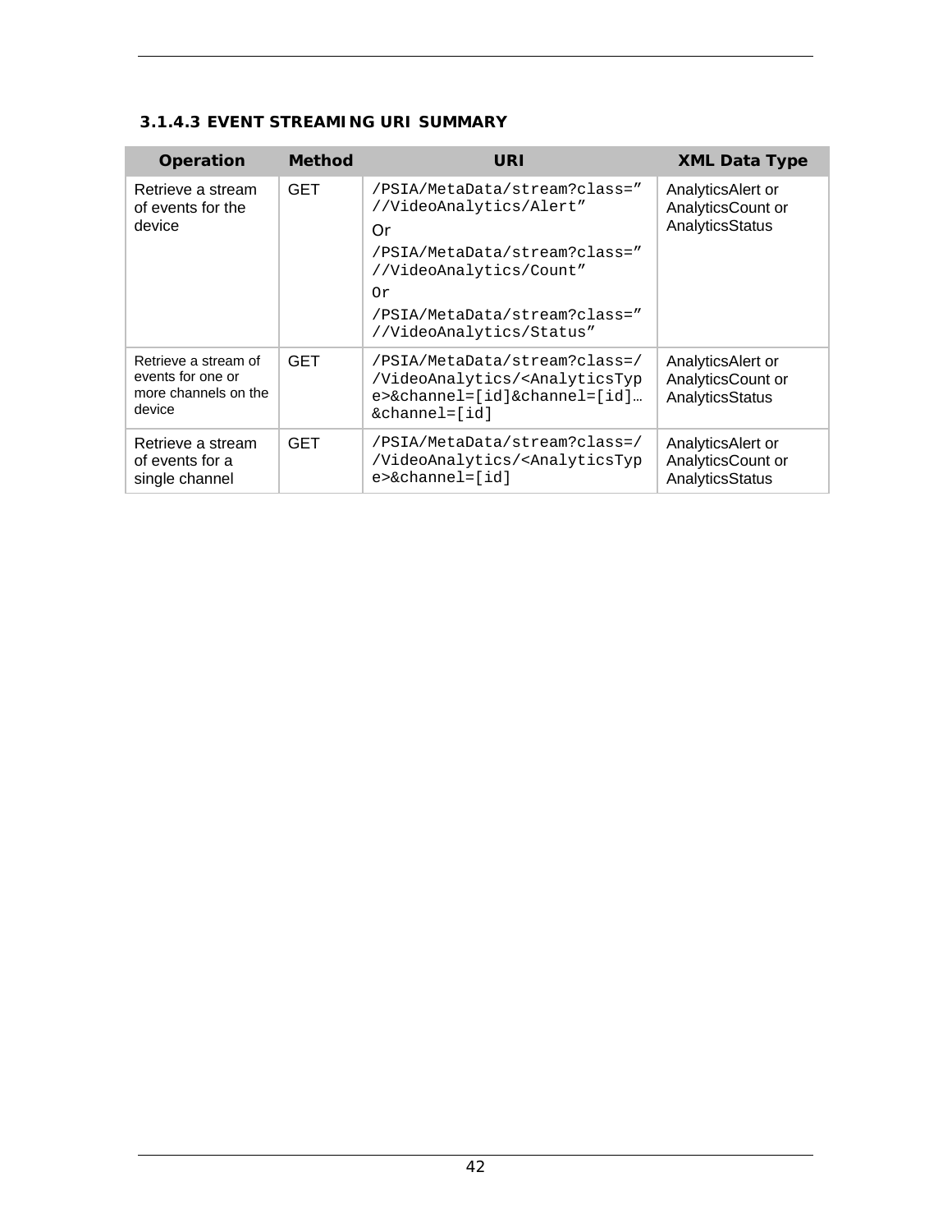### 3.1.4.3 EVENT STREAMING URI SUMMARY

| Operation | Method | URI | XML Data Type |
|---|---|---|---|
| Retrieve a stream of events for the device | GET | /PSIA/MetaData/stream?class=" //VideoAnalytics/Alert" Or /PSIA/MetaData/stream?class=" //VideoAnalytics/Count" Or /PSIA/MetaData/stream?class=" //VideoAnalytics/Status" | AnalyticsAlert or AnalyticsCount or AnalyticsStatus |
| Retrieve a stream of events for one or more channels on the device | GET | /PSIA/MetaData/stream?class=/ /VideoAnalytics/<AnalyticsType>&channel=[id]&channel=[id]… &channel=[id] | AnalyticsAlert or AnalyticsCount or AnalyticsStatus |
| Retrieve a stream of events for a single channel | GET | /PSIA/MetaData/stream?class=/ /VideoAnalytics/<AnalyticsType>&channel=[id] | AnalyticsAlert or AnalyticsCount or AnalyticsStatus |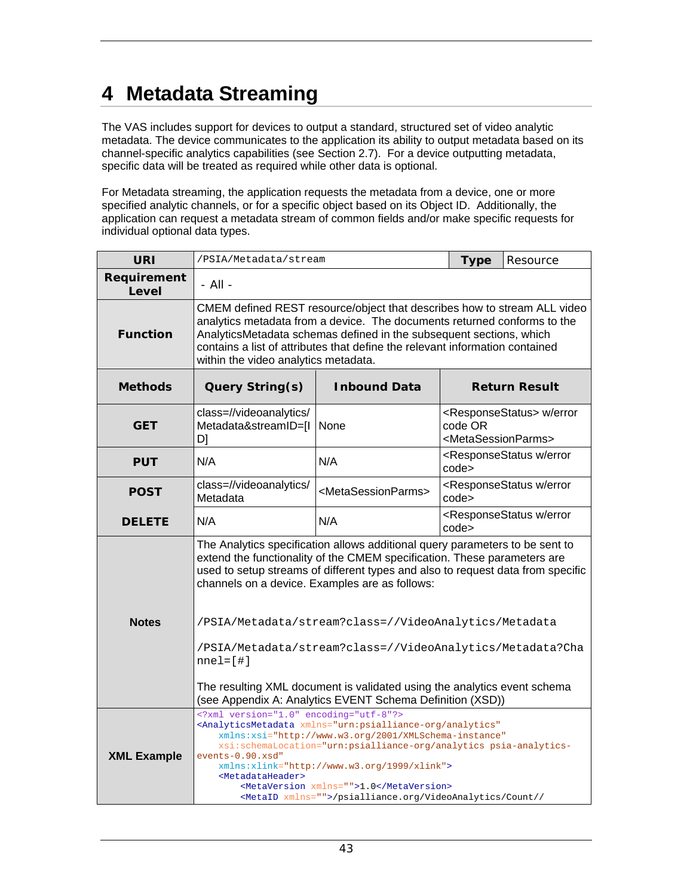# 4 Metadata Streaming

The VAS includes support for devices to output a standard, structured set of video analytic metadata. The device communicates to the application its ability to output metadata based on its channel-specific analytics capabilities (see Section 2.7). For a device outputting metadata, specific data will be treated as required while other data is optional.

For Metadata streaming, the application requests the metadata from a device, one or more specified analytic channels, or for a specific object based on its Object ID. Additionally, the application can request a metadata stream of common fields and/or make specific requests for individual optional data types.

| **URI** | /PSIA/Metadata/stream | | **Type** | Resource |
|---|---|---|---|---|
| **Requirement Level** | - All - | | | |
| **Function** | CMEM defined REST resource/object that describes how to stream ALL video analytics metadata from a device. The documents returned conforms to the AnalyticsMetadata schemas defined in the subsequent sections, which contains a list of attributes that define the relevant information contained within the video analytics metadata. | | | |
| **Methods** | **Query String(s)** | **Inbound Data** | **Return Result** | |
| **GET** | class=//videoanalytics/Metadata&streamID=[ID] | None | <ResponseStatus> w/error code OR <MetaSessionParms> | |
| **PUT** | N/A | N/A | <ResponseStatus w/error code> | |
| **POST** | class=//videoanalytics/Metadata | <MetaSessionParms> | <ResponseStatus w/error code> | |
| **DELETE** | N/A | N/A | <ResponseStatus w/error code> | |
| **Notes** | The Analytics specification allows additional query parameters to be sent to extend the functionality of the CMEM specification. These parameters are used to setup streams of different types and also to request data from specific channels on a device. Examples are as follows:<br><br>/PSIA/Metadata/stream?class=//VideoAnalytics/Metadata<br><br>/PSIA/Metadata/stream?class=//VideoAnalytics/Metadata?Channel=[#]<br><br>The resulting XML document is validated using the analytics event schema (see Appendix A: Analytics EVENT Schema Definition (XSD)) | | | |
| **XML Example** | `<?xml version="1.0" encoding="utf-8"?>`<br>`<AnalyticsMetadata xmlns="urn:psialliance-org/analytics"`<br>`xmlns:xsi="http://www.w3.org/2001/XMLSchema-instance"`<br>`xsi:schemaLocation="urn:psialliance-org/analytics psia-analytics-events-0.90.xsd"`<br>`xmlns:xlink="http://www.w3.org/1999/xlink">`<br>`<MetadataHeader>`<br>`<MetaVersion xmlns="">1.0</MetaVersion>`<br>`<MetaID xmlns="">/psialliance.org/VideoAnalytics/Count//` | | | |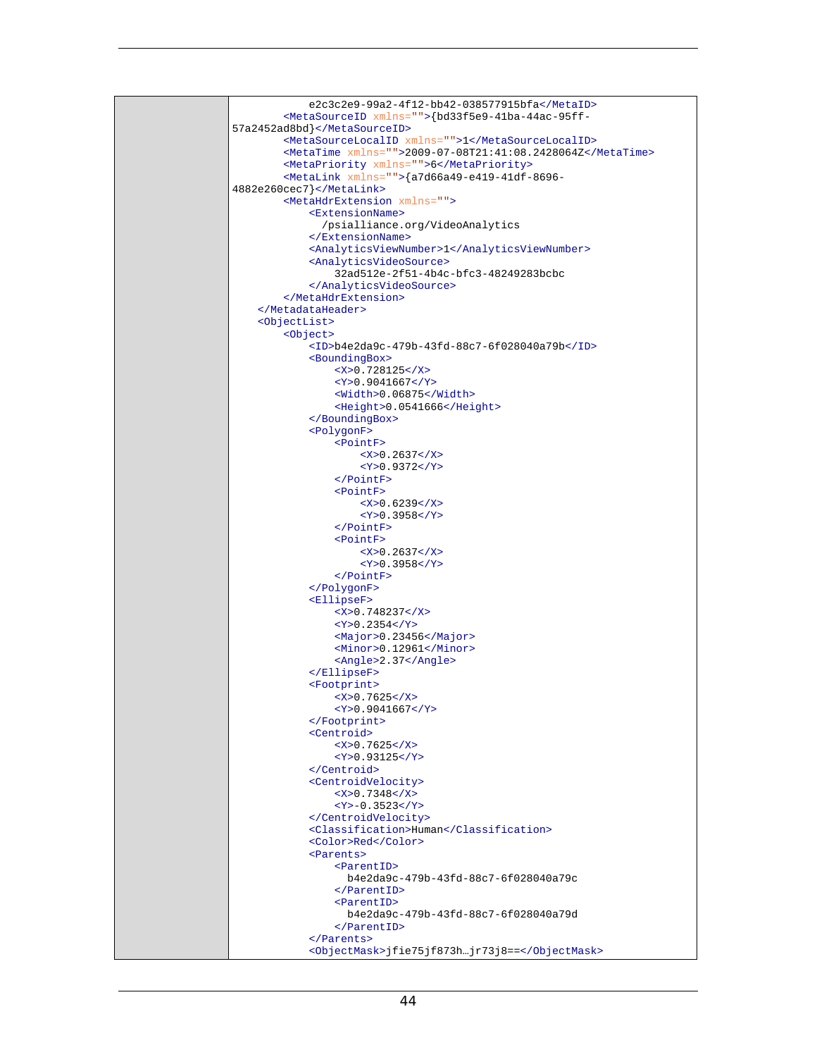|  | ```
            e2c3c2e9-99a2-4f12-bb42-038577915bfa</MetaID>
        <MetaSourceID xmlns="">{bd33f5e9-41ba-44ac-95ff-
57a2452ad8bd}</MetaSourceID>
        <MetaSourceLocalID xmlns="">1</MetaSourceLocalID>
        <MetaTime xmlns="">2009-07-08T21:41:08.2428064Z</MetaTime>
        <MetaPriority xmlns="">6</MetaPriority>
        <MetaLink xmlns="">{a7d66a49-e419-41df-8696-
4882e260cec7}</MetaLink>
        <MetaHdrExtension xmlns="">
            <ExtensionName>
              /psialliance.org/VideoAnalytics
            </ExtensionName>
            <AnalyticsViewNumber>1</AnalyticsViewNumber>
            <AnalyticsVideoSource>
                32ad512e-2f51-4b4c-bfc3-48249283bcbc
            </AnalyticsVideoSource>
        </MetaHdrExtension>
    </MetadataHeader>
    <ObjectList>
        <Object>
            <ID>b4e2da9c-479b-43fd-88c7-6f028040a79b</ID>
            <BoundingBox>
                <X>0.728125</X>
                <Y>0.9041667</Y>
                <Width>0.06875</Width>
                <Height>0.0541666</Height>
            </BoundingBox>
            <PolygonF>
                <PointF>
                    <X>0.2637</X>
                    <Y>0.9372</Y>
                </PointF>
                <PointF>
                    <X>0.6239</X>
                    <Y>0.3958</Y>
                </PointF>
                <PointF>
                    <X>0.2637</X>
                    <Y>0.3958</Y>
                </PointF>
            </PolygonF>
            <EllipseF>
                <X>0.748237</X>
                <Y>0.2354</Y>
                <Major>0.23456</Major>
                <Minor>0.12961</Minor>
                <Angle>2.37</Angle>
            </EllipseF>
            <Footprint>
                <X>0.7625</X>
                <Y>0.9041667</Y>
            </Footprint>
            <Centroid>
                <X>0.7625</X>
                <Y>0.93125</Y>
            </Centroid>
            <CentroidVelocity>
                <X>0.7348</X>
                <Y>-0.3523</Y>
            </CentroidVelocity>
            <Classification>Human</Classification>
            <Color>Red</Color>
            <Parents>
                <ParentID>
                  b4e2da9c-479b-43fd-88c7-6f028040a79c
                </ParentID>
                <ParentID>
                  b4e2da9c-479b-43fd-88c7-6f028040a79d
                </ParentID>
            </Parents>
            <ObjectMask>jfie75jf873h…jr73j8==</ObjectMask>
``` |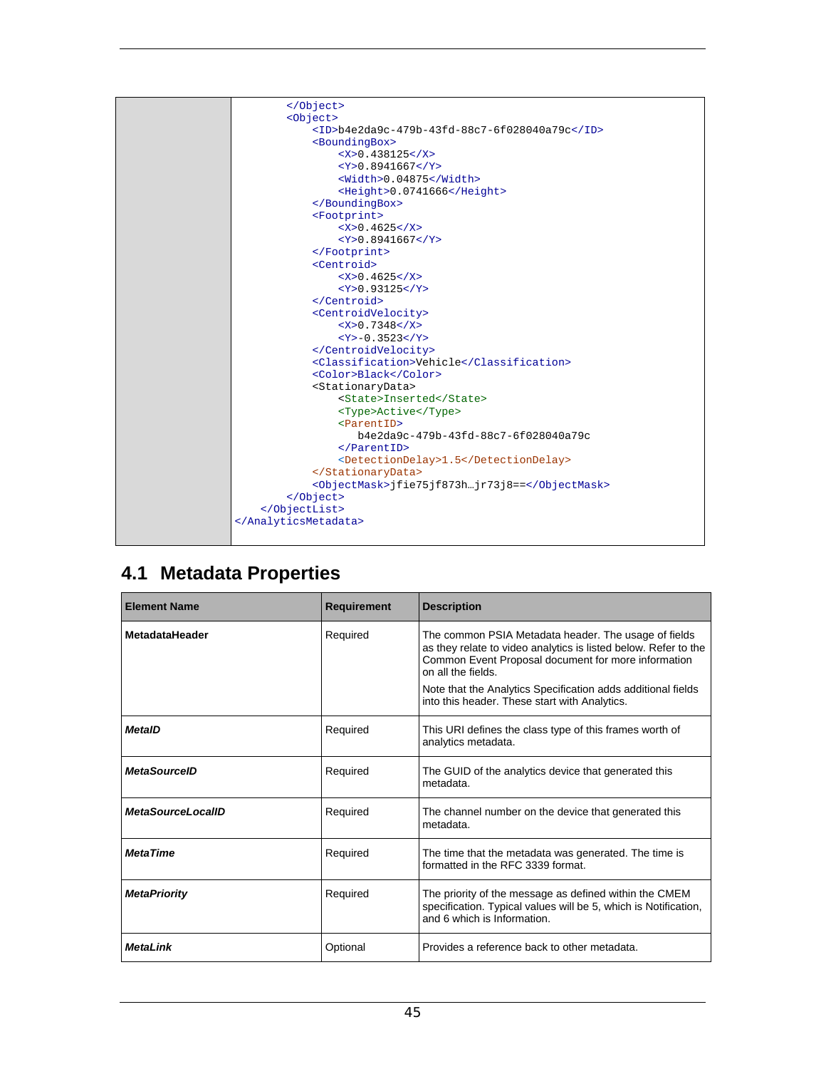```
        </Object>
        <Object>
            <ID>b4e2da9c-479b-43fd-88c7-6f028040a79c</ID>
            <BoundingBox>
                <X>0.438125</X>
                <Y>0.8941667</Y>
                <Width>0.04875</Width>
                <Height>0.0741666</Height>
            </BoundingBox>
            <Footprint>
                <X>0.4625</X>
                <Y>0.8941667</Y>
            </Footprint>
            <Centroid>
                <X>0.4625</X>
                <Y>0.93125</Y>
            </Centroid>
            <CentroidVelocity>
                <X>0.7348</X>
                <Y>-0.3523</Y>
            </CentroidVelocity>
            <Classification>Vehicle</Classification>
            <Color>Black</Color>
            <StationaryData>
                <State>Inserted</State>
                <Type>Active</Type>
                <ParentID>
                   b4e2da9c-479b-43fd-88c7-6f028040a79c
                </ParentID>
                <DetectionDelay>1.5</DetectionDelay>
            </StationaryData>
            <ObjectMask>jfie75jf873h…jr73j8==</ObjectMask>
        </Object>
    </ObjectList>
</AnalyticsMetadata>
```

## 4.1 Metadata Properties

| Element Name | Requirement | Description |
|---|---|---|
| **MetadataHeader** | Required | The common PSIA Metadata header. The usage of fields as they relate to video analytics is listed below. Refer to the Common Event Proposal document for more information on all the fields.<br><br>Note that the Analytics Specification adds additional fields into this header. These start with Analytics. |
| ***MetaID*** | Required | This URI defines the class type of this frames worth of analytics metadata. |
| ***MetaSourceID*** | Required | The GUID of the analytics device that generated this metadata. |
| ***MetaSourceLocalID*** | Required | The channel number on the device that generated this metadata. |
| ***MetaTime*** | Required | The time that the metadata was generated. The time is formatted in the RFC 3339 format. |
| ***MetaPriority*** | Required | The priority of the message as defined within the CMEM specification. Typical values will be 5, which is Notification, and 6 which is Information. |
| ***MetaLink*** | Optional | Provides a reference back to other metadata. |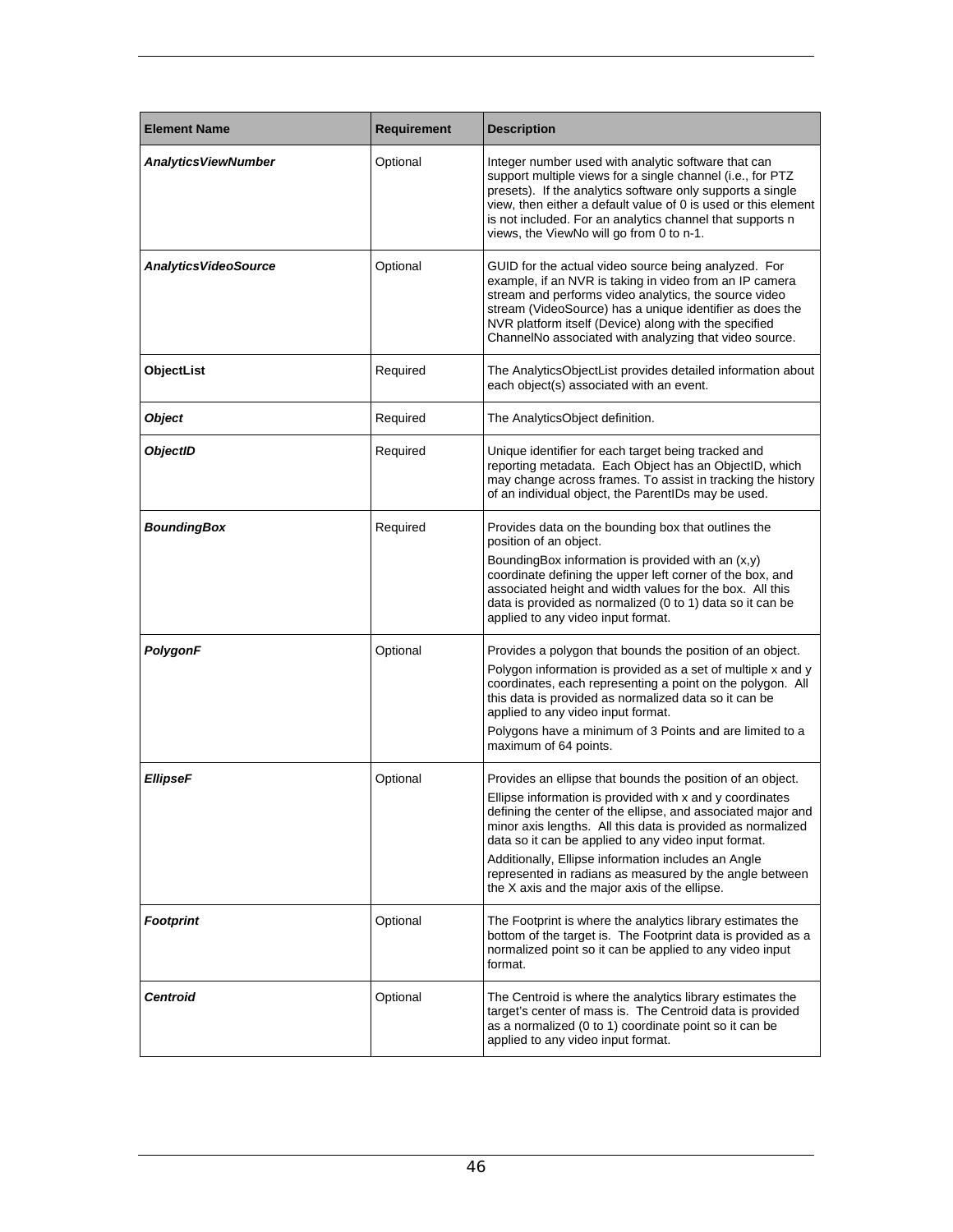| Element Name | Requirement | Description |
| --- | --- | --- |
| ***AnalyticsViewNumber*** | Optional | Integer number used with analytic software that can support multiple views for a single channel (i.e., for PTZ presets). If the analytics software only supports a single view, then either a default value of 0 is used or this element is not included. For an analytics channel that supports n views, the ViewNo will go from 0 to n-1. |
| ***AnalyticsVideoSource*** | Optional | GUID for the actual video source being analyzed. For example, if an NVR is taking in video from an IP camera stream and performs video analytics, the source video stream (VideoSource) has a unique identifier as does the NVR platform itself (Device) along with the specified ChannelNo associated with analyzing that video source. |
| **ObjectList** | Required | The AnalyticsObjectList provides detailed information about each object(s) associated with an event. |
| ***Object*** | Required | The AnalyticsObject definition. |
| ***ObjectID*** | Required | Unique identifier for each target being tracked and reporting metadata. Each Object has an ObjectID, which may change across frames. To assist in tracking the history of an individual object, the ParentIDs may be used. |
| ***BoundingBox*** | Required | Provides data on the bounding box that outlines the position of an object. BoundingBox information is provided with an (x,y) coordinate defining the upper left corner of the box, and associated height and width values for the box. All this data is provided as normalized (0 to 1) data so it can be applied to any video input format. |
| ***PolygonF*** | Optional | Provides a polygon that bounds the position of an object. Polygon information is provided as a set of multiple x and y coordinates, each representing a point on the polygon. All this data is provided as normalized data so it can be applied to any video input format. Polygons have a minimum of 3 Points and are limited to a maximum of 64 points. |
| ***EllipseF*** | Optional | Provides an ellipse that bounds the position of an object. Ellipse information is provided with x and y coordinates defining the center of the ellipse, and associated major and minor axis lengths. All this data is provided as normalized data so it can be applied to any video input format. Additionally, Ellipse information includes an Angle represented in radians as measured by the angle between the X axis and the major axis of the ellipse. |
| ***Footprint*** | Optional | The Footprint is where the analytics library estimates the bottom of the target is. The Footprint data is provided as a normalized point so it can be applied to any video input format. |
| ***Centroid*** | Optional | The Centroid is where the analytics library estimates the target's center of mass is. The Centroid data is provided as a normalized (0 to 1) coordinate point so it can be applied to any video input format. |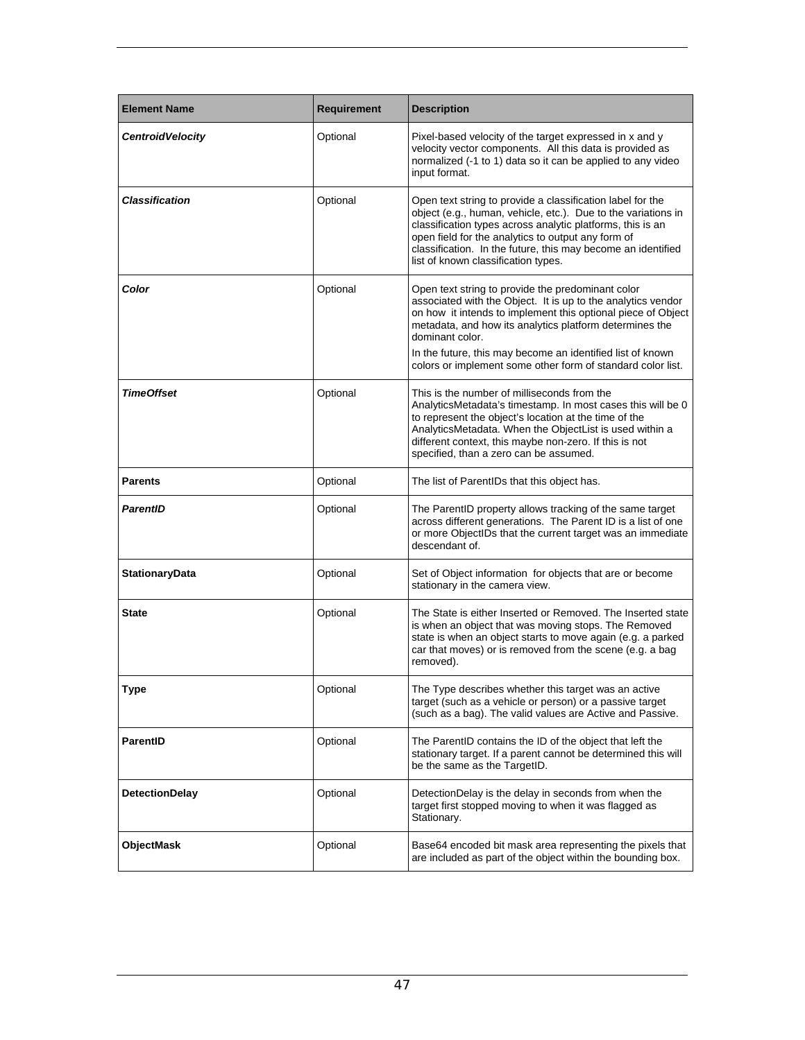| Element Name | Requirement | Description |
|---|---|---|
| ***CentroidVelocity*** | Optional | Pixel-based velocity of the target expressed in x and y velocity vector components. All this data is provided as normalized (-1 to 1) data so it can be applied to any video input format. |
| ***Classification*** | Optional | Open text string to provide a classification label for the object (e.g., human, vehicle, etc.). Due to the variations in classification types across analytic platforms, this is an open field for the analytics to output any form of classification. In the future, this may become an identified list of known classification types. |
| ***Color*** | Optional | Open text string to provide the predominant color associated with the Object. It is up to the analytics vendor on how it intends to implement this optional piece of Object metadata, and how its analytics platform determines the dominant color.<br>In the future, this may become an identified list of known colors or implement some other form of standard color list. |
| ***TimeOffset*** | Optional | This is the number of milliseconds from the AnalyticsMetadata's timestamp. In most cases this will be 0 to represent the object's location at the time of the AnalyticsMetadata. When the ObjectList is used within a different context, this maybe non-zero. If this is not specified, than a zero can be assumed. |
| **Parents** | Optional | The list of ParentIDs that this object has. |
| ***ParentID*** | Optional | The ParentID property allows tracking of the same target across different generations. The Parent ID is a list of one or more ObjectIDs that the current target was an immediate descendant of. |
| **StationaryData** | Optional | Set of Object information for objects that are or become stationary in the camera view. |
| **State** | Optional | The State is either Inserted or Removed. The Inserted state is when an object that was moving stops. The Removed state is when an object starts to move again (e.g. a parked car that moves) or is removed from the scene (e.g. a bag removed). |
| **Type** | Optional | The Type describes whether this target was an active target (such as a vehicle or person) or a passive target (such as a bag). The valid values are Active and Passive. |
| **ParentID** | Optional | The ParentID contains the ID of the object that left the stationary target. If a parent cannot be determined this will be the same as the TargetID. |
| **DetectionDelay** | Optional | DetectionDelay is the delay in seconds from when the target first stopped moving to when it was flagged as Stationary. |
| **ObjectMask** | Optional | Base64 encoded bit mask area representing the pixels that are included as part of the object within the bounding box. |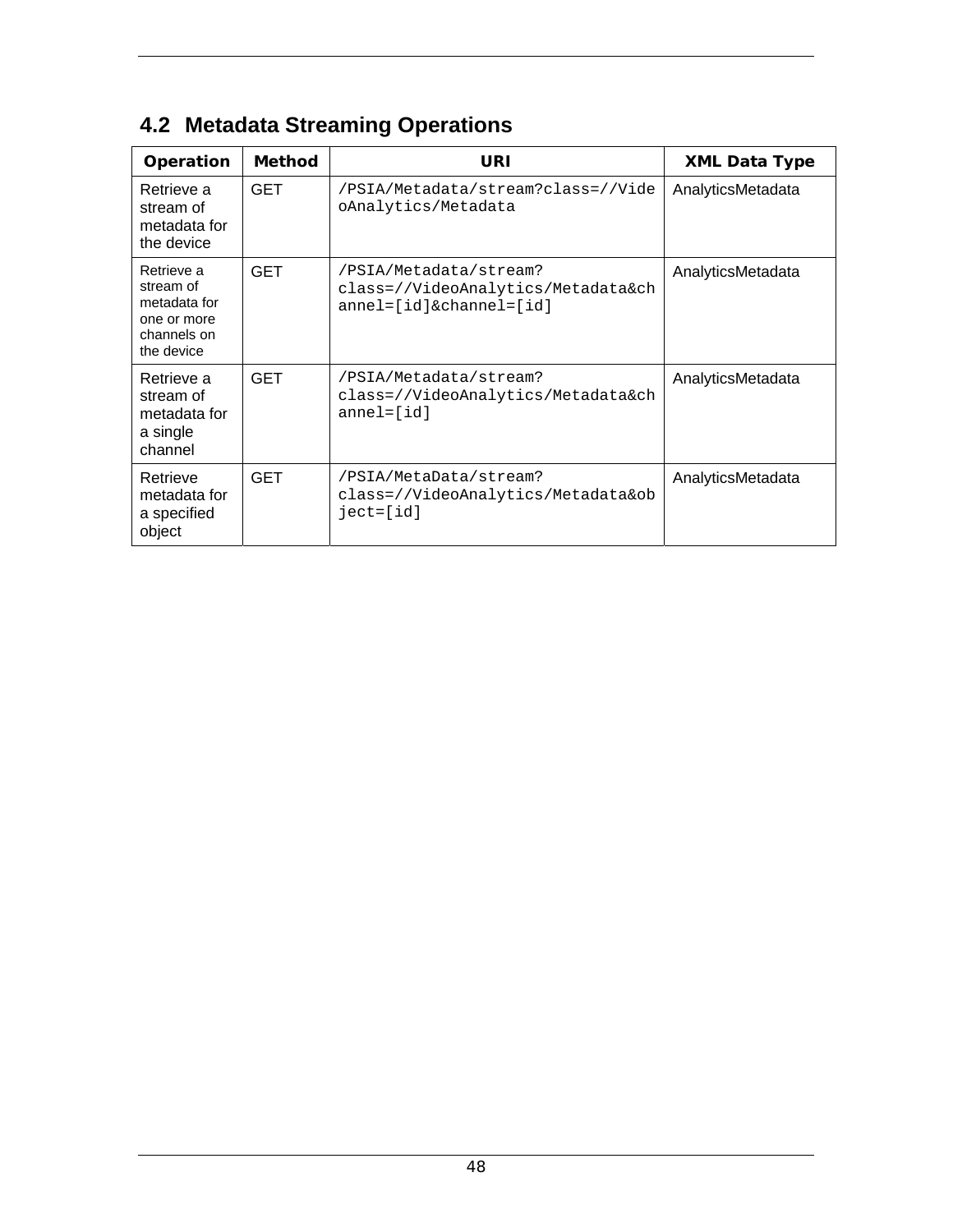## 4.2 Metadata Streaming Operations

| Operation | Method | URI | XML Data Type |
|---|---|---|---|
| Retrieve a stream of metadata for the device | GET | /PSIA/Metadata/stream?class=//VideoAnalytics/Metadata | AnalyticsMetadata |
| Retrieve a stream of metadata for one or more channels on the device | GET | /PSIA/Metadata/stream?class=//VideoAnalytics/Metadata&channel=[id]&channel=[id] | AnalyticsMetadata |
| Retrieve a stream of metadata for a single channel | GET | /PSIA/Metadata/stream?class=//VideoAnalytics/Metadata&channel=[id] | AnalyticsMetadata |
| Retrieve metadata for a specified object | GET | /PSIA/MetaData/stream?class=//VideoAnalytics/Metadata&object=[id] | AnalyticsMetadata |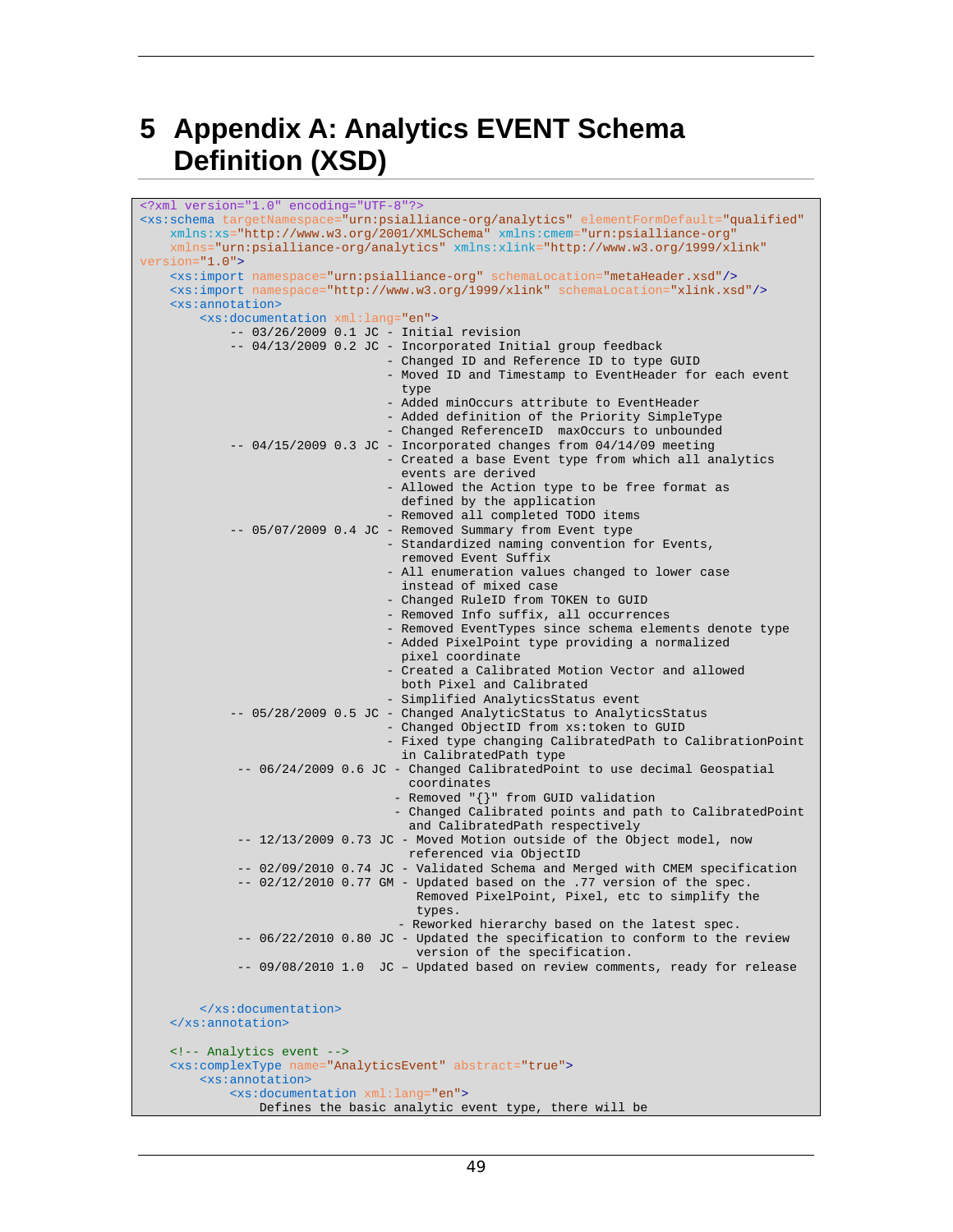# 5 Appendix A: Analytics EVENT Schema Definition (XSD)

```
<?xml version="1.0" encoding="UTF-8"?>
<xs:schema targetNamespace="urn:psialliance-org/analytics" elementFormDefault="qualified"
    xmlns:xs="http://www.w3.org/2001/XMLSchema" xmlns:cmem="urn:psialliance-org"
    xmlns="urn:psialliance-org/analytics" xmlns:xlink="http://www.w3.org/1999/xlink"
version="1.0">
    <xs:import namespace="urn:psialliance-org" schemaLocation="metaHeader.xsd"/>
    <xs:import namespace="http://www.w3.org/1999/xlink" schemaLocation="xlink.xsd"/>
    <xs:annotation>
        <xs:documentation xml:lang="en">
            -- 03/26/2009 0.1 JC - Initial revision
            -- 04/13/2009 0.2 JC - Incorporated Initial group feedback
                                 - Changed ID and Reference ID to type GUID
                                 - Moved ID and Timestamp to EventHeader for each event
                                   type
                                 - Added minOccurs attribute to EventHeader
                                 - Added definition of the Priority SimpleType
                                 - Changed ReferenceID  maxOccurs to unbounded
            -- 04/15/2009 0.3 JC - Incorporated changes from 04/14/09 meeting
                                 - Created a base Event type from which all analytics
                                   events are derived
                                 - Allowed the Action type to be free format as
                                   defined by the application
                                 - Removed all completed TODO items
            -- 05/07/2009 0.4 JC - Removed Summary from Event type
                                 - Standardized naming convention for Events,
                                   removed Event Suffix
                                 - All enumeration values changed to lower case
                                   instead of mixed case
                                 - Changed RuleID from TOKEN to GUID
                                 - Removed Info suffix, all occurrences
                                 - Removed EventTypes since schema elements denote type
                                 - Added PixelPoint type providing a normalized
                                   pixel coordinate
                                 - Created a Calibrated Motion Vector and allowed
                                   both Pixel and Calibrated
                                 - Simplified AnalyticsStatus event
            -- 05/28/2009 0.5 JC - Changed AnalyticStatus to AnalyticsStatus
                                 - Changed ObjectID from xs:token to GUID
                                 - Fixed type changing CalibratedPath to CalibrationPoint
                                   in CalibratedPath type
             -- 06/24/2009 0.6 JC - Changed CalibratedPoint to use decimal Geospatial
                                    coordinates
                                  - Removed "{}" from GUID validation
                                  - Changed Calibrated points and path to CalibratedPoint
                                    and CalibratedPath respectively
             -- 12/13/2009 0.73 JC - Moved Motion outside of the Object model, now
                                    referenced via ObjectID
             -- 02/09/2010 0.74 JC - Validated Schema and Merged with CMEM specification
             -- 02/12/2010 0.77 GM - Updated based on the .77 version of the spec.
                                     Removed PixelPoint, Pixel, etc to simplify the
                                     types.
                                   - Reworked hierarchy based on the latest spec.
             -- 06/22/2010 0.80 JC - Updated the specification to conform to the review
                                     version of the specification.
             -- 09/08/2010 1.0  JC – Updated based on review comments, ready for release


        </xs:documentation>
    </xs:annotation>

    <!-- Analytics event -->
    <xs:complexType name="AnalyticsEvent" abstract="true">
        <xs:annotation>
            <xs:documentation xml:lang="en">
                Defines the basic analytic event type, there will be
```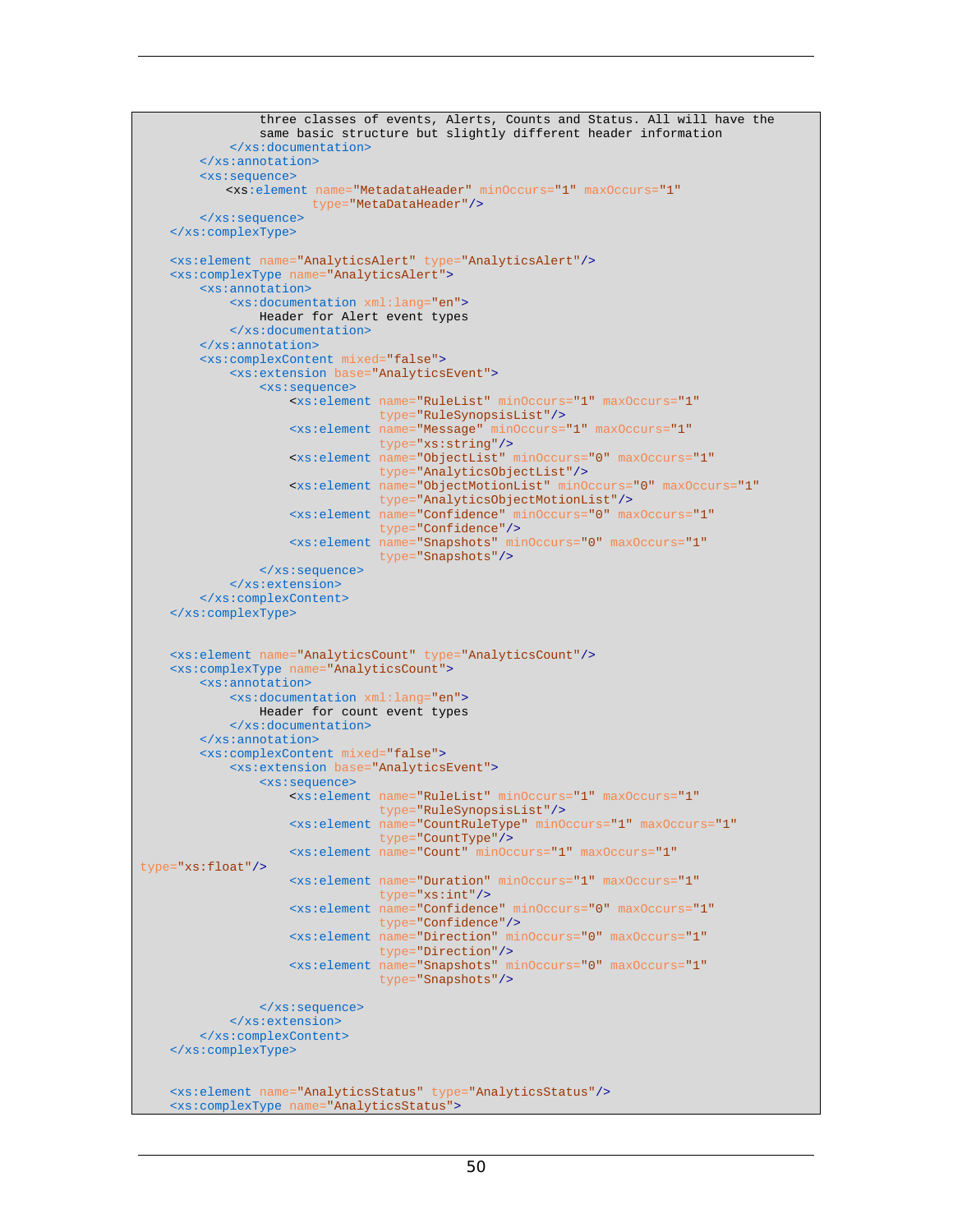```
                three classes of events, Alerts, Counts and Status. All will have the
                same basic structure but slightly different header information
            </xs:documentation>
        </xs:annotation>
        <xs:sequence>
            <xs:element name="MetadataHeader" minOccurs="1" maxOccurs="1"
                        type="MetaDataHeader"/>
        </xs:sequence>
    </xs:complexType>

    <xs:element name="AnalyticsAlert" type="AnalyticsAlert"/>
    <xs:complexType name="AnalyticsAlert">
        <xs:annotation>
            <xs:documentation xml:lang="en">
                Header for Alert event types
            </xs:documentation>
        </xs:annotation>
        <xs:complexContent mixed="false">
            <xs:extension base="AnalyticsEvent">
                <xs:sequence>
                    <xs:element name="RuleList" minOccurs="1" maxOccurs="1"
                                type="RuleSynopsisList"/>
                    <xs:element name="Message" minOccurs="1" maxOccurs="1"
                                type="xs:string"/>
                    <xs:element name="ObjectList" minOccurs="0" maxOccurs="1"
                                type="AnalyticsObjectList"/>
                    <xs:element name="ObjectMotionList" minOccurs="0" maxOccurs="1"
                                type="AnalyticsObjectMotionList"/>
                    <xs:element name="Confidence" minOccurs="0" maxOccurs="1"
                                type="Confidence"/>
                    <xs:element name="Snapshots" minOccurs="0" maxOccurs="1"
                                type="Snapshots"/>
                </xs:sequence>
            </xs:extension>
        </xs:complexContent>
    </xs:complexType>


    <xs:element name="AnalyticsCount" type="AnalyticsCount"/>
    <xs:complexType name="AnalyticsCount">
        <xs:annotation>
            <xs:documentation xml:lang="en">
                Header for count event types
            </xs:documentation>
        </xs:annotation>
        <xs:complexContent mixed="false">
            <xs:extension base="AnalyticsEvent">
                <xs:sequence>
                    <xs:element name="RuleList" minOccurs="1" maxOccurs="1"
                                type="RuleSynopsisList"/>
                    <xs:element name="CountRuleType" minOccurs="1" maxOccurs="1"
                                type="CountType"/>
                    <xs:element name="Count" minOccurs="1" maxOccurs="1"
type="xs:float"/>
                    <xs:element name="Duration" minOccurs="1" maxOccurs="1"
                                type="xs:int"/>
                    <xs:element name="Confidence" minOccurs="0" maxOccurs="1"
                                type="Confidence"/>
                    <xs:element name="Direction" minOccurs="0" maxOccurs="1"
                                type="Direction"/>
                    <xs:element name="Snapshots" minOccurs="0" maxOccurs="1"
                                type="Snapshots"/>

                </xs:sequence>
            </xs:extension>
        </xs:complexContent>
    </xs:complexType>


    <xs:element name="AnalyticsStatus" type="AnalyticsStatus"/>
    <xs:complexType name="AnalyticsStatus">
```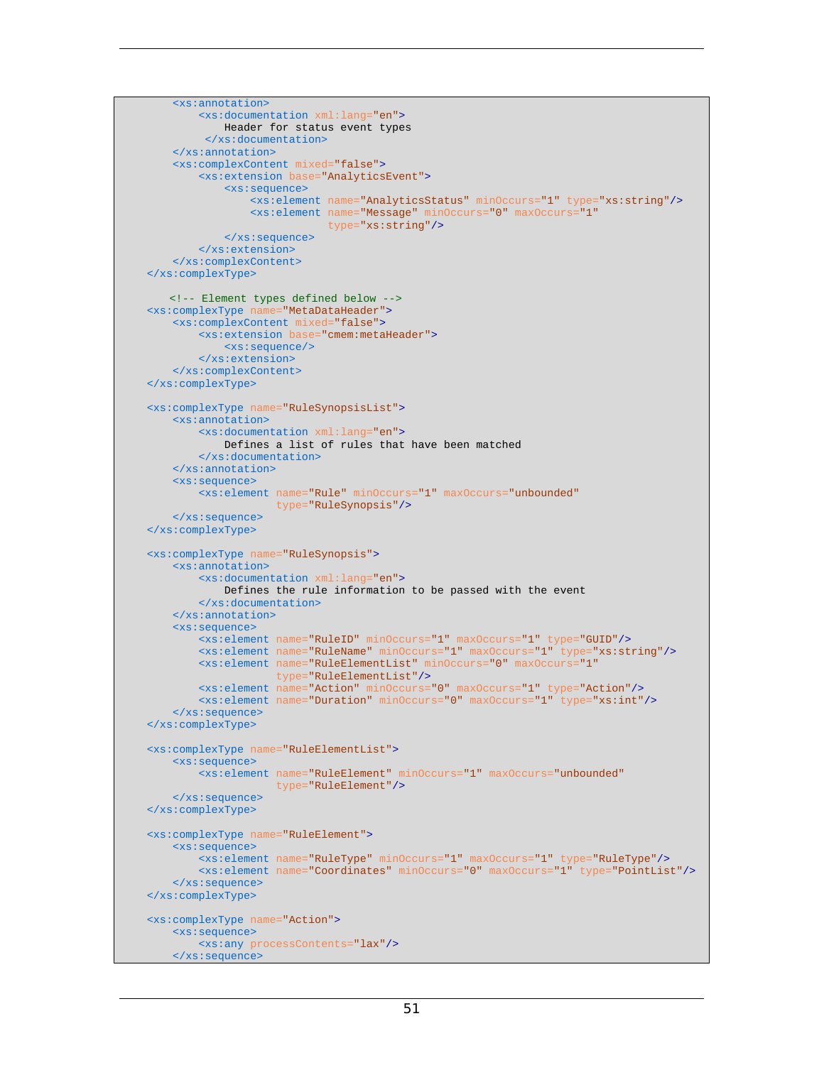```xml
        <xs:annotation>
            <xs:documentation xml:lang="en">
                Header for status event types
             </xs:documentation>
        </xs:annotation>
        <xs:complexContent mixed="false">
            <xs:extension base="AnalyticsEvent">
                <xs:sequence>
                    <xs:element name="AnalyticsStatus" minOccurs="1" type="xs:string"/>
                    <xs:element name="Message" minOccurs="0" maxOccurs="1"
                                type="xs:string"/>
                </xs:sequence>
            </xs:extension>
        </xs:complexContent>
    </xs:complexType>

       <!-- Element types defined below -->
    <xs:complexType name="MetaDataHeader">
        <xs:complexContent mixed="false">
            <xs:extension base="cmem:metaHeader">
                <xs:sequence/>
            </xs:extension>
        </xs:complexContent>
    </xs:complexType>

    <xs:complexType name="RuleSynopsisList">
        <xs:annotation>
            <xs:documentation xml:lang="en">
                Defines a list of rules that have been matched
            </xs:documentation>
        </xs:annotation>
        <xs:sequence>
            <xs:element name="Rule" minOccurs="1" maxOccurs="unbounded"
                        type="RuleSynopsis"/>
        </xs:sequence>
    </xs:complexType>

    <xs:complexType name="RuleSynopsis">
        <xs:annotation>
            <xs:documentation xml:lang="en">
                Defines the rule information to be passed with the event
            </xs:documentation>
        </xs:annotation>
        <xs:sequence>
            <xs:element name="RuleID" minOccurs="1" maxOccurs="1" type="GUID"/>
            <xs:element name="RuleName" minOccurs="1" maxOccurs="1" type="xs:string"/>
            <xs:element name="RuleElementList" minOccurs="0" maxOccurs="1"
                        type="RuleElementList"/>
            <xs:element name="Action" minOccurs="0" maxOccurs="1" type="Action"/>
            <xs:element name="Duration" minOccurs="0" maxOccurs="1" type="xs:int"/>
        </xs:sequence>
    </xs:complexType>

    <xs:complexType name="RuleElementList">
        <xs:sequence>
            <xs:element name="RuleElement" minOccurs="1" maxOccurs="unbounded"
                        type="RuleElement"/>
        </xs:sequence>
    </xs:complexType>

    <xs:complexType name="RuleElement">
        <xs:sequence>
            <xs:element name="RuleType" minOccurs="1" maxOccurs="1" type="RuleType"/>
            <xs:element name="Coordinates" minOccurs="0" maxOccurs="1" type="PointList"/>
        </xs:sequence>
    </xs:complexType>

    <xs:complexType name="Action">
        <xs:sequence>
            <xs:any processContents="lax"/>
        </xs:sequence>
```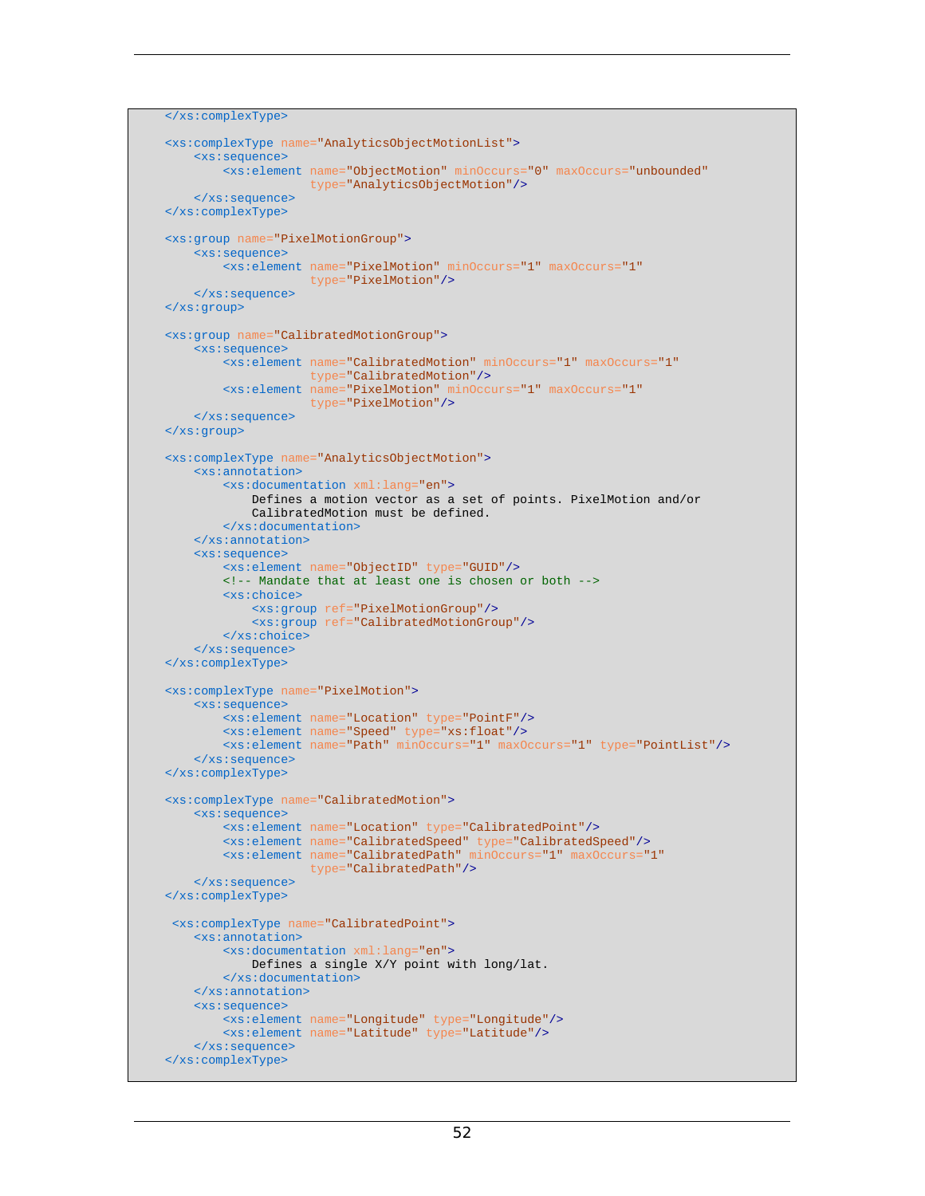```xml
    </xs:complexType>

    <xs:complexType name="AnalyticsObjectMotionList">
        <xs:sequence>
            <xs:element name="ObjectMotion" minOccurs="0" maxOccurs="unbounded"
                        type="AnalyticsObjectMotion"/>
        </xs:sequence>
    </xs:complexType>

    <xs:group name="PixelMotionGroup">
        <xs:sequence>
            <xs:element name="PixelMotion" minOccurs="1" maxOccurs="1"
                        type="PixelMotion"/>
        </xs:sequence>
    </xs:group>

    <xs:group name="CalibratedMotionGroup">
        <xs:sequence>
            <xs:element name="CalibratedMotion" minOccurs="1" maxOccurs="1"
                        type="CalibratedMotion"/>
            <xs:element name="PixelMotion" minOccurs="1" maxOccurs="1"
                        type="PixelMotion"/>
        </xs:sequence>
    </xs:group>

    <xs:complexType name="AnalyticsObjectMotion">
        <xs:annotation>
            <xs:documentation xml:lang="en">
                Defines a motion vector as a set of points. PixelMotion and/or
                CalibratedMotion must be defined.
            </xs:documentation>
        </xs:annotation>
        <xs:sequence>
            <xs:element name="ObjectID" type="GUID"/>
            <!-- Mandate that at least one is chosen or both -->
            <xs:choice>
                <xs:group ref="PixelMotionGroup"/>
                <xs:group ref="CalibratedMotionGroup"/>
            </xs:choice>
        </xs:sequence>
    </xs:complexType>

    <xs:complexType name="PixelMotion">
        <xs:sequence>
            <xs:element name="Location" type="PointF"/>
            <xs:element name="Speed" type="xs:float"/>
            <xs:element name="Path" minOccurs="1" maxOccurs="1" type="PointList"/>
        </xs:sequence>
    </xs:complexType>

    <xs:complexType name="CalibratedMotion">
        <xs:sequence>
            <xs:element name="Location" type="CalibratedPoint"/>
            <xs:element name="CalibratedSpeed" type="CalibratedSpeed"/>
            <xs:element name="CalibratedPath" minOccurs="1" maxOccurs="1"
                        type="CalibratedPath"/>
        </xs:sequence>
    </xs:complexType>

     <xs:complexType name="CalibratedPoint">
        <xs:annotation>
            <xs:documentation xml:lang="en">
                Defines a single X/Y point with long/lat.
            </xs:documentation>
        </xs:annotation>
        <xs:sequence>
            <xs:element name="Longitude" type="Longitude"/>
            <xs:element name="Latitude" type="Latitude"/>
        </xs:sequence>
    </xs:complexType>
```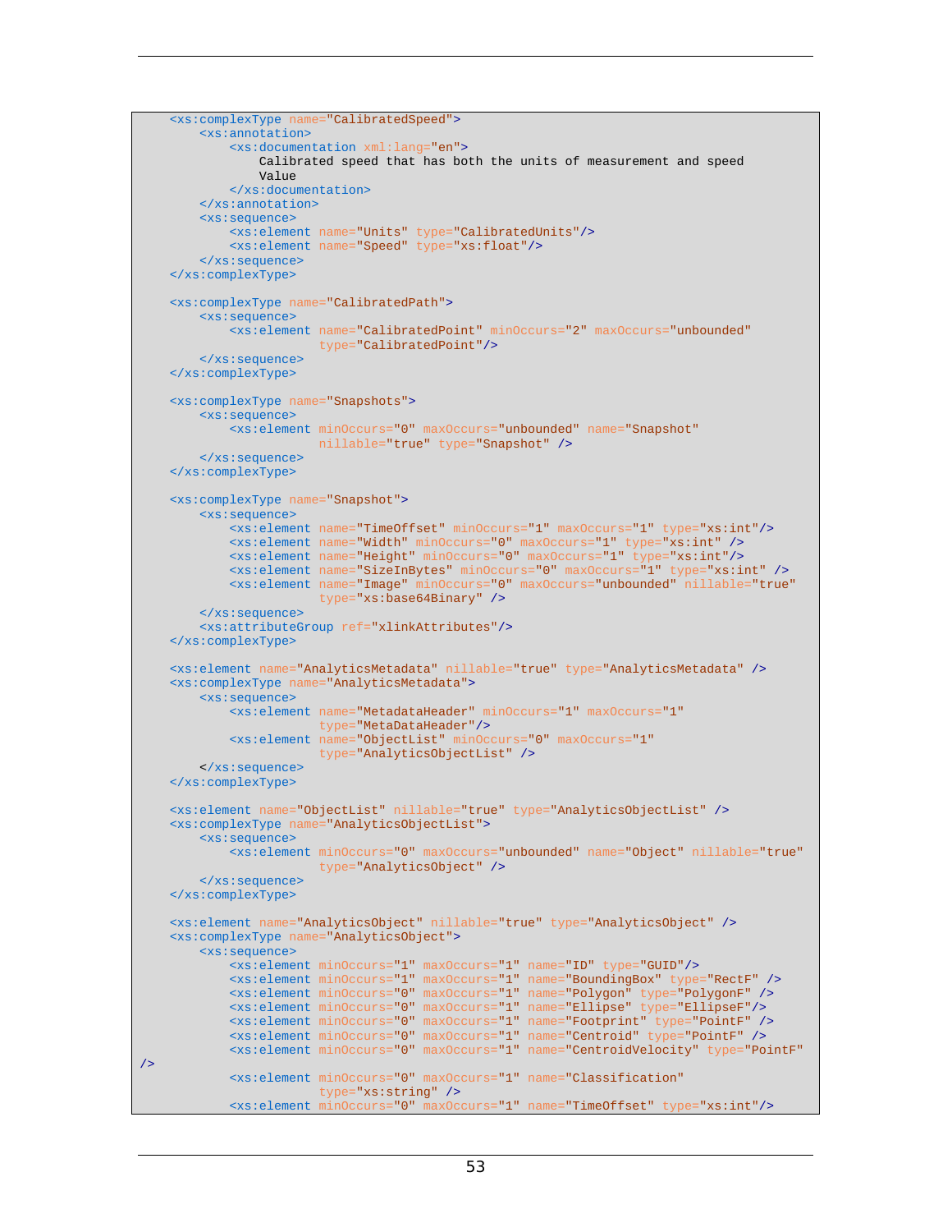```
    <xs:complexType name="CalibratedSpeed">
        <xs:annotation>
            <xs:documentation xml:lang="en">
                Calibrated speed that has both the units of measurement and speed
                Value
            </xs:documentation>
        </xs:annotation>
        <xs:sequence>
            <xs:element name="Units" type="CalibratedUnits"/>
            <xs:element name="Speed" type="xs:float"/>
        </xs:sequence>
    </xs:complexType>

    <xs:complexType name="CalibratedPath">
        <xs:sequence>
            <xs:element name="CalibratedPoint" minOccurs="2" maxOccurs="unbounded"
                        type="CalibratedPoint"/>
        </xs:sequence>
    </xs:complexType>

    <xs:complexType name="Snapshots">
        <xs:sequence>
            <xs:element minOccurs="0" maxOccurs="unbounded" name="Snapshot"
                        nillable="true" type="Snapshot" />
        </xs:sequence>
    </xs:complexType>

    <xs:complexType name="Snapshot">
        <xs:sequence>
            <xs:element name="TimeOffset" minOccurs="1" maxOccurs="1" type="xs:int"/>
            <xs:element name="Width" minOccurs="0" maxOccurs="1" type="xs:int" />
            <xs:element name="Height" minOccurs="0" maxOccurs="1" type="xs:int"/>
            <xs:element name="SizeInBytes" minOccurs="0" maxOccurs="1" type="xs:int" />
            <xs:element name="Image" minOccurs="0" maxOccurs="unbounded" nillable="true"
                        type="xs:base64Binary" />
        </xs:sequence>
        <xs:attributeGroup ref="xlinkAttributes"/>
    </xs:complexType>

    <xs:element name="AnalyticsMetadata" nillable="true" type="AnalyticsMetadata" />
    <xs:complexType name="AnalyticsMetadata">
        <xs:sequence>
            <xs:element name="MetadataHeader" minOccurs="1" maxOccurs="1"
                        type="MetaDataHeader"/>
            <xs:element name="ObjectList" minOccurs="0" maxOccurs="1"
                        type="AnalyticsObjectList" />
        </xs:sequence>
    </xs:complexType>

    <xs:element name="ObjectList" nillable="true" type="AnalyticsObjectList" />
    <xs:complexType name="AnalyticsObjectList">
        <xs:sequence>
            <xs:element minOccurs="0" maxOccurs="unbounded" name="Object" nillable="true"
                        type="AnalyticsObject" />
        </xs:sequence>
    </xs:complexType>

    <xs:element name="AnalyticsObject" nillable="true" type="AnalyticsObject" />
    <xs:complexType name="AnalyticsObject">
        <xs:sequence>
            <xs:element minOccurs="1" maxOccurs="1" name="ID" type="GUID"/>
            <xs:element minOccurs="1" maxOccurs="1" name="BoundingBox" type="RectF" />
            <xs:element minOccurs="0" maxOccurs="1" name="Polygon" type="PolygonF" />
            <xs:element minOccurs="0" maxOccurs="1" name="Ellipse" type="EllipseF"/>
            <xs:element minOccurs="0" maxOccurs="1" name="Footprint" type="PointF" />
            <xs:element minOccurs="0" maxOccurs="1" name="Centroid" type="PointF" />
            <xs:element minOccurs="0" maxOccurs="1" name="CentroidVelocity" type="PointF"
/>
            <xs:element minOccurs="0" maxOccurs="1" name="Classification"
                        type="xs:string" />
            <xs:element minOccurs="0" maxOccurs="1" name="TimeOffset" type="xs:int"/>
```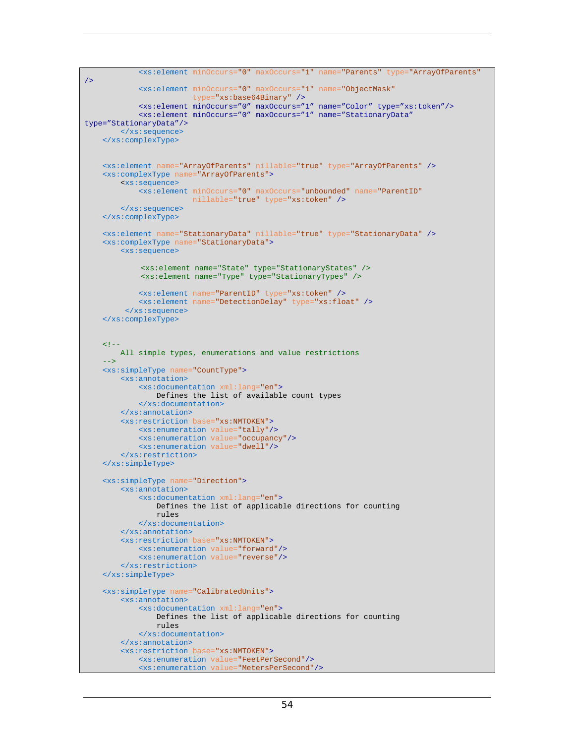```
            <xs:element minOccurs="0" maxOccurs="1" name="Parents" type="ArrayOfParents"
/>
            <xs:element minOccurs="0" maxOccurs="1" name="ObjectMask"
                        type="xs:base64Binary" />
            <xs:element minOccurs="0" maxOccurs="1" name="Color" type="xs:token"/>
            <xs:element minOccurs="0" maxOccurs="1" name="StationaryData"
type="StationaryData"/>
        </xs:sequence>
    </xs:complexType>


    <xs:element name="ArrayOfParents" nillable="true" type="ArrayOfParents" />
    <xs:complexType name="ArrayOfParents">
        <xs:sequence>
            <xs:element minOccurs="0" maxOccurs="unbounded" name="ParentID"
                        nillable="true" type="xs:token" />
        </xs:sequence>
    </xs:complexType>

    <xs:element name="StationaryData" nillable="true" type="StationaryData" />
    <xs:complexType name="StationaryData">
        <xs:sequence>

             <xs:element name="State" type="StationaryStates" />
             <xs:element name="Type" type="StationaryTypes" />

            <xs:element name="ParentID" type="xs:token" />
            <xs:element name="DetectionDelay" type="xs:float" />
         </xs:sequence>
    </xs:complexType>


    <!--
        All simple types, enumerations and value restrictions
    -->
    <xs:simpleType name="CountType">
        <xs:annotation>
            <xs:documentation xml:lang="en">
                Defines the list of available count types
            </xs:documentation>
        </xs:annotation>
        <xs:restriction base="xs:NMTOKEN">
            <xs:enumeration value="tally"/>
            <xs:enumeration value="occupancy"/>
            <xs:enumeration value="dwell"/>
        </xs:restriction>
    </xs:simpleType>

    <xs:simpleType name="Direction">
        <xs:annotation>
            <xs:documentation xml:lang="en">
                Defines the list of applicable directions for counting
                rules
            </xs:documentation>
        </xs:annotation>
        <xs:restriction base="xs:NMTOKEN">
            <xs:enumeration value="forward"/>
            <xs:enumeration value="reverse"/>
        </xs:restriction>
    </xs:simpleType>

    <xs:simpleType name="CalibratedUnits">
        <xs:annotation>
            <xs:documentation xml:lang="en">
                Defines the list of applicable directions for counting
                rules
            </xs:documentation>
        </xs:annotation>
        <xs:restriction base="xs:NMTOKEN">
            <xs:enumeration value="FeetPerSecond"/>
            <xs:enumeration value="MetersPerSecond"/>
```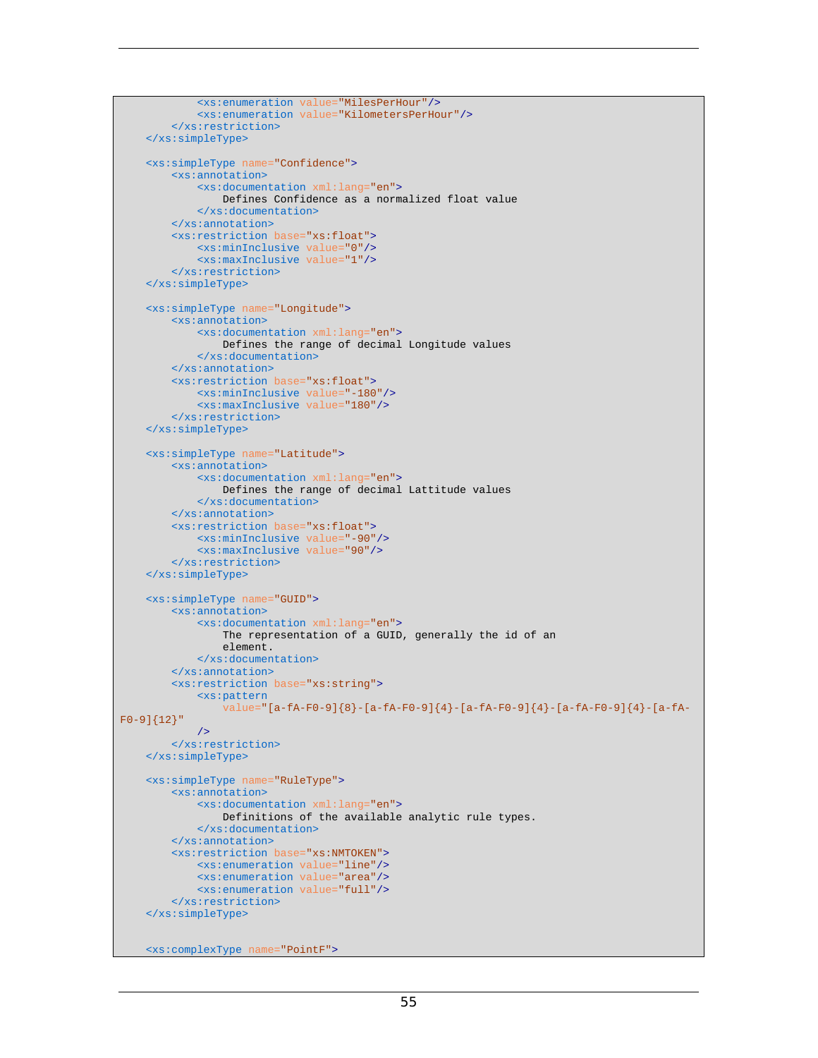```xml
            <xs:enumeration value="MilesPerHour"/>
            <xs:enumeration value="KilometersPerHour"/>
        </xs:restriction>
    </xs:simpleType>

    <xs:simpleType name="Confidence">
        <xs:annotation>
            <xs:documentation xml:lang="en">
                Defines Confidence as a normalized float value
            </xs:documentation>
        </xs:annotation>
        <xs:restriction base="xs:float">
            <xs:minInclusive value="0"/>
            <xs:maxInclusive value="1"/>
        </xs:restriction>
    </xs:simpleType>

    <xs:simpleType name="Longitude">
        <xs:annotation>
            <xs:documentation xml:lang="en">
                Defines the range of decimal Longitude values
            </xs:documentation>
        </xs:annotation>
        <xs:restriction base="xs:float">
            <xs:minInclusive value="-180"/>
            <xs:maxInclusive value="180"/>
        </xs:restriction>
    </xs:simpleType>

    <xs:simpleType name="Latitude">
        <xs:annotation>
            <xs:documentation xml:lang="en">
                Defines the range of decimal Lattitude values
            </xs:documentation>
        </xs:annotation>
        <xs:restriction base="xs:float">
            <xs:minInclusive value="-90"/>
            <xs:maxInclusive value="90"/>
        </xs:restriction>
    </xs:simpleType>

    <xs:simpleType name="GUID">
        <xs:annotation>
            <xs:documentation xml:lang="en">
                The representation of a GUID, generally the id of an
                element.
            </xs:documentation>
        </xs:annotation>
        <xs:restriction base="xs:string">
            <xs:pattern
                value="[a-fA-F0-9]{8}-[a-fA-F0-9]{4}-[a-fA-F0-9]{4}-[a-fA-F0-9]{4}-[a-fA-
F0-9]{12}"
            />
        </xs:restriction>
    </xs:simpleType>

    <xs:simpleType name="RuleType">
        <xs:annotation>
            <xs:documentation xml:lang="en">
                Definitions of the available analytic rule types.
            </xs:documentation>
        </xs:annotation>
        <xs:restriction base="xs:NMTOKEN">
            <xs:enumeration value="line"/>
            <xs:enumeration value="area"/>
            <xs:enumeration value="full"/>
        </xs:restriction>
    </xs:simpleType>


    <xs:complexType name="PointF">
```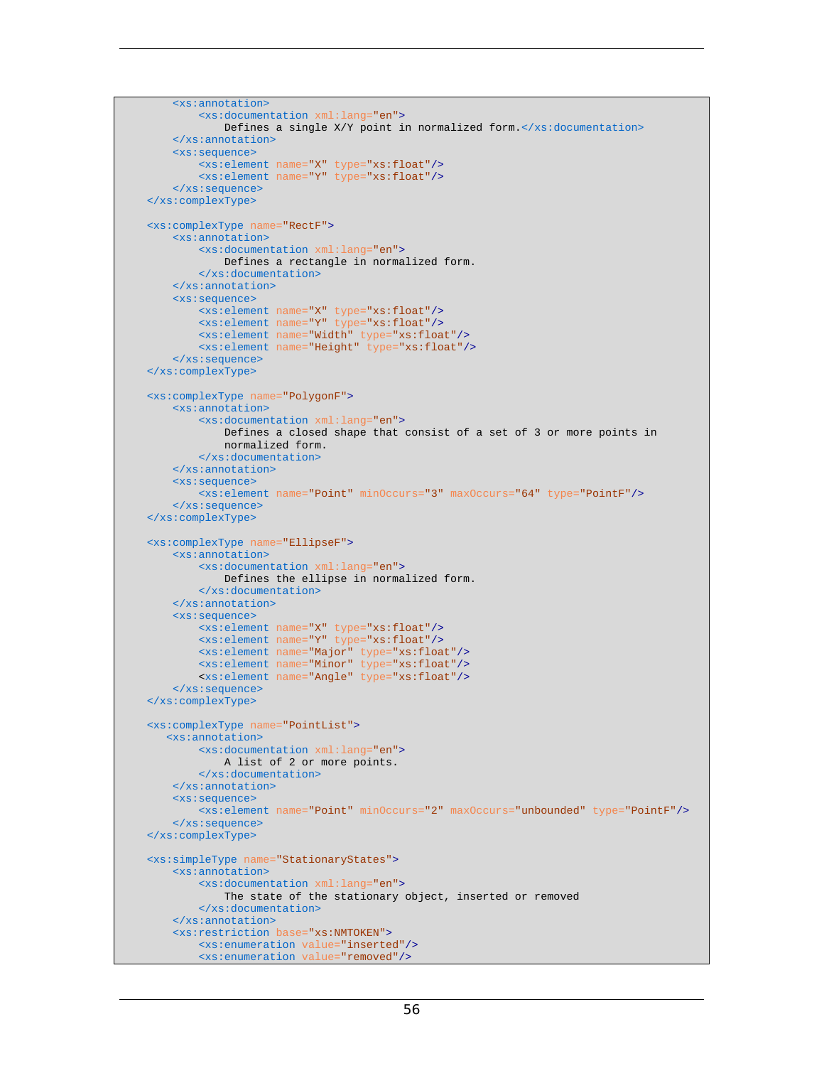```xml
        <xs:annotation>
            <xs:documentation xml:lang="en">
                Defines a single X/Y point in normalized form.</xs:documentation>
        </xs:annotation>
        <xs:sequence>
            <xs:element name="X" type="xs:float"/>
            <xs:element name="Y" type="xs:float"/>
        </xs:sequence>
    </xs:complexType>

    <xs:complexType name="RectF">
        <xs:annotation>
            <xs:documentation xml:lang="en">
                Defines a rectangle in normalized form.
            </xs:documentation>
        </xs:annotation>
        <xs:sequence>
            <xs:element name="X" type="xs:float"/>
            <xs:element name="Y" type="xs:float"/>
            <xs:element name="Width" type="xs:float"/>
            <xs:element name="Height" type="xs:float"/>
        </xs:sequence>
    </xs:complexType>

    <xs:complexType name="PolygonF">
        <xs:annotation>
            <xs:documentation xml:lang="en">
                Defines a closed shape that consist of a set of 3 or more points in
                normalized form.
            </xs:documentation>
        </xs:annotation>
        <xs:sequence>
            <xs:element name="Point" minOccurs="3" maxOccurs="64" type="PointF"/>
        </xs:sequence>
    </xs:complexType>

    <xs:complexType name="EllipseF">
        <xs:annotation>
            <xs:documentation xml:lang="en">
                Defines the ellipse in normalized form.
            </xs:documentation>
        </xs:annotation>
        <xs:sequence>
            <xs:element name="X" type="xs:float"/>
            <xs:element name="Y" type="xs:float"/>
            <xs:element name="Major" type="xs:float"/>
            <xs:element name="Minor" type="xs:float"/>
            <xs:element name="Angle" type="xs:float"/>
        </xs:sequence>
    </xs:complexType>

    <xs:complexType name="PointList">
       <xs:annotation>
            <xs:documentation xml:lang="en">
                A list of 2 or more points.
            </xs:documentation>
        </xs:annotation>
        <xs:sequence>
            <xs:element name="Point" minOccurs="2" maxOccurs="unbounded" type="PointF"/>
        </xs:sequence>
    </xs:complexType>

    <xs:simpleType name="StationaryStates">
        <xs:annotation>
            <xs:documentation xml:lang="en">
                The state of the stationary object, inserted or removed
            </xs:documentation>
        </xs:annotation>
        <xs:restriction base="xs:NMTOKEN">
            <xs:enumeration value="inserted"/>
            <xs:enumeration value="removed"/>
```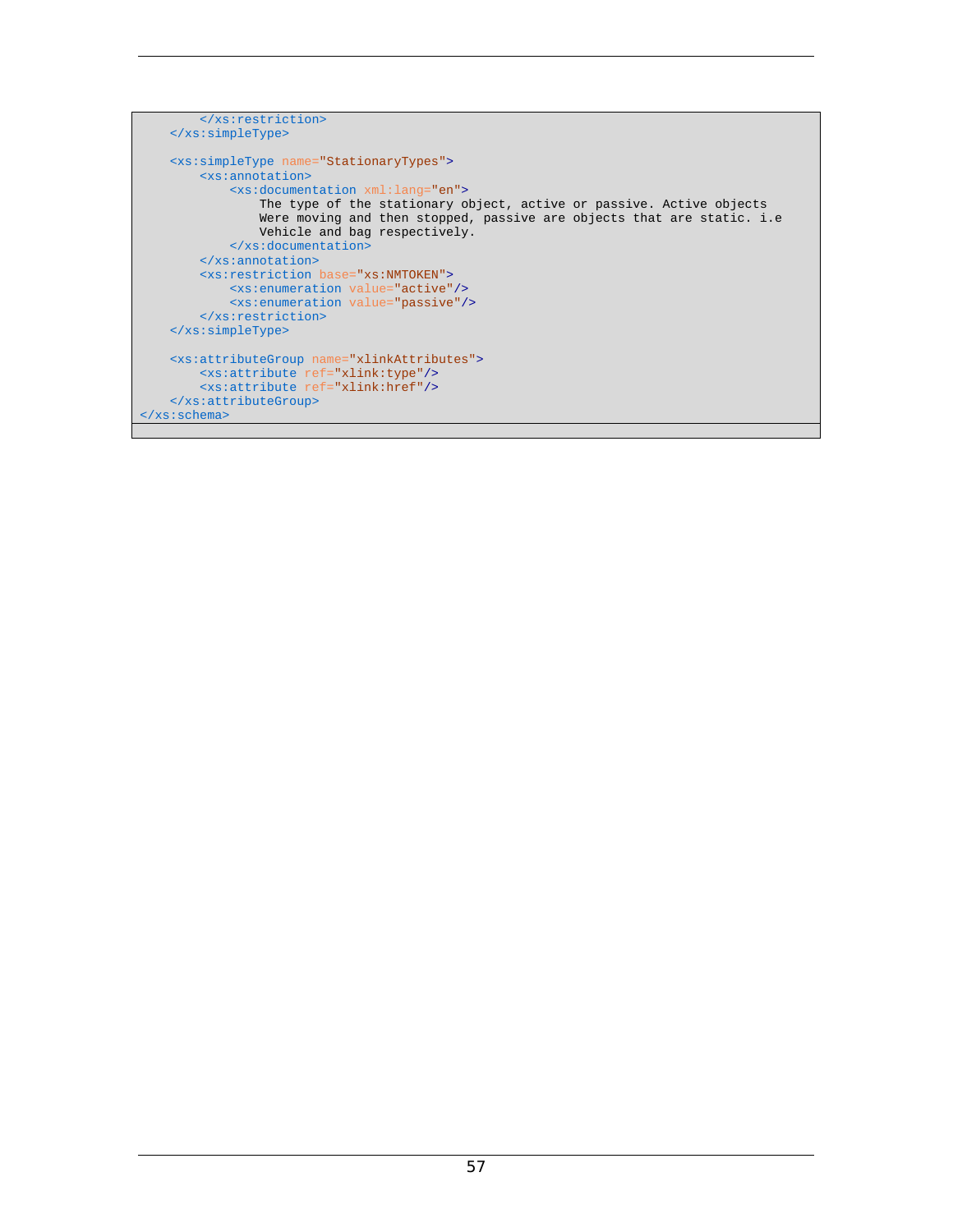```xml
        </xs:restriction>
    </xs:simpleType>

    <xs:simpleType name="StationaryTypes">
        <xs:annotation>
            <xs:documentation xml:lang="en">
                The type of the stationary object, active or passive. Active objects
                Were moving and then stopped, passive are objects that are static. i.e
                Vehicle and bag respectively.
            </xs:documentation>
        </xs:annotation>
        <xs:restriction base="xs:NMTOKEN">
            <xs:enumeration value="active"/>
            <xs:enumeration value="passive"/>
        </xs:restriction>
    </xs:simpleType>

    <xs:attributeGroup name="xlinkAttributes">
        <xs:attribute ref="xlink:type"/>
        <xs:attribute ref="xlink:href"/>
    </xs:attributeGroup>
</xs:schema>
```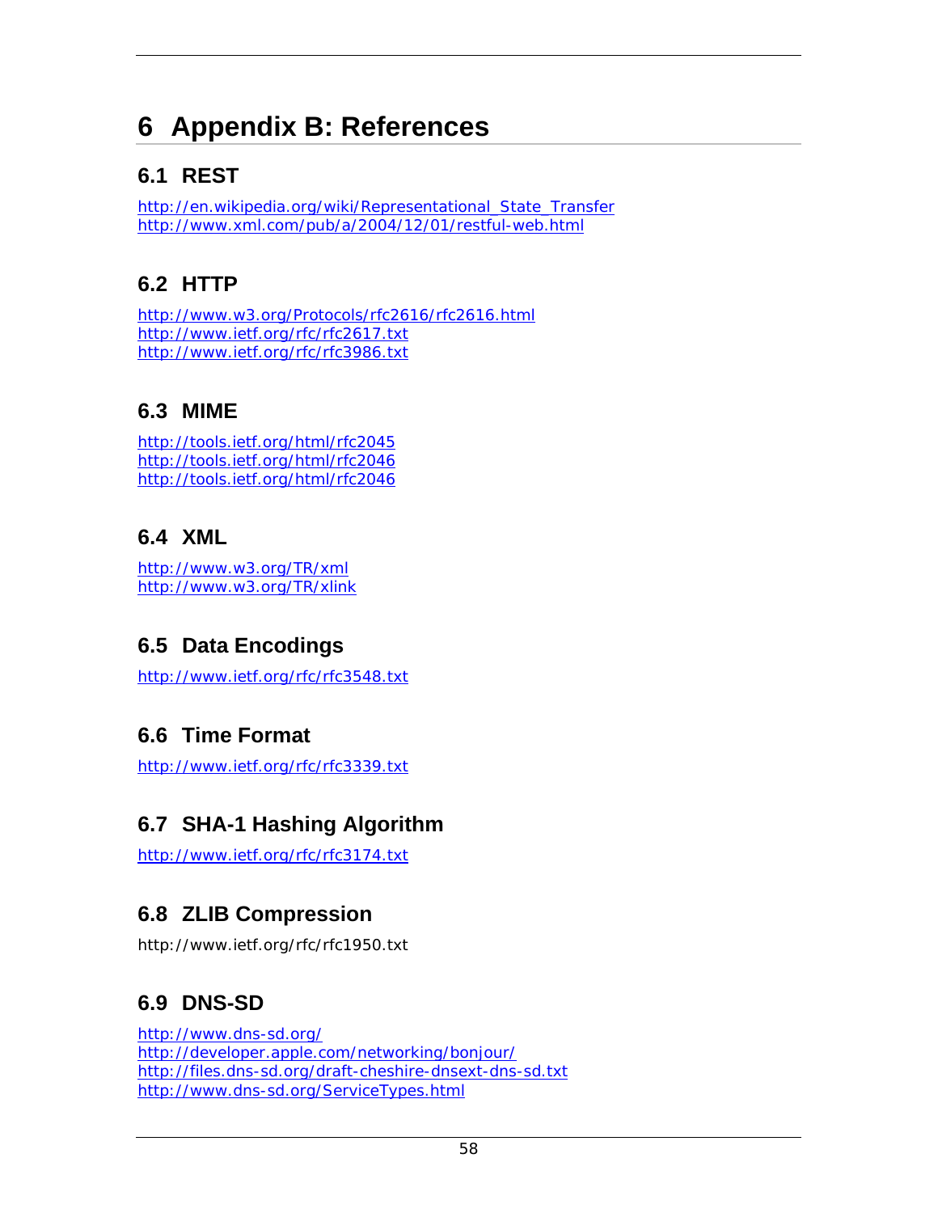# 6 Appendix B: References

## 6.1 REST

http://en.wikipedia.org/wiki/Representational_State_Transfer
http://www.xml.com/pub/a/2004/12/01/restful-web.html

## 6.2 HTTP

http://www.w3.org/Protocols/rfc2616/rfc2616.html
http://www.ietf.org/rfc/rfc2617.txt
http://www.ietf.org/rfc/rfc3986.txt

## 6.3 MIME

http://tools.ietf.org/html/rfc2045
http://tools.ietf.org/html/rfc2046
http://tools.ietf.org/html/rfc2046

## 6.4 XML

http://www.w3.org/TR/xml
http://www.w3.org/TR/xlink

## 6.5 Data Encodings

http://www.ietf.org/rfc/rfc3548.txt

## 6.6 Time Format

http://www.ietf.org/rfc/rfc3339.txt

## 6.7 SHA-1 Hashing Algorithm

http://www.ietf.org/rfc/rfc3174.txt

## 6.8 ZLIB Compression

http://www.ietf.org/rfc/rfc1950.txt

## 6.9 DNS-SD

http://www.dns-sd.org/
http://developer.apple.com/networking/bonjour/
http://files.dns-sd.org/draft-cheshire-dnsext-dns-sd.txt
http://www.dns-sd.org/ServiceTypes.html